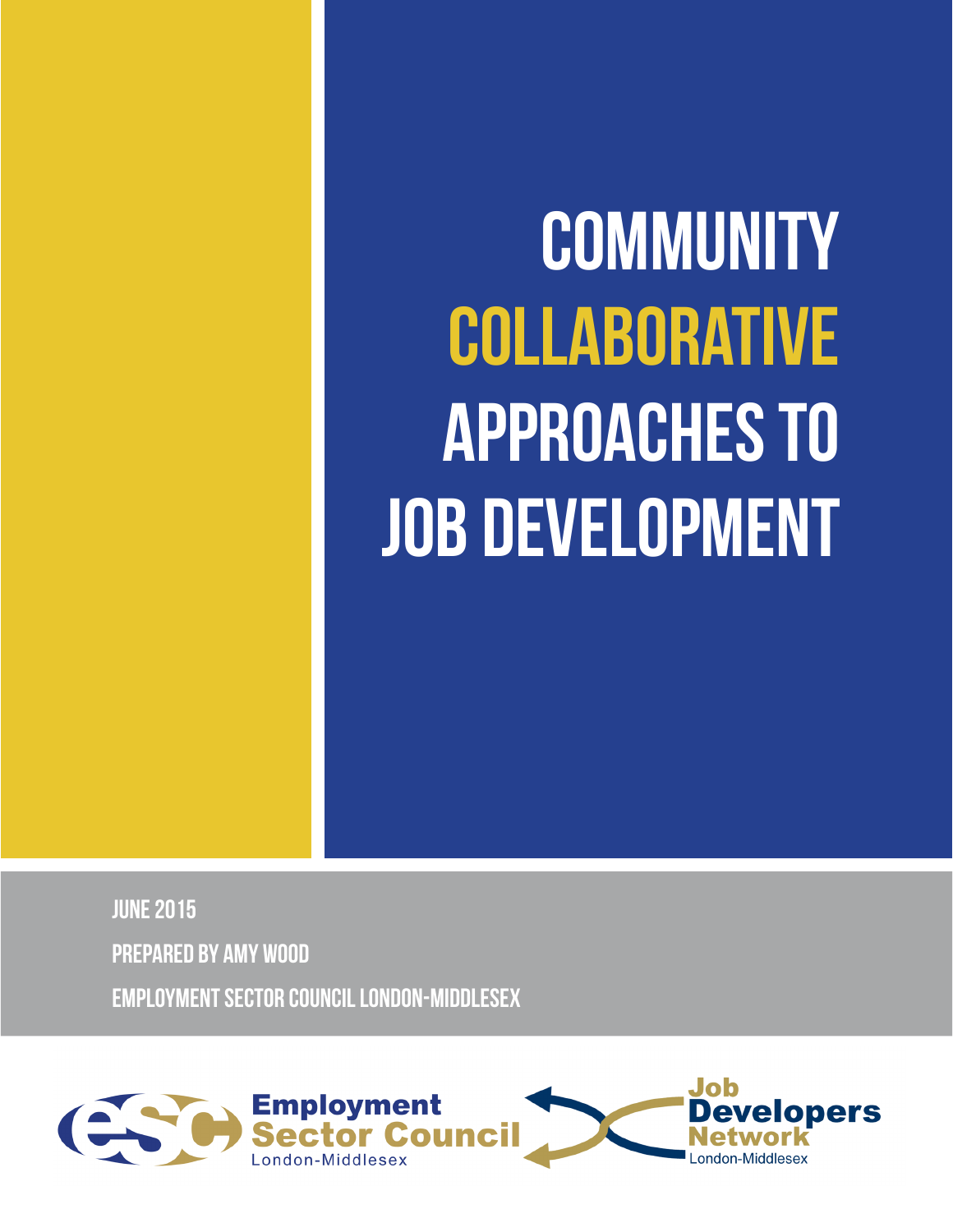# COMMUNITY COLLABORATIVE APPROACHES TO JOB DEVELOPMENT

JUNE 2015

PREPARED BY AMY WOOD

EMPLOYMENT SECTOR COUNCIL LONDON-MIDDLESEX

Employment Sector Council London-Middlesex

Job Developers Network London-Middlesex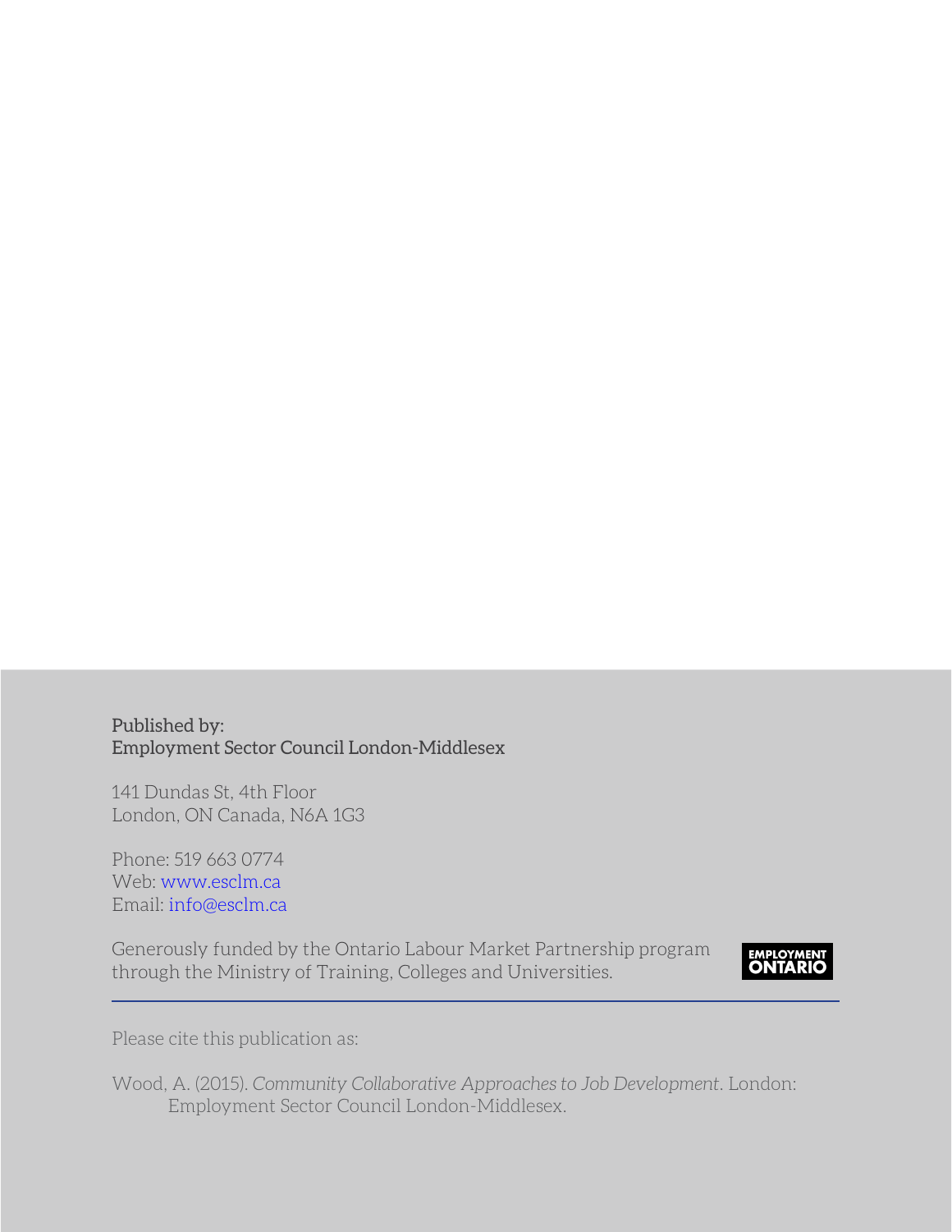**Published by:**
**Employment Sector Council London-Middlesex**

141 Dundas St, 4th Floor
London, ON Canada, N6A 1G3

Phone: 519 663 0774
Web: www.esclm.ca
Email: info@esclm.ca

Generously funded by the Ontario Labour Market Partnership program through the Ministry of Training, Colleges and Universities.

EMPLOYMENT ONTARIO

---

Please cite this publication as:

Wood, A. (2015). *Community Collaborative Approaches to Job Development*. London: Employment Sector Council London-Middlesex.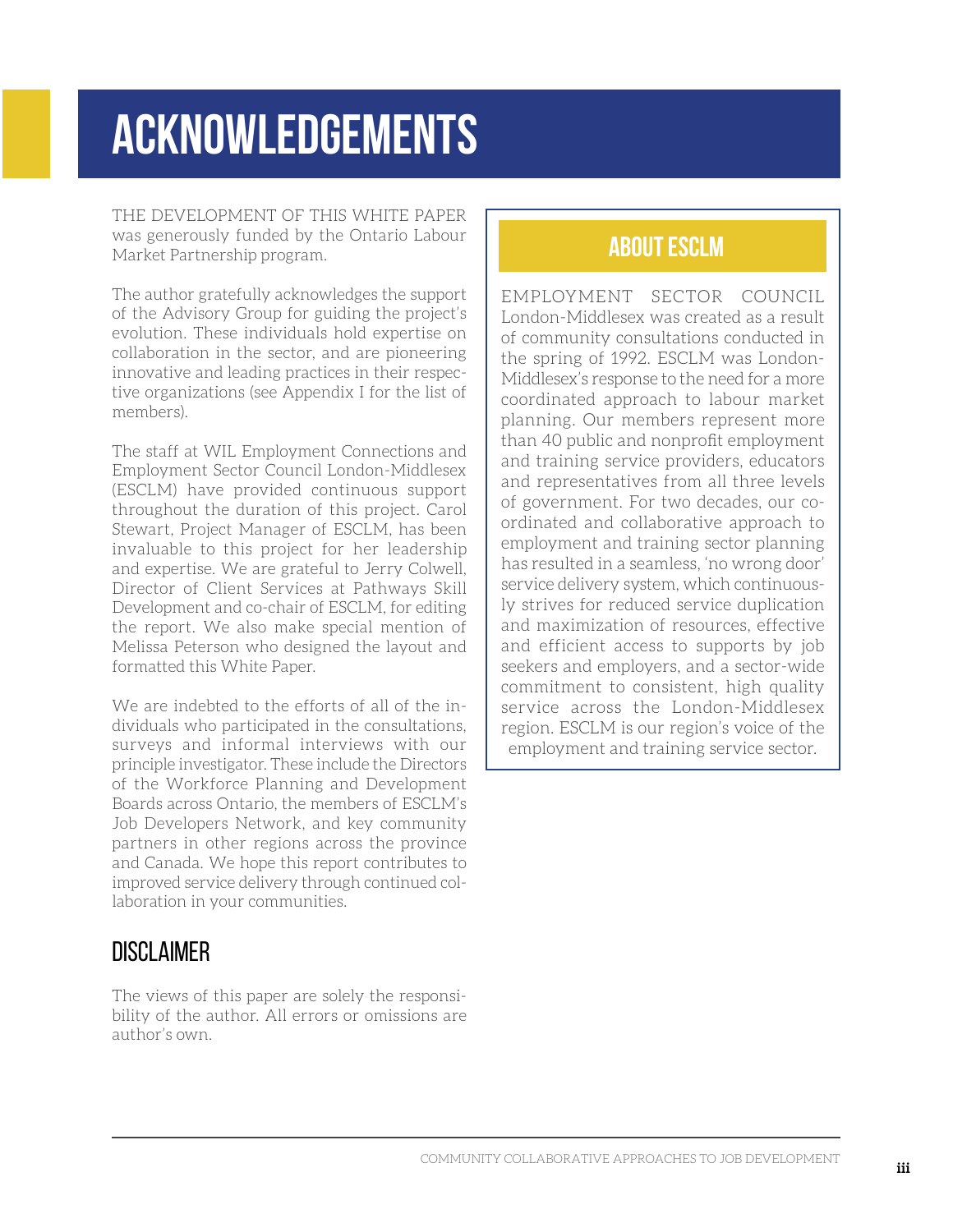# ACKNOWLEDGEMENTS

THE DEVELOPMENT OF THIS WHITE PAPER was generously funded by the Ontario Labour Market Partnership program.

The author gratefully acknowledges the support of the Advisory Group for guiding the project's evolution. These individuals hold expertise on collaboration in the sector, and are pioneering innovative and leading practices in their respective organizations (see Appendix I for the list of members).

The staff at WIL Employment Connections and Employment Sector Council London-Middlesex (ESCLM) have provided continuous support throughout the duration of this project. Carol Stewart, Project Manager of ESCLM, has been invaluable to this project for her leadership and expertise. We are grateful to Jerry Colwell, Director of Client Services at Pathways Skill Development and co-chair of ESCLM, for editing the report. We also make special mention of Melissa Peterson who designed the layout and formatted this White Paper.

We are indebted to the efforts of all of the individuals who participated in the consultations, surveys and informal interviews with our principle investigator. These include the Directors of the Workforce Planning and Development Boards across Ontario, the members of ESCLM's Job Developers Network, and key community partners in other regions across the province and Canada. We hope this report contributes to improved service delivery through continued collaboration in your communities.

## DISCLAIMER

The views of this paper are solely the responsibility of the author. All errors or omissions are author's own.

## ABOUT ESCLM

EMPLOYMENT SECTOR COUNCIL London-Middlesex was created as a result of community consultations conducted in the spring of 1992. ESCLM was London-Middlesex's response to the need for a more coordinated approach to labour market planning. Our members represent more than 40 public and nonprofit employment and training service providers, educators and representatives from all three levels of government. For two decades, our co-ordinated and collaborative approach to employment and training sector planning has resulted in a seamless, 'no wrong door' service delivery system, which continuously strives for reduced service duplication and maximization of resources, effective and efficient access to supports by job seekers and employers, and a sector-wide commitment to consistent, high quality service across the London-Middlesex region. ESCLM is our region's voice of the employment and training service sector.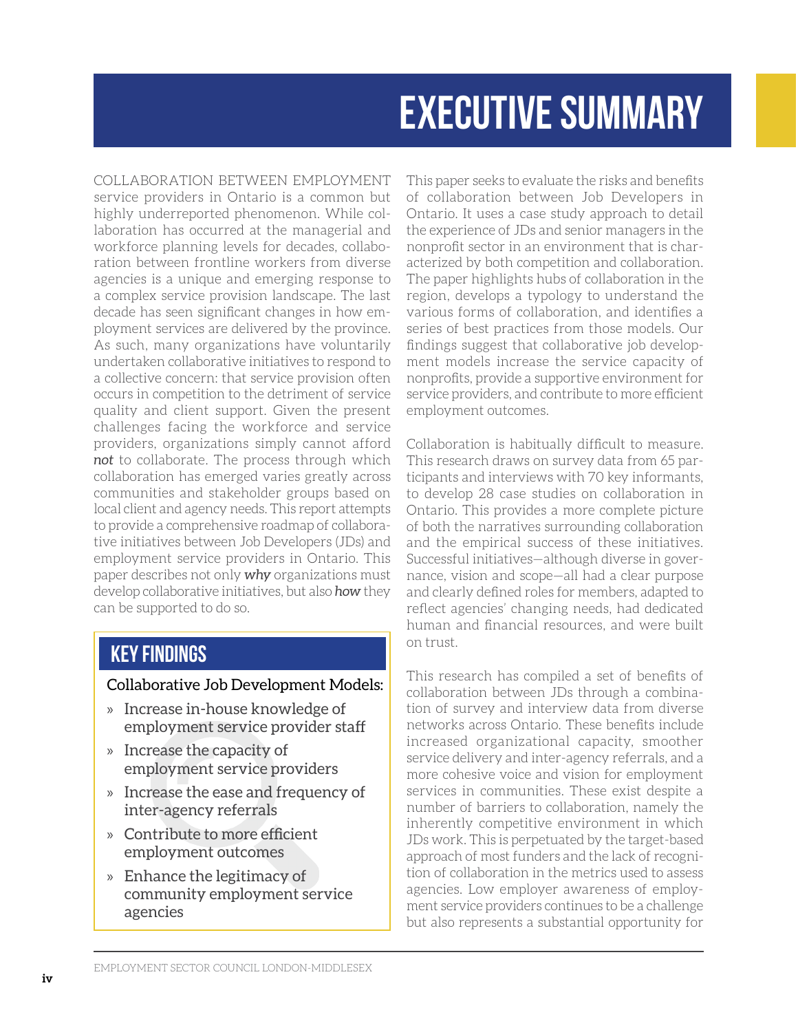# EXECUTIVE SUMMARY

COLLABORATION BETWEEN EMPLOYMENT service providers in Ontario is a common but highly underreported phenomenon. While collaboration has occurred at the managerial and workforce planning levels for decades, collaboration between frontline workers from diverse agencies is a unique and emerging response to a complex service provision landscape. The last decade has seen significant changes in how employment services are delivered by the province. As such, many organizations have voluntarily undertaken collaborative initiatives to respond to a collective concern: that service provision often occurs in competition to the detriment of service quality and client support. Given the present challenges facing the workforce and service providers, organizations simply cannot afford ***not*** to collaborate. The process through which collaboration has emerged varies greatly across communities and stakeholder groups based on local client and agency needs. This report attempts to provide a comprehensive roadmap of collaborative initiatives between Job Developers (JDs) and employment service providers in Ontario. This paper describes not only ***why*** organizations must develop collaborative initiatives, but also ***how*** they can be supported to do so.

## KEY FINDINGS

Collaborative Job Development Models:

- Increase in-house knowledge of employment service provider staff
- Increase the capacity of employment service providers
- Increase the ease and frequency of inter-agency referrals
- Contribute to more efficient employment outcomes
- Enhance the legitimacy of community employment service agencies

This paper seeks to evaluate the risks and benefits of collaboration between Job Developers in Ontario. It uses a case study approach to detail the experience of JDs and senior managers in the nonprofit sector in an environment that is characterized by both competition and collaboration. The paper highlights hubs of collaboration in the region, develops a typology to understand the various forms of collaboration, and identifies a series of best practices from those models. Our findings suggest that collaborative job development models increase the service capacity of nonprofits, provide a supportive environment for service providers, and contribute to more efficient employment outcomes.

Collaboration is habitually difficult to measure. This research draws on survey data from 65 participants and interviews with 70 key informants, to develop 28 case studies on collaboration in Ontario. This provides a more complete picture of both the narratives surrounding collaboration and the empirical success of these initiatives. Successful initiatives—although diverse in governance, vision and scope—all had a clear purpose and clearly defined roles for members, adapted to reflect agencies' changing needs, had dedicated human and financial resources, and were built on trust.

This research has compiled a set of benefits of collaboration between JDs through a combination of survey and interview data from diverse networks across Ontario. These benefits include increased organizational capacity, smoother service delivery and inter-agency referrals, and a more cohesive voice and vision for employment services in communities. These exist despite a number of barriers to collaboration, namely the inherently competitive environment in which JDs work. This is perpetuated by the target-based approach of most funders and the lack of recognition of collaboration in the metrics used to assess agencies. Low employer awareness of employment service providers continues to be a challenge but also represents a substantial opportunity for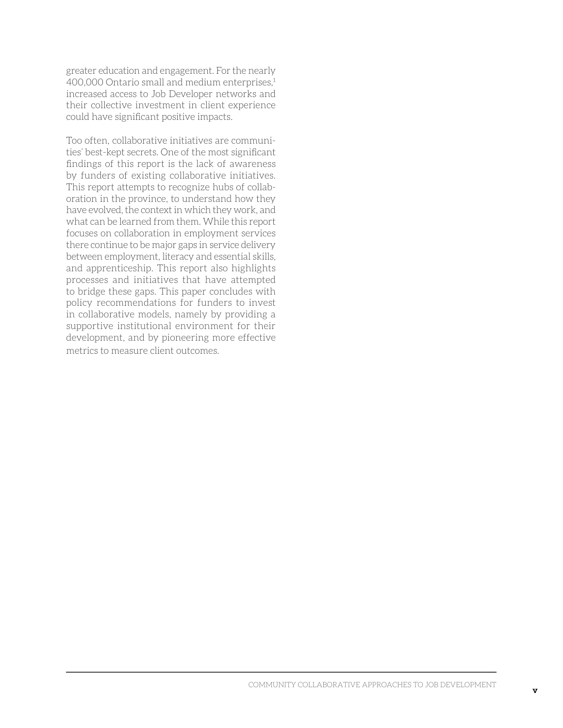greater education and engagement. For the nearly 400,000 Ontario small and medium enterprises,[1] increased access to Job Developer networks and their collective investment in client experience could have significant positive impacts.

Too often, collaborative initiatives are communities' best-kept secrets. One of the most significant findings of this report is the lack of awareness by funders of existing collaborative initiatives. This report attempts to recognize hubs of collaboration in the province, to understand how they have evolved, the context in which they work, and what can be learned from them. While this report focuses on collaboration in employment services there continue to be major gaps in service delivery between employment, literacy and essential skills, and apprenticeship. This report also highlights processes and initiatives that have attempted to bridge these gaps. This paper concludes with policy recommendations for funders to invest in collaborative models, namely by providing a supportive institutional environment for their development, and by pioneering more effective metrics to measure client outcomes.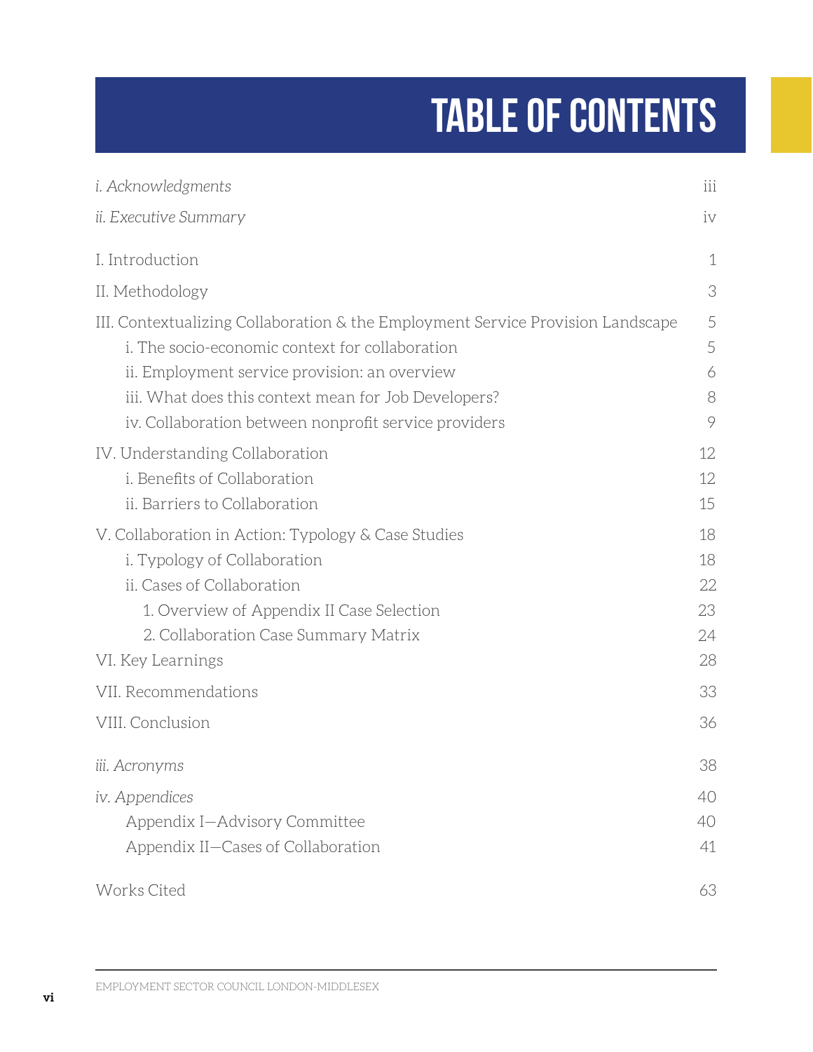# TABLE OF CONTENTS

| | |
|---|---|
| *i. Acknowledgments* | iii |
| *ii. Executive Summary* | iv |
| I. Introduction | 1 |
| II. Methodology | 3 |
| III. Contextualizing Collaboration & the Employment Service Provision Landscape | 5 |
| i. The socio-economic context for collaboration | 5 |
| ii. Employment service provision: an overview | 6 |
| iii. What does this context mean for Job Developers? | 8 |
| iv. Collaboration between nonprofit service providers | 9 |
| IV. Understanding Collaboration | 12 |
| i. Benefits of Collaboration | 12 |
| ii. Barriers to Collaboration | 15 |
| V. Collaboration in Action: Typology & Case Studies | 18 |
| i. Typology of Collaboration | 18 |
| ii. Cases of Collaboration | 22 |
| 1. Overview of Appendix II Case Selection | 23 |
| 2. Collaboration Case Summary Matrix | 24 |
| VI. Key Learnings | 28 |
| VII. Recommendations | 33 |
| VIII. Conclusion | 36 |
| *iii. Acronyms* | 38 |
| *iv. Appendices* | 40 |
| Appendix I—Advisory Committee | 40 |
| Appendix II—Cases of Collaboration | 41 |
| Works Cited | 63 |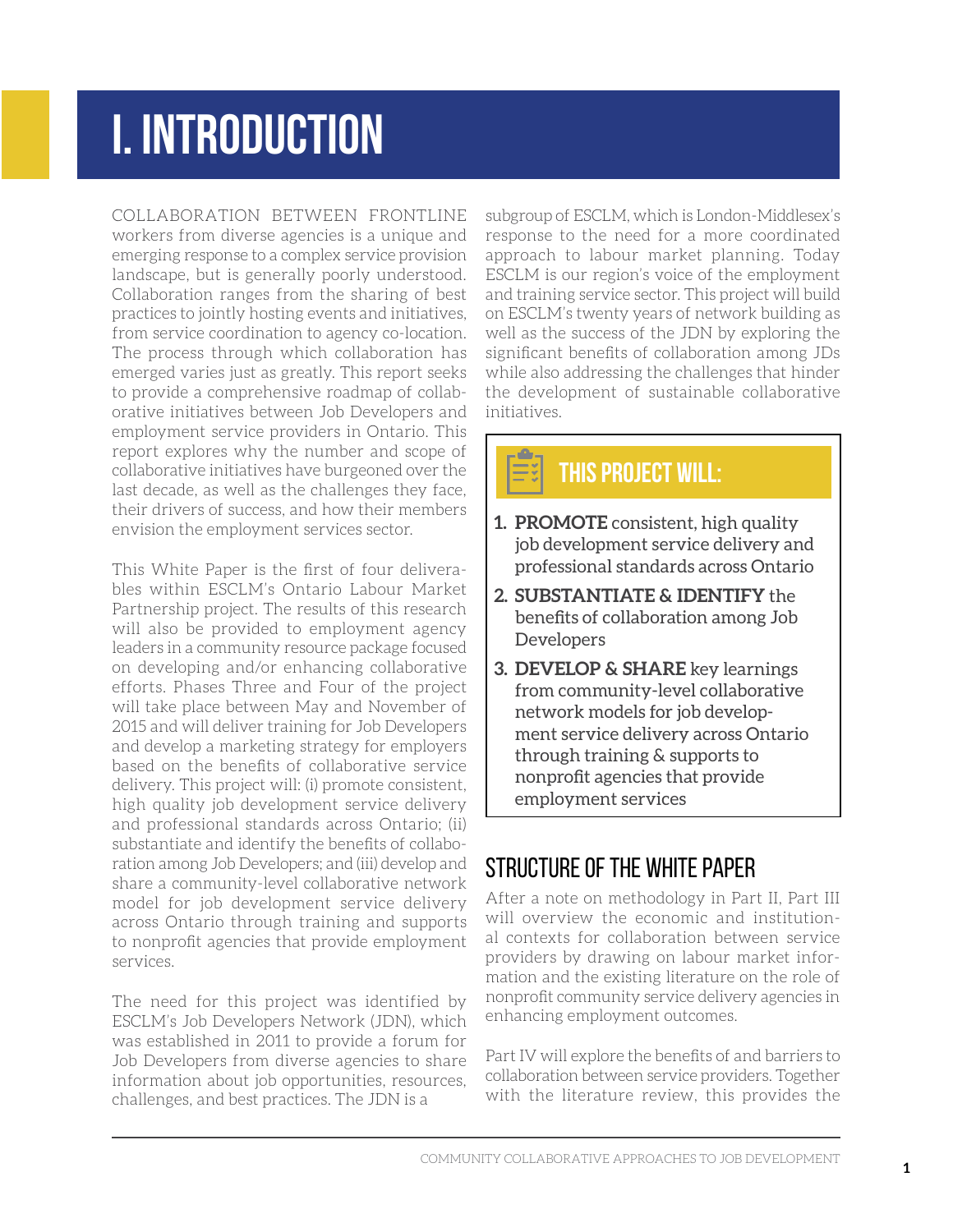# I. INTRODUCTION

COLLABORATION BETWEEN FRONTLINE workers from diverse agencies is a unique and emerging response to a complex service provision landscape, but is generally poorly understood. Collaboration ranges from the sharing of best practices to jointly hosting events and initiatives, from service coordination to agency co-location. The process through which collaboration has emerged varies just as greatly. This report seeks to provide a comprehensive roadmap of collaborative initiatives between Job Developers and employment service providers in Ontario. This report explores why the number and scope of collaborative initiatives have burgeoned over the last decade, as well as the challenges they face, their drivers of success, and how their members envision the employment services sector.

This White Paper is the first of four deliverables within ESCLM's Ontario Labour Market Partnership project. The results of this research will also be provided to employment agency leaders in a community resource package focused on developing and/or enhancing collaborative efforts. Phases Three and Four of the project will take place between May and November of 2015 and will deliver training for Job Developers and develop a marketing strategy for employers based on the benefits of collaborative service delivery. This project will: (i) promote consistent, high quality job development service delivery and professional standards across Ontario; (ii) substantiate and identify the benefits of collaboration among Job Developers; and (iii) develop and share a community-level collaborative network model for job development service delivery across Ontario through training and supports to nonprofit agencies that provide employment services.

The need for this project was identified by ESCLM's Job Developers Network (JDN), which was established in 2011 to provide a forum for Job Developers from diverse agencies to share information about job opportunities, resources, challenges, and best practices. The JDN is a subgroup of ESCLM, which is London-Middlesex's response to the need for a more coordinated approach to labour market planning. Today ESCLM is our region's voice of the employment and training service sector. This project will build on ESCLM's twenty years of network building as well as the success of the JDN by exploring the significant benefits of collaboration among JDs while also addressing the challenges that hinder the development of sustainable collaborative initiatives.

> **THIS PROJECT WILL:**
>
> 1. **PROMOTE** consistent, high quality job development service delivery and professional standards across Ontario
> 2. **SUBSTANTIATE & IDENTIFY** the benefits of collaboration among Job Developers
> 3. **DEVELOP & SHARE** key learnings from community-level collaborative network models for job development service delivery across Ontario through training & supports to nonprofit agencies that provide employment services

## STRUCTURE OF THE WHITE PAPER

After a note on methodology in Part II, Part III will overview the economic and institutional contexts for collaboration between service providers by drawing on labour market information and the existing literature on the role of nonprofit community service delivery agencies in enhancing employment outcomes.

Part IV will explore the benefits of and barriers to collaboration between service providers. Together with the literature review, this provides the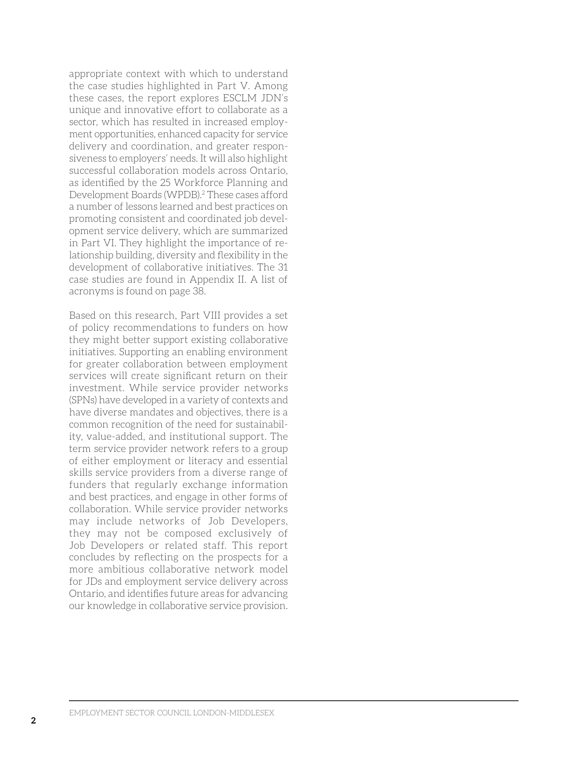appropriate context with which to understand the case studies highlighted in Part V. Among these cases, the report explores ESCLM JDN's unique and innovative effort to collaborate as a sector, which has resulted in increased employment opportunities, enhanced capacity for service delivery and coordination, and greater responsiveness to employers' needs. It will also highlight successful collaboration models across Ontario, as identified by the 25 Workforce Planning and Development Boards (WPDB).[2] These cases afford a number of lessons learned and best practices on promoting consistent and coordinated job development service delivery, which are summarized in Part VI. They highlight the importance of relationship building, diversity and flexibility in the development of collaborative initiatives. The 31 case studies are found in Appendix II. A list of acronyms is found on page 38.

Based on this research, Part VIII provides a set of policy recommendations to funders on how they might better support existing collaborative initiatives. Supporting an enabling environment for greater collaboration between employment services will create significant return on their investment. While service provider networks (SPNs) have developed in a variety of contexts and have diverse mandates and objectives, there is a common recognition of the need for sustainability, value-added, and institutional support. The term service provider network refers to a group of either employment or literacy and essential skills service providers from a diverse range of funders that regularly exchange information and best practices, and engage in other forms of collaboration. While service provider networks may include networks of Job Developers, they may not be composed exclusively of Job Developers or related staff. This report concludes by reflecting on the prospects for a more ambitious collaborative network model for JDs and employment service delivery across Ontario, and identifies future areas for advancing our knowledge in collaborative service provision.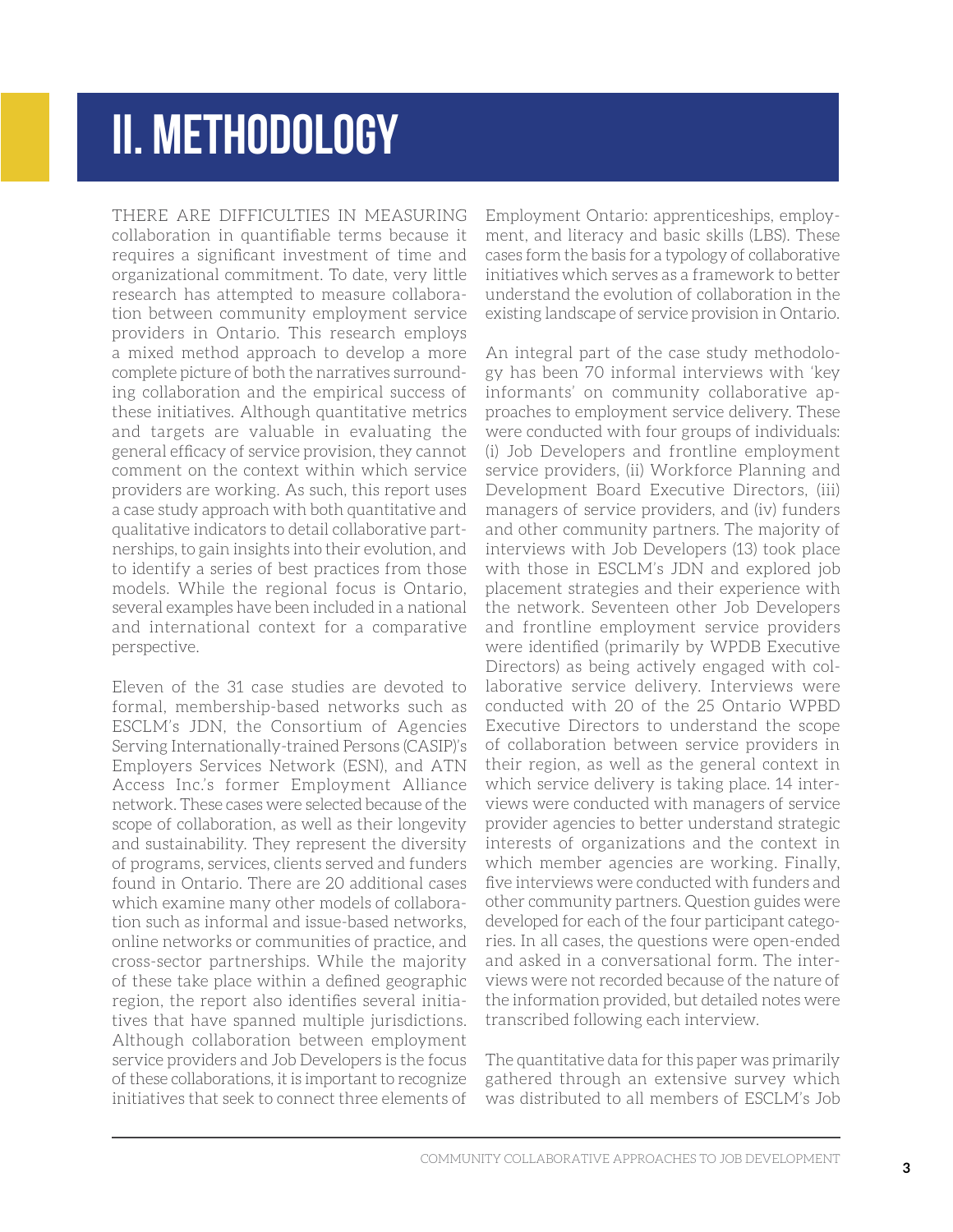# II. METHODOLOGY

THERE ARE DIFFICULTIES IN MEASURING collaboration in quantifiable terms because it requires a significant investment of time and organizational commitment. To date, very little research has attempted to measure collaboration between community employment service providers in Ontario. This research employs a mixed method approach to develop a more complete picture of both the narratives surrounding collaboration and the empirical success of these initiatives. Although quantitative metrics and targets are valuable in evaluating the general efficacy of service provision, they cannot comment on the context within which service providers are working. As such, this report uses a case study approach with both quantitative and qualitative indicators to detail collaborative partnerships, to gain insights into their evolution, and to identify a series of best practices from those models. While the regional focus is Ontario, several examples have been included in a national and international context for a comparative perspective.

Eleven of the 31 case studies are devoted to formal, membership-based networks such as ESCLM's JDN, the Consortium of Agencies Serving Internationally-trained Persons (CASIP)'s Employers Services Network (ESN), and ATN Access Inc.'s former Employment Alliance network. These cases were selected because of the scope of collaboration, as well as their longevity and sustainability. They represent the diversity of programs, services, clients served and funders found in Ontario. There are 20 additional cases which examine many other models of collaboration such as informal and issue-based networks, online networks or communities of practice, and cross-sector partnerships. While the majority of these take place within a defined geographic region, the report also identifies several initiatives that have spanned multiple jurisdictions. Although collaboration between employment service providers and Job Developers is the focus of these collaborations, it is important to recognize initiatives that seek to connect three elements of Employment Ontario: apprenticeships, employment, and literacy and basic skills (LBS). These cases form the basis for a typology of collaborative initiatives which serves as a framework to better understand the evolution of collaboration in the existing landscape of service provision in Ontario.

An integral part of the case study methodology has been 70 informal interviews with 'key informants' on community collaborative approaches to employment service delivery. These were conducted with four groups of individuals: (i) Job Developers and frontline employment service providers, (ii) Workforce Planning and Development Board Executive Directors, (iii) managers of service providers, and (iv) funders and other community partners. The majority of interviews with Job Developers (13) took place with those in ESCLM's JDN and explored job placement strategies and their experience with the network. Seventeen other Job Developers and frontline employment service providers were identified (primarily by WPDB Executive Directors) as being actively engaged with collaborative service delivery. Interviews were conducted with 20 of the 25 Ontario WPBD Executive Directors to understand the scope of collaboration between service providers in their region, as well as the general context in which service delivery is taking place. 14 interviews were conducted with managers of service provider agencies to better understand strategic interests of organizations and the context in which member agencies are working. Finally, five interviews were conducted with funders and other community partners. Question guides were developed for each of the four participant categories. In all cases, the questions were open-ended and asked in a conversational form. The interviews were not recorded because of the nature of the information provided, but detailed notes were transcribed following each interview.

The quantitative data for this paper was primarily gathered through an extensive survey which was distributed to all members of ESCLM's Job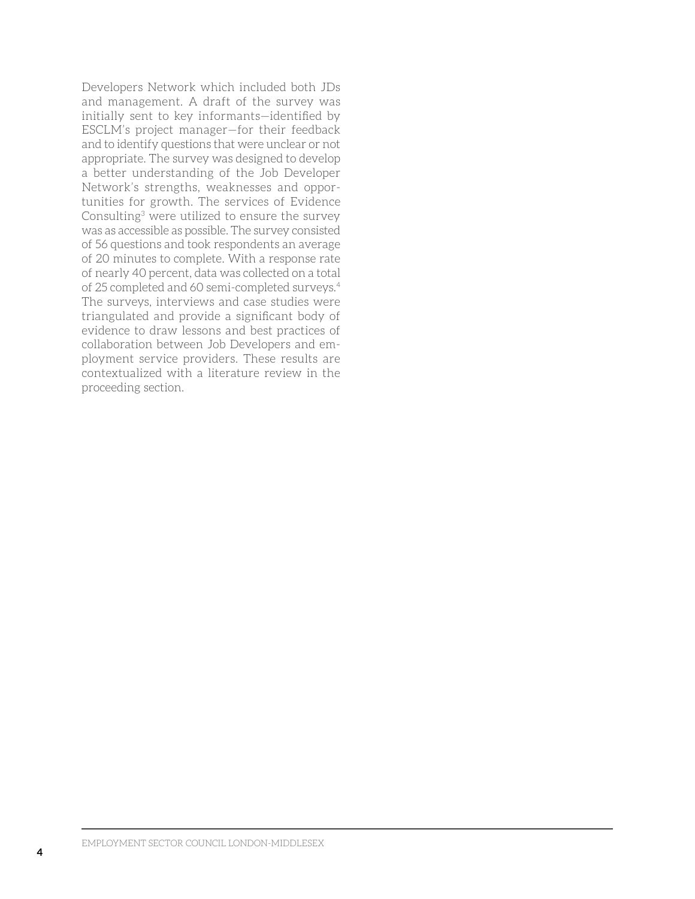Developers Network which included both JDs and management. A draft of the survey was initially sent to key informants—identified by ESCLM's project manager—for their feedback and to identify questions that were unclear or not appropriate. The survey was designed to develop a better understanding of the Job Developer Network's strengths, weaknesses and opportunities for growth. The services of Evidence Consulting[3] were utilized to ensure the survey was as accessible as possible. The survey consisted of 56 questions and took respondents an average of 20 minutes to complete. With a response rate of nearly 40 percent, data was collected on a total of 25 completed and 60 semi-completed surveys.[4] The surveys, interviews and case studies were triangulated and provide a significant body of evidence to draw lessons and best practices of collaboration between Job Developers and employment service providers. These results are contextualized with a literature review in the proceeding section.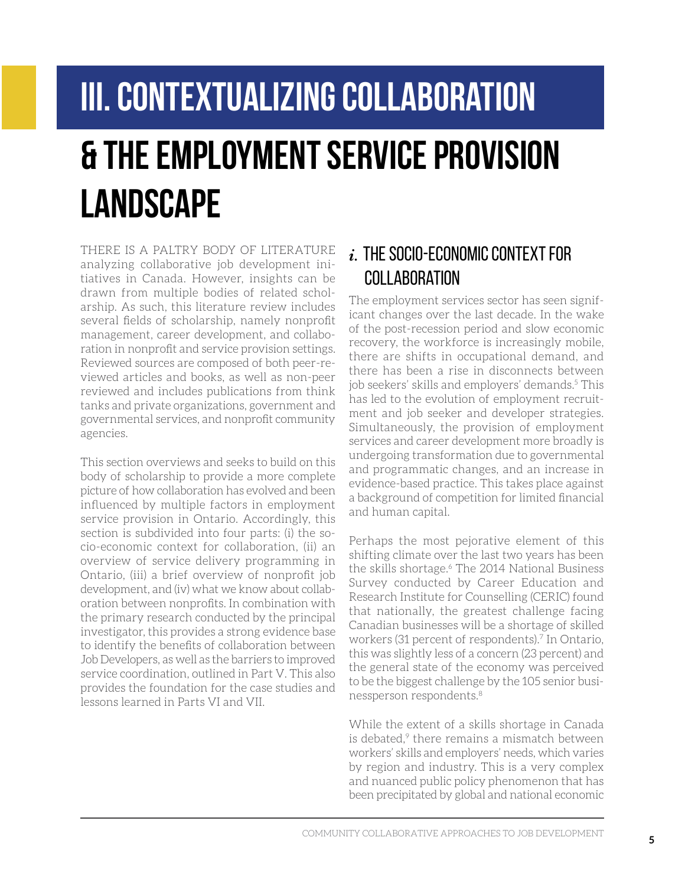# III. CONTEXTUALIZING COLLABORATION & THE EMPLOYMENT SERVICE PROVISION LANDSCAPE

THERE IS A PALTRY BODY OF LITERATURE analyzing collaborative job development initiatives in Canada. However, insights can be drawn from multiple bodies of related scholarship. As such, this literature review includes several fields of scholarship, namely nonprofit management, career development, and collaboration in nonprofit and service provision settings. Reviewed sources are composed of both peer-reviewed articles and books, as well as non-peer reviewed and includes publications from think tanks and private organizations, government and governmental services, and nonprofit community agencies.

This section overviews and seeks to build on this body of scholarship to provide a more complete picture of how collaboration has evolved and been influenced by multiple factors in employment service provision in Ontario. Accordingly, this section is subdivided into four parts: (i) the socio-economic context for collaboration, (ii) an overview of service delivery programming in Ontario, (iii) a brief overview of nonprofit job development, and (iv) what we know about collaboration between nonprofits. In combination with the primary research conducted by the principal investigator, this provides a strong evidence base to identify the benefits of collaboration between Job Developers, as well as the barriers to improved service coordination, outlined in Part V. This also provides the foundation for the case studies and lessons learned in Parts VI and VII.

## *i.* THE SOCIO-ECONOMIC CONTEXT FOR COLLABORATION

The employment services sector has seen significant changes over the last decade. In the wake of the post-recession period and slow economic recovery, the workforce is increasingly mobile, there are shifts in occupational demand, and there has been a rise in disconnects between job seekers' skills and employers' demands.[5] This has led to the evolution of employment recruitment and job seeker and developer strategies. Simultaneously, the provision of employment services and career development more broadly is undergoing transformation due to governmental and programmatic changes, and an increase in evidence-based practice. This takes place against a background of competition for limited financial and human capital.

Perhaps the most pejorative element of this shifting climate over the last two years has been the skills shortage.[6] The 2014 National Business Survey conducted by Career Education and Research Institute for Counselling (CERIC) found that nationally, the greatest challenge facing Canadian businesses will be a shortage of skilled workers (31 percent of respondents).[7] In Ontario, this was slightly less of a concern (23 percent) and the general state of the economy was perceived to be the biggest challenge by the 105 senior businessperson respondents.[8]

While the extent of a skills shortage in Canada is debated,[9] there remains a mismatch between workers' skills and employers' needs, which varies by region and industry. This is a very complex and nuanced public policy phenomenon that has been precipitated by global and national economic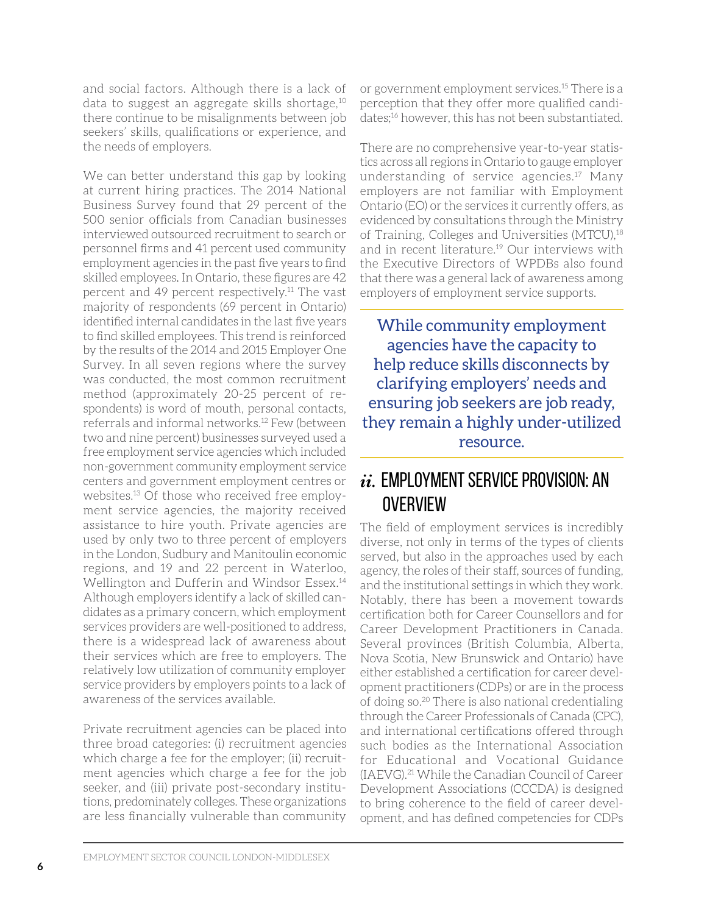and social factors. Although there is a lack of data to suggest an aggregate skills shortage,[10] there continue to be misalignments between job seekers' skills, qualifications or experience, and the needs of employers.

We can better understand this gap by looking at current hiring practices. The 2014 National Business Survey found that 29 percent of the 500 senior officials from Canadian businesses interviewed outsourced recruitment to search or personnel firms and 41 percent used community employment agencies in the past five years to find skilled employees. In Ontario, these figures are 42 percent and 49 percent respectively.[11] The vast majority of respondents (69 percent in Ontario) identified internal candidates in the last five years to find skilled employees. This trend is reinforced by the results of the 2014 and 2015 Employer One Survey. In all seven regions where the survey was conducted, the most common recruitment method (approximately 20-25 percent of respondents) is word of mouth, personal contacts, referrals and informal networks.[12] Few (between two and nine percent) businesses surveyed used a free employment service agencies which included non-government community employment service centers and government employment centres or websites.[13] Of those who received free employment service agencies, the majority received assistance to hire youth. Private agencies are used by only two to three percent of employers in the London, Sudbury and Manitoulin economic regions, and 19 and 22 percent in Waterloo, Wellington and Dufferin and Windsor Essex.[14] Although employers identify a lack of skilled candidates as a primary concern, which employment services providers are well-positioned to address, there is a widespread lack of awareness about their services which are free to employers. The relatively low utilization of community employer service providers by employers points to a lack of awareness of the services available.

Private recruitment agencies can be placed into three broad categories: (i) recruitment agencies which charge a fee for the employer; (ii) recruitment agencies which charge a fee for the job seeker, and (iii) private post-secondary institutions, predominately colleges. These organizations are less financially vulnerable than community or government employment services.[15] There is a perception that they offer more qualified candidates;[16] however, this has not been substantiated.

There are no comprehensive year-to-year statistics across all regions in Ontario to gauge employer understanding of service agencies.[17] Many employers are not familiar with Employment Ontario (EO) or the services it currently offers, as evidenced by consultations through the Ministry of Training, Colleges and Universities (MTCU),[18] and in recent literature.[19] Our interviews with the Executive Directors of WPDBs also found that there was a general lack of awareness among employers of employment service supports.

> While community employment agencies have the capacity to help reduce skills disconnects by clarifying employers' needs and ensuring job seekers are job ready, they remain a highly under-utilized resource.

## *ii.* Employment Service Provision: An Overview

The field of employment services is incredibly diverse, not only in terms of the types of clients served, but also in the approaches used by each agency, the roles of their staff, sources of funding, and the institutional settings in which they work. Notably, there has been a movement towards certification both for Career Counsellors and for Career Development Practitioners in Canada. Several provinces (British Columbia, Alberta, Nova Scotia, New Brunswick and Ontario) have either established a certification for career development practitioners (CDPs) or are in the process of doing so.[20] There is also national credentialing through the Career Professionals of Canada (CPC), and international certifications offered through such bodies as the International Association for Educational and Vocational Guidance (IAEVG).[21] While the Canadian Council of Career Development Associations (CCCDA) is designed to bring coherence to the field of career development, and has defined competencies for CDPs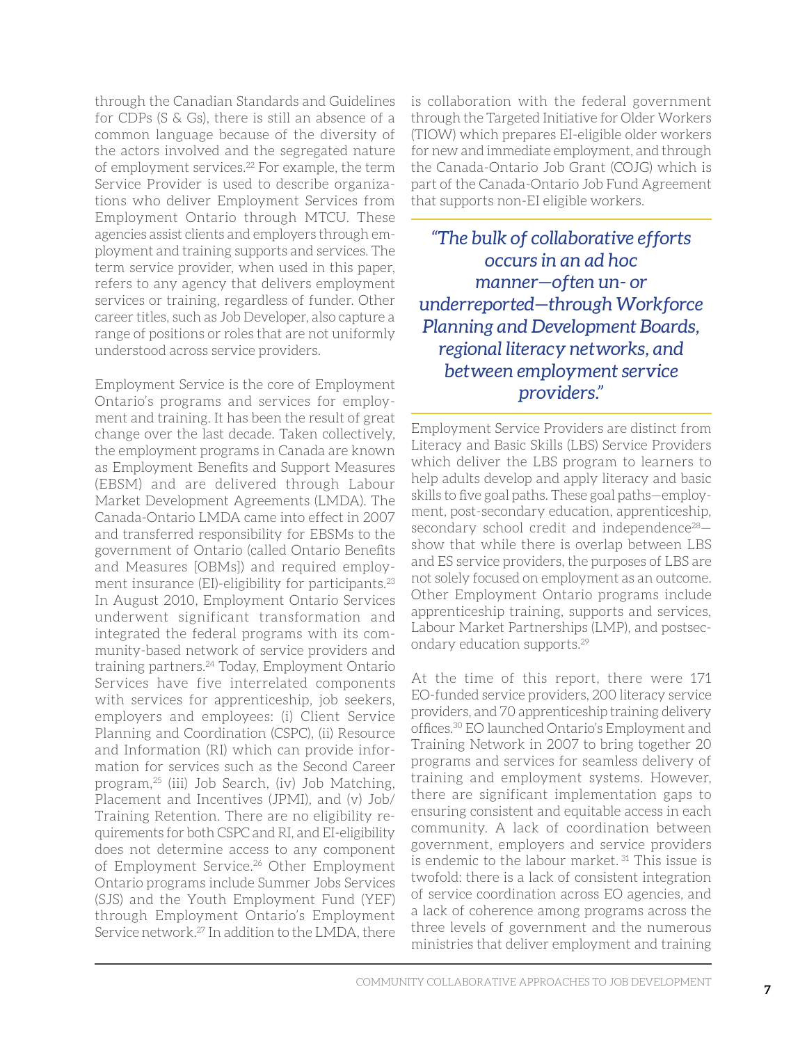through the Canadian Standards and Guidelines for CDPs (S & Gs), there is still an absence of a common language because of the diversity of the actors involved and the segregated nature of employment services.[22] For example, the term Service Provider is used to describe organizations who deliver Employment Services from Employment Ontario through MTCU. These agencies assist clients and employers through employment and training supports and services. The term service provider, when used in this paper, refers to any agency that delivers employment services or training, regardless of funder. Other career titles, such as Job Developer, also capture a range of positions or roles that are not uniformly understood across service providers.

Employment Service is the core of Employment Ontario's programs and services for employment and training. It has been the result of great change over the last decade. Taken collectively, the employment programs in Canada are known as Employment Benefits and Support Measures (EBSM) and are delivered through Labour Market Development Agreements (LMDA). The Canada-Ontario LMDA came into effect in 2007 and transferred responsibility for EBSMs to the government of Ontario (called Ontario Benefits and Measures [OBMs]) and required employment insurance (EI)-eligibility for participants.[23] In August 2010, Employment Ontario Services underwent significant transformation and integrated the federal programs with its community-based network of service providers and training partners.[24] Today, Employment Ontario Services have five interrelated components with services for apprenticeship, job seekers, employers and employees: (i) Client Service Planning and Coordination (CSPC), (ii) Resource and Information (RI) which can provide information for services such as the Second Career program,[25] (iii) Job Search, (iv) Job Matching, Placement and Incentives (JPMI), and (v) Job/Training Retention. There are no eligibility requirements for both CSPC and RI, and EI-eligibility does not determine access to any component of Employment Service.[26] Other Employment Ontario programs include Summer Jobs Services (SJS) and the Youth Employment Fund (YEF) through Employment Ontario's Employment Service network.[27] In addition to the LMDA, there is collaboration with the federal government through the Targeted Initiative for Older Workers (TIOW) which prepares EI-eligible older workers for new and immediate employment, and through the Canada-Ontario Job Grant (COJG) which is part of the Canada-Ontario Job Fund Agreement that supports non-EI eligible workers.

> *"The bulk of collaborative efforts occurs in an ad hoc manner—often un- or underreported—through Workforce Planning and Development Boards, regional literacy networks, and between employment service providers."*

Employment Service Providers are distinct from Literacy and Basic Skills (LBS) Service Providers which deliver the LBS program to learners to help adults develop and apply literacy and basic skills to five goal paths. These goal paths—employment, post-secondary education, apprenticeship, secondary school credit and independence[28]—show that while there is overlap between LBS and ES service providers, the purposes of LBS are not solely focused on employment as an outcome. Other Employment Ontario programs include apprenticeship training, supports and services, Labour Market Partnerships (LMP), and postsecondary education supports.[29]

At the time of this report, there were 171 EO-funded service providers, 200 literacy service providers, and 70 apprenticeship training delivery offices.[30] EO launched Ontario's Employment and Training Network in 2007 to bring together 20 programs and services for seamless delivery of training and employment systems. However, there are significant implementation gaps to ensuring consistent and equitable access in each community. A lack of coordination between government, employers and service providers is endemic to the labour market.[31] This issue is twofold: there is a lack of consistent integration of service coordination across EO agencies, and a lack of coherence among programs across the three levels of government and the numerous ministries that deliver employment and training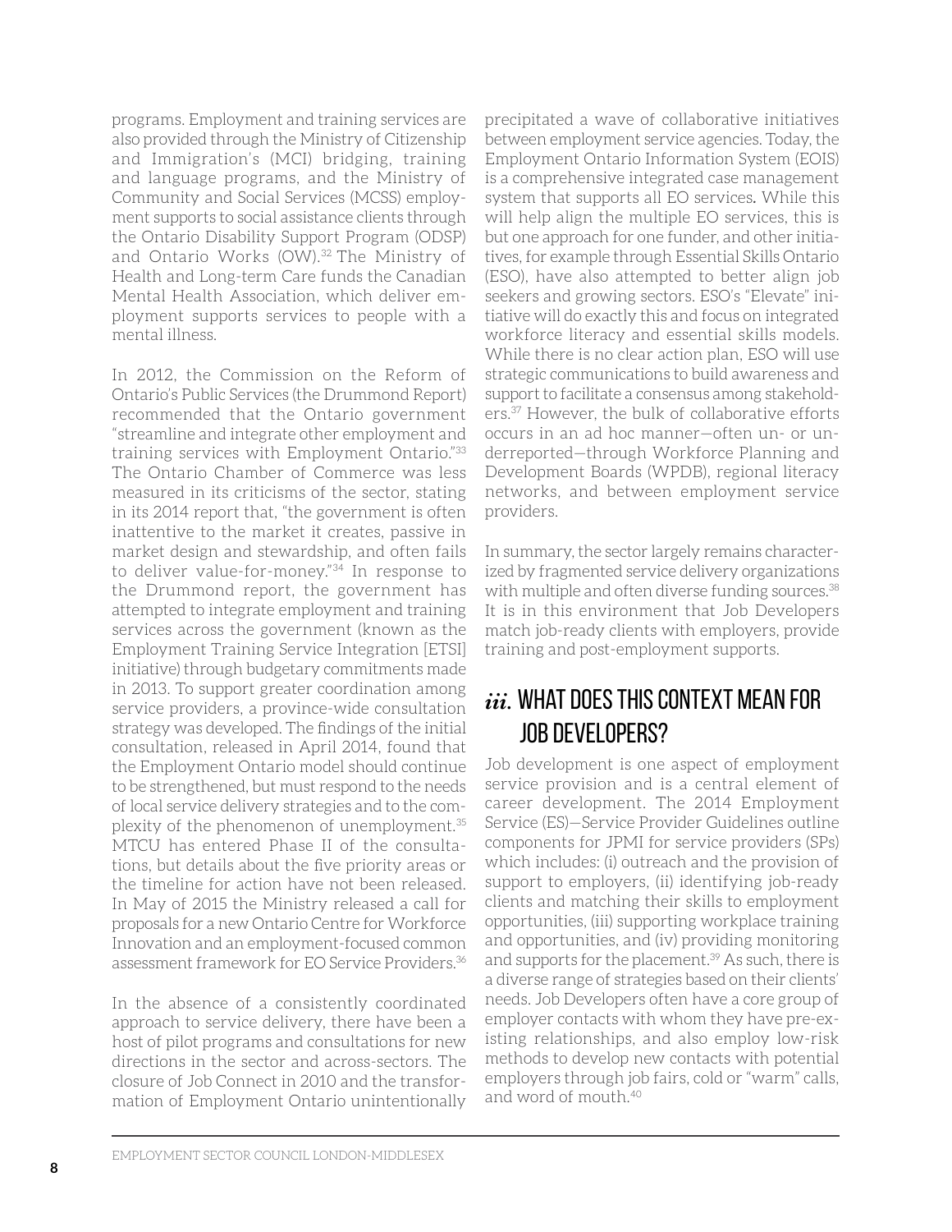programs. Employment and training services are also provided through the Ministry of Citizenship and Immigration's (MCI) bridging, training and language programs, and the Ministry of Community and Social Services (MCSS) employment supports to social assistance clients through the Ontario Disability Support Program (ODSP) and Ontario Works (OW).[32] The Ministry of Health and Long-term Care funds the Canadian Mental Health Association, which deliver employment supports services to people with a mental illness.

In 2012, the Commission on the Reform of Ontario's Public Services (the Drummond Report) recommended that the Ontario government "streamline and integrate other employment and training services with Employment Ontario."[33] The Ontario Chamber of Commerce was less measured in its criticisms of the sector, stating in its 2014 report that, "the government is often inattentive to the market it creates, passive in market design and stewardship, and often fails to deliver value-for-money."[34] In response to the Drummond report, the government has attempted to integrate employment and training services across the government (known as the Employment Training Service Integration [ETSI] initiative) through budgetary commitments made in 2013. To support greater coordination among service providers, a province-wide consultation strategy was developed. The findings of the initial consultation, released in April 2014, found that the Employment Ontario model should continue to be strengthened, but must respond to the needs of local service delivery strategies and to the complexity of the phenomenon of unemployment.[35] MTCU has entered Phase II of the consultations, but details about the five priority areas or the timeline for action have not been released. In May of 2015 the Ministry released a call for proposals for a new Ontario Centre for Workforce Innovation and an employment-focused common assessment framework for EO Service Providers.[36]

In the absence of a consistently coordinated approach to service delivery, there have been a host of pilot programs and consultations for new directions in the sector and across-sectors. The closure of Job Connect in 2010 and the transformation of Employment Ontario unintentionally precipitated a wave of collaborative initiatives between employment service agencies. Today, the Employment Ontario Information System (EOIS) is a comprehensive integrated case management system that supports all EO services. While this will help align the multiple EO services, this is but one approach for one funder, and other initiatives, for example through Essential Skills Ontario (ESO), have also attempted to better align job seekers and growing sectors. ESO's "Elevate" initiative will do exactly this and focus on integrated workforce literacy and essential skills models. While there is no clear action plan, ESO will use strategic communications to build awareness and support to facilitate a consensus among stakeholders.[37] However, the bulk of collaborative efforts occurs in an ad hoc manner—often un- or underreported—through Workforce Planning and Development Boards (WPDB), regional literacy networks, and between employment service providers.

In summary, the sector largely remains characterized by fragmented service delivery organizations with multiple and often diverse funding sources.[38] It is in this environment that Job Developers match job-ready clients with employers, provide training and post-employment supports.

## *iii.* WHAT DOES THIS CONTEXT MEAN FOR JOB DEVELOPERS?

Job development is one aspect of employment service provision and is a central element of career development. The 2014 Employment Service (ES)—Service Provider Guidelines outline components for JPMI for service providers (SPs) which includes: (i) outreach and the provision of support to employers, (ii) identifying job-ready clients and matching their skills to employment opportunities, (iii) supporting workplace training and opportunities, and (iv) providing monitoring and supports for the placement.[39] As such, there is a diverse range of strategies based on their clients' needs. Job Developers often have a core group of employer contacts with whom they have pre-existing relationships, and also employ low-risk methods to develop new contacts with potential employers through job fairs, cold or "warm" calls, and word of mouth.[40]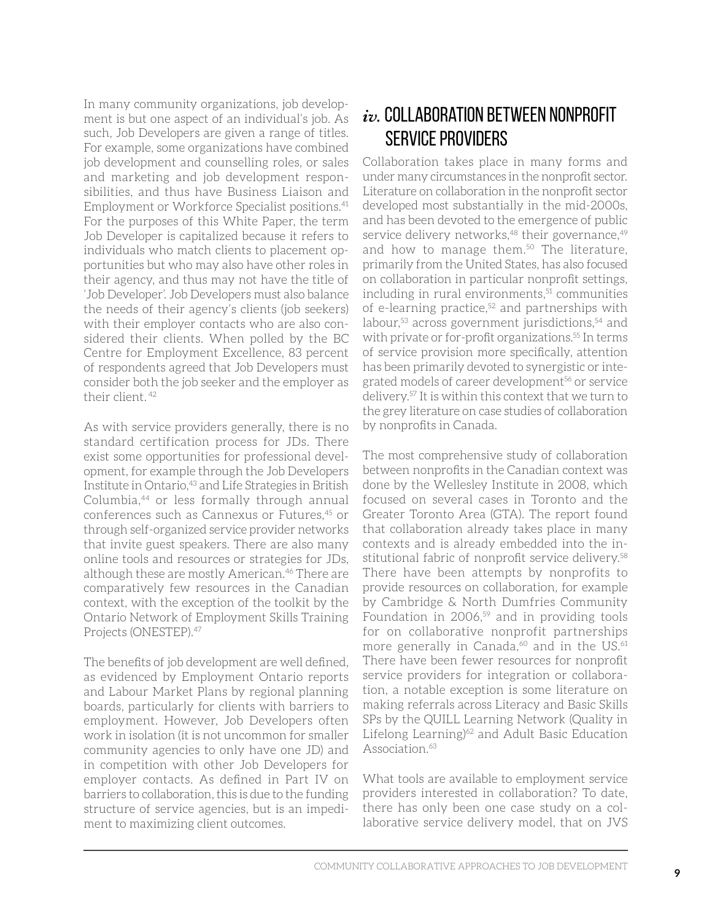In many community organizations, job development is but one aspect of an individual's job. As such, Job Developers are given a range of titles. For example, some organizations have combined job development and counselling roles, or sales and marketing and job development responsibilities, and thus have Business Liaison and Employment or Workforce Specialist positions.[41] For the purposes of this White Paper, the term Job Developer is capitalized because it refers to individuals who match clients to placement opportunities but who may also have other roles in their agency, and thus may not have the title of 'Job Developer'. Job Developers must also balance the needs of their agency's clients (job seekers) with their employer contacts who are also considered their clients. When polled by the BC Centre for Employment Excellence, 83 percent of respondents agreed that Job Developers must consider both the job seeker and the employer as their client.[42]

As with service providers generally, there is no standard certification process for JDs. There exist some opportunities for professional development, for example through the Job Developers Institute in Ontario,[43] and Life Strategies in British Columbia,[44] or less formally through annual conferences such as Cannexus or Futures,[45] or through self-organized service provider networks that invite guest speakers. There are also many online tools and resources or strategies for JDs, although these are mostly American.[46] There are comparatively few resources in the Canadian context, with the exception of the toolkit by the Ontario Network of Employment Skills Training Projects (ONESTEP).[47]

The benefits of job development are well defined, as evidenced by Employment Ontario reports and Labour Market Plans by regional planning boards, particularly for clients with barriers to employment. However, Job Developers often work in isolation (it is not uncommon for smaller community agencies to only have one JD) and in competition with other Job Developers for employer contacts. As defined in Part IV on barriers to collaboration, this is due to the funding structure of service agencies, but is an impediment to maximizing client outcomes.

## *iv.* COLLABORATION BETWEEN NONPROFIT SERVICE PROVIDERS

Collaboration takes place in many forms and under many circumstances in the nonprofit sector. Literature on collaboration in the nonprofit sector developed most substantially in the mid-2000s, and has been devoted to the emergence of public service delivery networks,[48] their governance,[49] and how to manage them.[50] The literature, primarily from the United States, has also focused on collaboration in particular nonprofit settings, including in rural environments,[51] communities of e-learning practice,[52] and partnerships with labour,[53] across government jurisdictions,[54] and with private or for-profit organizations.[55] In terms of service provision more specifically, attention has been primarily devoted to synergistic or integrated models of career development[56] or service delivery.[57] It is within this context that we turn to the grey literature on case studies of collaboration by nonprofits in Canada.

The most comprehensive study of collaboration between nonprofits in the Canadian context was done by the Wellesley Institute in 2008, which focused on several cases in Toronto and the Greater Toronto Area (GTA). The report found that collaboration already takes place in many contexts and is already embedded into the institutional fabric of nonprofit service delivery.[58] There have been attempts by nonprofits to provide resources on collaboration, for example by Cambridge & North Dumfries Community Foundation in 2006,[59] and in providing tools for on collaborative nonprofit partnerships more generally in Canada,[60] and in the US.[61] There have been fewer resources for nonprofit service providers for integration or collaboration, a notable exception is some literature on making referrals across Literacy and Basic Skills SPs by the QUILL Learning Network (Quality in Lifelong Learning)[62] and Adult Basic Education Association.[63]

What tools are available to employment service providers interested in collaboration? To date, there has only been one case study on a collaborative service delivery model, that on JVS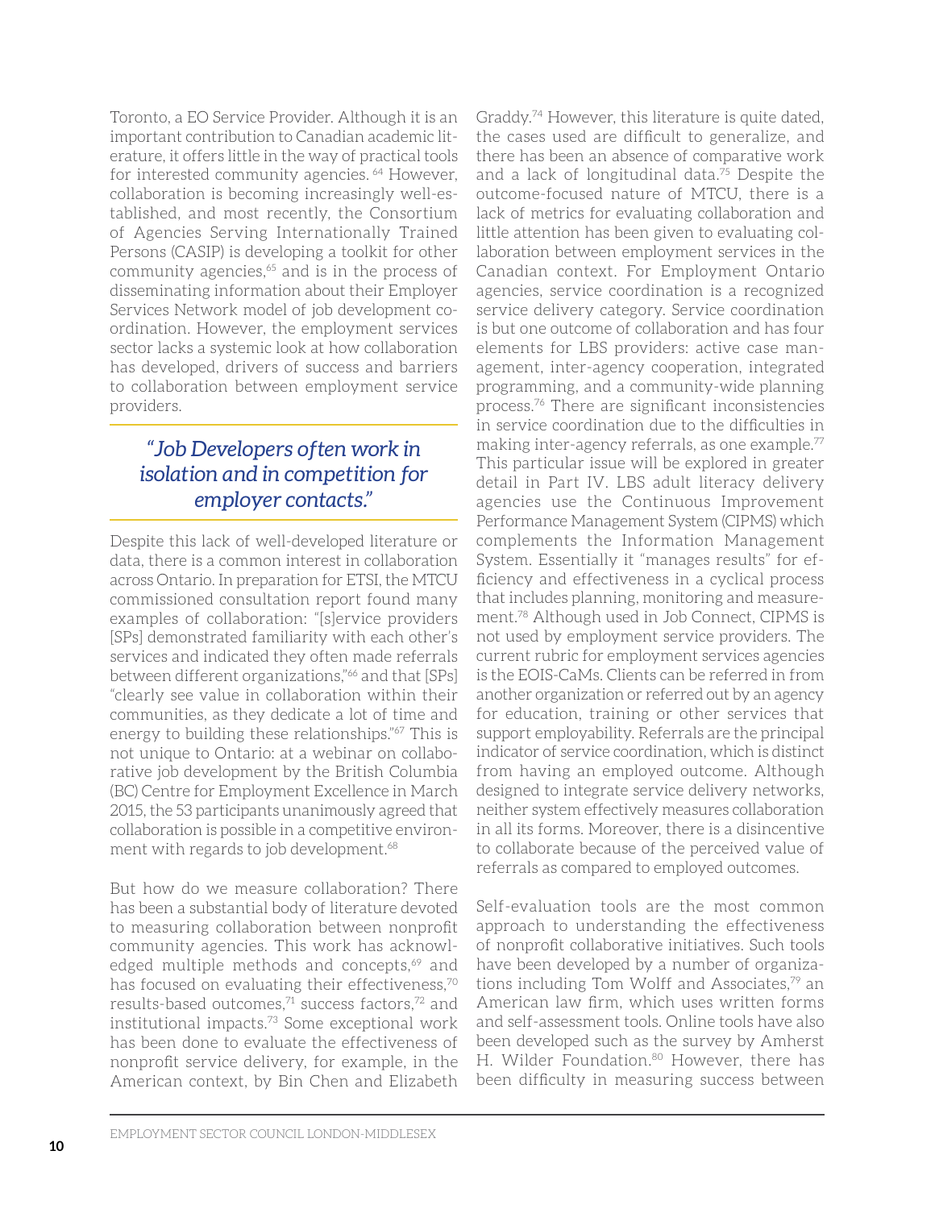Toronto, a EO Service Provider. Although it is an important contribution to Canadian academic literature, it offers little in the way of practical tools for interested community agencies. [64] However, collaboration is becoming increasingly well-established, and most recently, the Consortium of Agencies Serving Internationally Trained Persons (CASIP) is developing a toolkit for other community agencies,[65] and is in the process of disseminating information about their Employer Services Network model of job development coordination. However, the employment services sector lacks a systemic look at how collaboration has developed, drivers of success and barriers to collaboration between employment service providers.

> *"Job Developers often work in isolation and in competition for employer contacts."*

Despite this lack of well-developed literature or data, there is a common interest in collaboration across Ontario. In preparation for ETSI, the MTCU commissioned consultation report found many examples of collaboration: "[s]ervice providers [SPs] demonstrated familiarity with each other's services and indicated they often made referrals between different organizations,"[66] and that [SPs] "clearly see value in collaboration within their communities, as they dedicate a lot of time and energy to building these relationships."[67] This is not unique to Ontario: at a webinar on collaborative job development by the British Columbia (BC) Centre for Employment Excellence in March 2015, the 53 participants unanimously agreed that collaboration is possible in a competitive environment with regards to job development.[68]

But how do we measure collaboration? There has been a substantial body of literature devoted to measuring collaboration between nonprofit community agencies. This work has acknowledged multiple methods and concepts,[69] and has focused on evaluating their effectiveness,[70] results-based outcomes,[71] success factors,[72] and institutional impacts.[73] Some exceptional work has been done to evaluate the effectiveness of nonprofit service delivery, for example, in the American context, by Bin Chen and Elizabeth Graddy.[74] However, this literature is quite dated, the cases used are difficult to generalize, and there has been an absence of comparative work and a lack of longitudinal data.[75] Despite the outcome-focused nature of MTCU, there is a lack of metrics for evaluating collaboration and little attention has been given to evaluating collaboration between employment services in the Canadian context. For Employment Ontario agencies, service coordination is a recognized service delivery category. Service coordination is but one outcome of collaboration and has four elements for LBS providers: active case management, inter-agency cooperation, integrated programming, and a community-wide planning process.[76] There are significant inconsistencies in service coordination due to the difficulties in making inter-agency referrals, as one example.[77] This particular issue will be explored in greater detail in Part IV. LBS adult literacy delivery agencies use the Continuous Improvement Performance Management System (CIPMS) which complements the Information Management System. Essentially it "manages results" for efficiency and effectiveness in a cyclical process that includes planning, monitoring and measurement.[78] Although used in Job Connect, CIPMS is not used by employment service providers. The current rubric for employment services agencies is the EOIS-CaMs. Clients can be referred in from another organization or referred out by an agency for education, training or other services that support employability. Referrals are the principal indicator of service coordination, which is distinct from having an employed outcome. Although designed to integrate service delivery networks, neither system effectively measures collaboration in all its forms. Moreover, there is a disincentive to collaborate because of the perceived value of referrals as compared to employed outcomes.

Self-evaluation tools are the most common approach to understanding the effectiveness of nonprofit collaborative initiatives. Such tools have been developed by a number of organizations including Tom Wolff and Associates,[79] an American law firm, which uses written forms and self-assessment tools. Online tools have also been developed such as the survey by Amherst H. Wilder Foundation.[80] However, there has been difficulty in measuring success between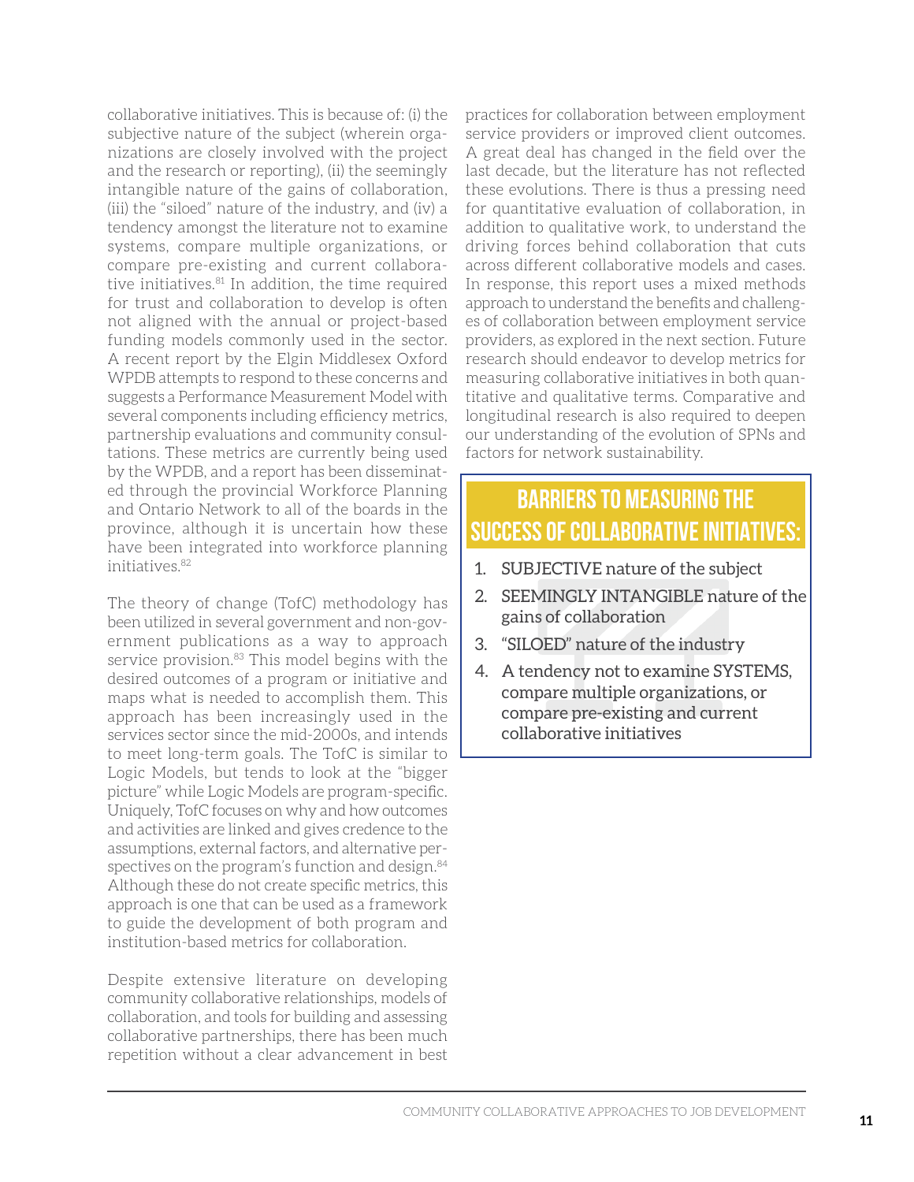collaborative initiatives. This is because of: (i) the subjective nature of the subject (wherein organizations are closely involved with the project and the research or reporting), (ii) the seemingly intangible nature of the gains of collaboration, (iii) the "siloed" nature of the industry, and (iv) a tendency amongst the literature not to examine systems, compare multiple organizations, or compare pre-existing and current collaborative initiatives.[81] In addition, the time required for trust and collaboration to develop is often not aligned with the annual or project-based funding models commonly used in the sector. A recent report by the Elgin Middlesex Oxford WPDB attempts to respond to these concerns and suggests a Performance Measurement Model with several components including efficiency metrics, partnership evaluations and community consultations. These metrics are currently being used by the WPDB, and a report has been disseminated through the provincial Workforce Planning and Ontario Network to all of the boards in the province, although it is uncertain how these have been integrated into workforce planning initiatives.[82]

The theory of change (TofC) methodology has been utilized in several government and non-government publications as a way to approach service provision.[83] This model begins with the desired outcomes of a program or initiative and maps what is needed to accomplish them. This approach has been increasingly used in the services sector since the mid-2000s, and intends to meet long-term goals. The TofC is similar to Logic Models, but tends to look at the "bigger picture" while Logic Models are program-specific. Uniquely, TofC focuses on why and how outcomes and activities are linked and gives credence to the assumptions, external factors, and alternative perspectives on the program's function and design.[84] Although these do not create specific metrics, this approach is one that can be used as a framework to guide the development of both program and institution-based metrics for collaboration.

Despite extensive literature on developing community collaborative relationships, models of collaboration, and tools for building and assessing collaborative partnerships, there has been much repetition without a clear advancement in best practices for collaboration between employment service providers or improved client outcomes. A great deal has changed in the field over the last decade, but the literature has not reflected these evolutions. There is thus a pressing need for quantitative evaluation of collaboration, in addition to qualitative work, to understand the driving forces behind collaboration that cuts across different collaborative models and cases. In response, this report uses a mixed methods approach to understand the benefits and challenges of collaboration between employment service providers, as explored in the next section. Future research should endeavor to develop metrics for measuring collaborative initiatives in both quantitative and qualitative terms. Comparative and longitudinal research is also required to deepen our understanding of the evolution of SPNs and factors for network sustainability.

## BARRIERS TO MEASURING THE SUCCESS OF COLLABORATIVE INITIATIVES:

1. SUBJECTIVE nature of the subject
2. SEEMINGLY INTANGIBLE nature of the gains of collaboration
3. "SILOED" nature of the industry
4. A tendency not to examine SYSTEMS, compare multiple organizations, or compare pre-existing and current collaborative initiatives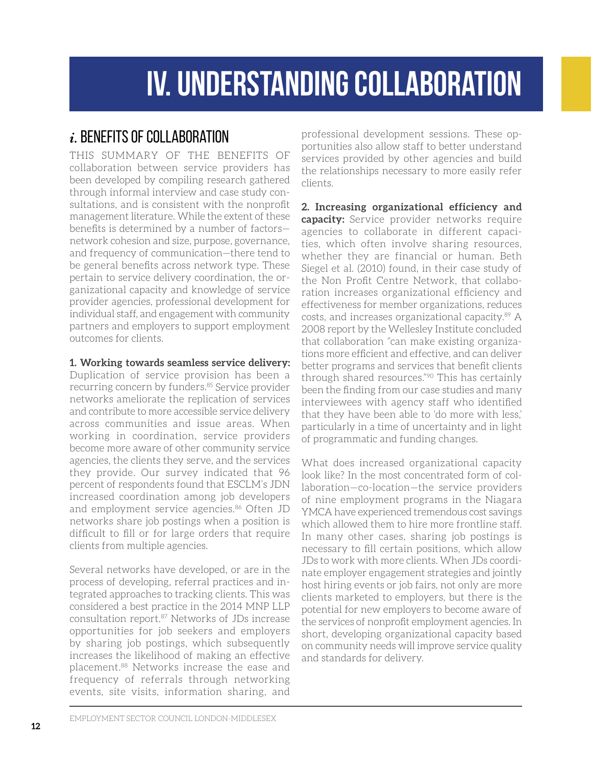# IV. UNDERSTANDING COLLABORATION

## *i.* BENEFITS OF COLLABORATION

THIS SUMMARY OF THE BENEFITS OF collaboration between service providers has been developed by compiling research gathered through informal interview and case study consultations, and is consistent with the nonprofit management literature. While the extent of these benefits is determined by a number of factors—network cohesion and size, purpose, governance, and frequency of communication—there tend to be general benefits across network type. These pertain to service delivery coordination, the organizational capacity and knowledge of service provider agencies, professional development for individual staff, and engagement with community partners and employers to support employment outcomes for clients.

**1. Working towards seamless service delivery:** Duplication of service provision has been a recurring concern by funders.[85] Service provider networks ameliorate the replication of services and contribute to more accessible service delivery across communities and issue areas. When working in coordination, service providers become more aware of other community service agencies, the clients they serve, and the services they provide. Our survey indicated that 96 percent of respondents found that ESCLM's JDN increased coordination among job developers and employment service agencies.[86] Often JD networks share job postings when a position is difficult to fill or for large orders that require clients from multiple agencies.

Several networks have developed, or are in the process of developing, referral practices and integrated approaches to tracking clients. This was considered a best practice in the 2014 MNP LLP consultation report.[87] Networks of JDs increase opportunities for job seekers and employers by sharing job postings, which subsequently increases the likelihood of making an effective placement.[88] Networks increase the ease and frequency of referrals through networking events, site visits, information sharing, and professional development sessions. These opportunities also allow staff to better understand services provided by other agencies and build the relationships necessary to more easily refer clients.

**2. Increasing organizational efficiency and capacity:** Service provider networks require agencies to collaborate in different capacities, which often involve sharing resources, whether they are financial or human. Beth Siegel et al. (2010) found, in their case study of the Non Profit Centre Network, that collaboration increases organizational efficiency and effectiveness for member organizations, reduces costs, and increases organizational capacity.[89] A 2008 report by the Wellesley Institute concluded that collaboration "can make existing organizations more efficient and effective, and can deliver better programs and services that benefit clients through shared resources."[90] This has certainly been the finding from our case studies and many interviewees with agency staff who identified that they have been able to 'do more with less,' particularly in a time of uncertainty and in light of programmatic and funding changes.

What does increased organizational capacity look like? In the most concentrated form of collaboration—co-location—the service providers of nine employment programs in the Niagara YMCA have experienced tremendous cost savings which allowed them to hire more frontline staff. In many other cases, sharing job postings is necessary to fill certain positions, which allow JDs to work with more clients. When JDs coordinate employer engagement strategies and jointly host hiring events or job fairs, not only are more clients marketed to employers, but there is the potential for new employers to become aware of the services of nonprofit employment agencies. In short, developing organizational capacity based on community needs will improve service quality and standards for delivery.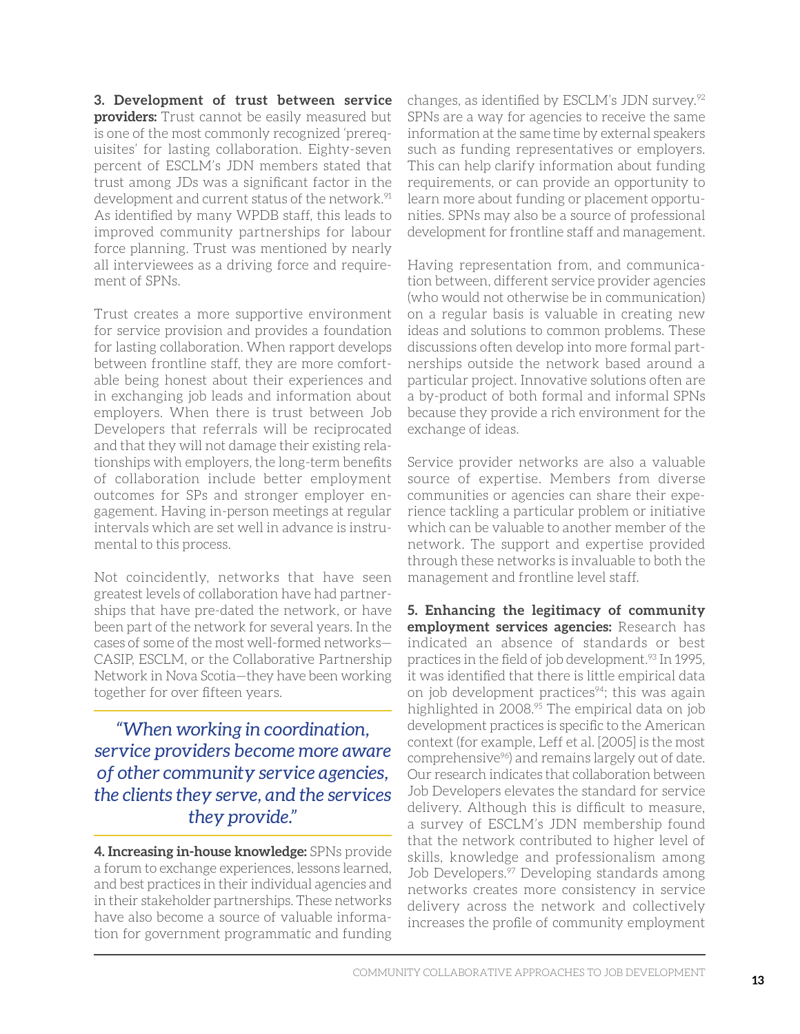**3. Development of trust between service providers:** Trust cannot be easily measured but is one of the most commonly recognized 'prerequisites' for lasting collaboration. Eighty-seven percent of ESCLM's JDN members stated that trust among JDs was a significant factor in the development and current status of the network.[91] As identified by many WPDB staff, this leads to improved community partnerships for labour force planning. Trust was mentioned by nearly all interviewees as a driving force and requirement of SPNs.

Trust creates a more supportive environment for service provision and provides a foundation for lasting collaboration. When rapport develops between frontline staff, they are more comfortable being honest about their experiences and in exchanging job leads and information about employers. When there is trust between Job Developers that referrals will be reciprocated and that they will not damage their existing relationships with employers, the long-term benefits of collaboration include better employment outcomes for SPs and stronger employer engagement. Having in-person meetings at regular intervals which are set well in advance is instrumental to this process.

Not coincidently, networks that have seen greatest levels of collaboration have had partnerships that have pre-dated the network, or have been part of the network for several years. In the cases of some of the most well-formed networks—CASIP, ESCLM, or the Collaborative Partnership Network in Nova Scotia—they have been working together for over fifteen years.

*"When working in coordination, service providers become more aware of other community service agencies, the clients they serve, and the services they provide."*

**4. Increasing in-house knowledge:** SPNs provide a forum to exchange experiences, lessons learned, and best practices in their individual agencies and in their stakeholder partnerships. These networks have also become a source of valuable information for government programmatic and funding changes, as identified by ESCLM's JDN survey.[92] SPNs are a way for agencies to receive the same information at the same time by external speakers such as funding representatives or employers. This can help clarify information about funding requirements, or can provide an opportunity to learn more about funding or placement opportunities. SPNs may also be a source of professional development for frontline staff and management.

Having representation from, and communication between, different service provider agencies (who would not otherwise be in communication) on a regular basis is valuable in creating new ideas and solutions to common problems. These discussions often develop into more formal partnerships outside the network based around a particular project. Innovative solutions often are a by-product of both formal and informal SPNs because they provide a rich environment for the exchange of ideas.

Service provider networks are also a valuable source of expertise. Members from diverse communities or agencies can share their experience tackling a particular problem or initiative which can be valuable to another member of the network. The support and expertise provided through these networks is invaluable to both the management and frontline level staff.

**5. Enhancing the legitimacy of community employment services agencies:** Research has indicated an absence of standards or best practices in the field of job development.[93] In 1995, it was identified that there is little empirical data on job development practices[94]; this was again highlighted in 2008.[95] The empirical data on job development practices is specific to the American context (for example, Leff et al. [2005] is the most comprehensive[96]) and remains largely out of date. Our research indicates that collaboration between Job Developers elevates the standard for service delivery. Although this is difficult to measure, a survey of ESCLM's JDN membership found that the network contributed to higher level of skills, knowledge and professionalism among Job Developers.[97] Developing standards among networks creates more consistency in service delivery across the network and collectively increases the profile of community employment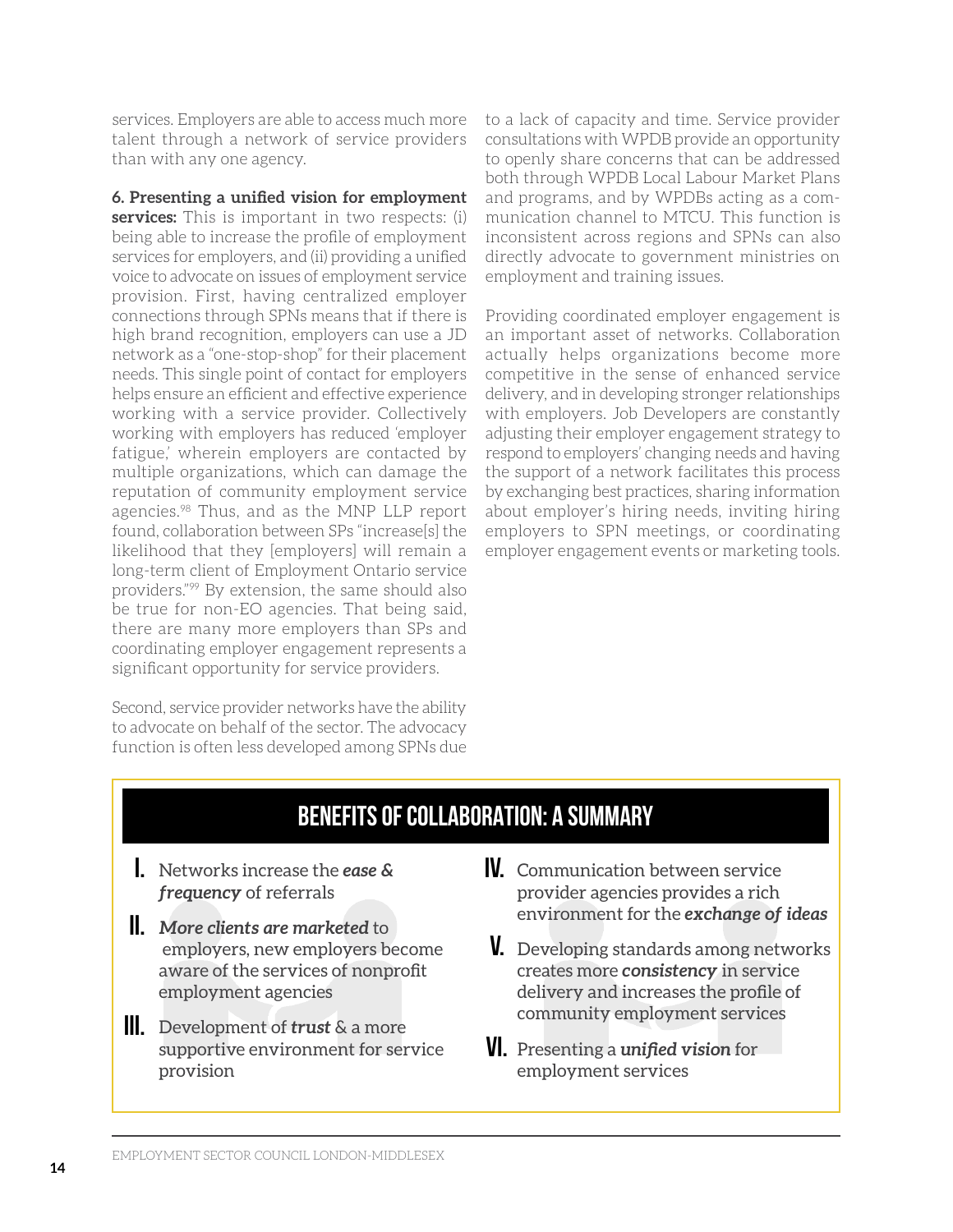services. Employers are able to access much more talent through a network of service providers than with any one agency.

**6. Presenting a unified vision for employment services:** This is important in two respects: (i) being able to increase the profile of employment services for employers, and (ii) providing a unified voice to advocate on issues of employment service provision. First, having centralized employer connections through SPNs means that if there is high brand recognition, employers can use a JD network as a "one-stop-shop" for their placement needs. This single point of contact for employers helps ensure an efficient and effective experience working with a service provider. Collectively working with employers has reduced 'employer fatigue,' wherein employers are contacted by multiple organizations, which can damage the reputation of community employment service agencies.[98] Thus, and as the MNP LLP report found, collaboration between SPs "increase[s] the likelihood that they [employers] will remain a long-term client of Employment Ontario service providers."[99] By extension, the same should also be true for non-EO agencies. That being said, there are many more employers than SPs and coordinating employer engagement represents a significant opportunity for service providers.

Second, service provider networks have the ability to advocate on behalf of the sector. The advocacy function is often less developed among SPNs due to a lack of capacity and time. Service provider consultations with WPDB provide an opportunity to openly share concerns that can be addressed both through WPDB Local Labour Market Plans and programs, and by WPDBs acting as a communication channel to MTCU. This function is inconsistent across regions and SPNs can also directly advocate to government ministries on employment and training issues.

Providing coordinated employer engagement is an important asset of networks. Collaboration actually helps organizations become more competitive in the sense of enhanced service delivery, and in developing stronger relationships with employers. Job Developers are constantly adjusting their employer engagement strategy to respond to employers' changing needs and having the support of a network facilitates this process by exchanging best practices, sharing information about employer's hiring needs, inviting hiring employers to SPN meetings, or coordinating employer engagement events or marketing tools.

## BENEFITS OF COLLABORATION: A SUMMARY

- **I.** Networks increase the ***ease & frequency*** of referrals
- **II.** ***More clients are marketed*** to employers, new employers become aware of the services of nonprofit employment agencies
- **III.** Development of ***trust*** & a more supportive environment for service provision
- **IV.** Communication between service provider agencies provides a rich environment for the ***exchange of ideas***
- **V.** Developing standards among networks creates more ***consistency*** in service delivery and increases the profile of community employment services
- **VI.** Presenting a ***unified vision*** for employment services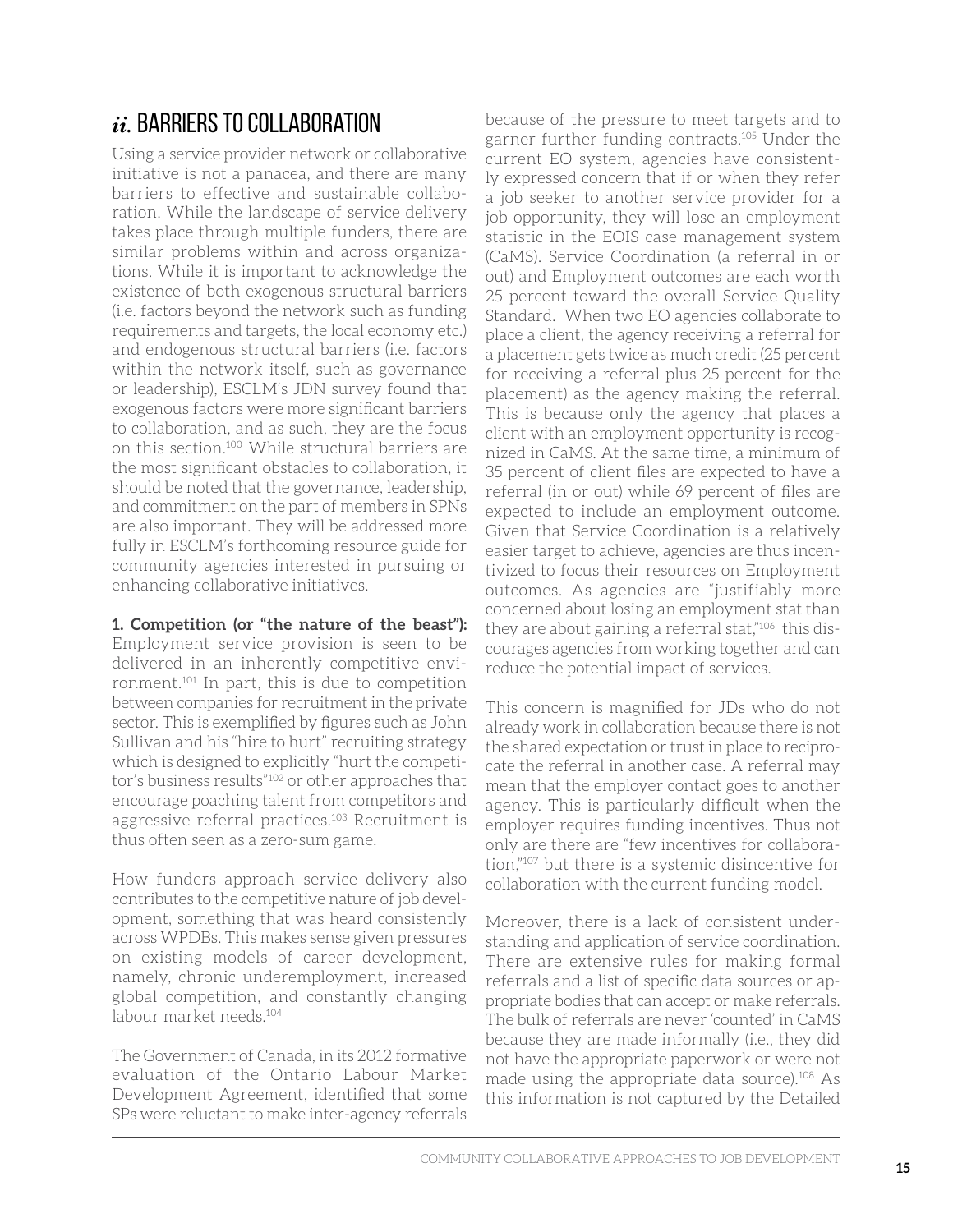## *ii.* BARRIERS TO COLLABORATION

Using a service provider network or collaborative initiative is not a panacea, and there are many barriers to effective and sustainable collaboration. While the landscape of service delivery takes place through multiple funders, there are similar problems within and across organizations. While it is important to acknowledge the existence of both exogenous structural barriers (i.e. factors beyond the network such as funding requirements and targets, the local economy etc.) and endogenous structural barriers (i.e. factors within the network itself, such as governance or leadership), ESCLM's JDN survey found that exogenous factors were more significant barriers to collaboration, and as such, they are the focus on this section.[100] While structural barriers are the most significant obstacles to collaboration, it should be noted that the governance, leadership, and commitment on the part of members in SPNs are also important. They will be addressed more fully in ESCLM's forthcoming resource guide for community agencies interested in pursuing or enhancing collaborative initiatives.

**1. Competition (or "the nature of the beast"):** Employment service provision is seen to be delivered in an inherently competitive environment.[101] In part, this is due to competition between companies for recruitment in the private sector. This is exemplified by figures such as John Sullivan and his "hire to hurt" recruiting strategy which is designed to explicitly "hurt the competitor's business results"[102] or other approaches that encourage poaching talent from competitors and aggressive referral practices.[103] Recruitment is thus often seen as a zero-sum game.

How funders approach service delivery also contributes to the competitive nature of job development, something that was heard consistently across WPDBs. This makes sense given pressures on existing models of career development, namely, chronic underemployment, increased global competition, and constantly changing labour market needs.[104]

The Government of Canada, in its 2012 formative evaluation of the Ontario Labour Market Development Agreement, identified that some SPs were reluctant to make inter-agency referrals because of the pressure to meet targets and to garner further funding contracts.[105] Under the current EO system, agencies have consistently expressed concern that if or when they refer a job seeker to another service provider for a job opportunity, they will lose an employment statistic in the EOIS case management system (CaMS). Service Coordination (a referral in or out) and Employment outcomes are each worth 25 percent toward the overall Service Quality Standard. When two EO agencies collaborate to place a client, the agency receiving a referral for a placement gets twice as much credit (25 percent for receiving a referral plus 25 percent for the placement) as the agency making the referral. This is because only the agency that places a client with an employment opportunity is recognized in CaMS. At the same time, a minimum of 35 percent of client files are expected to have a referral (in or out) while 69 percent of files are expected to include an employment outcome. Given that Service Coordination is a relatively easier target to achieve, agencies are thus incentivized to focus their resources on Employment outcomes. As agencies are "justifiably more concerned about losing an employment stat than they are about gaining a referral stat,"[106] this discourages agencies from working together and can reduce the potential impact of services.

This concern is magnified for JDs who do not already work in collaboration because there is not the shared expectation or trust in place to reciprocate the referral in another case. A referral may mean that the employer contact goes to another agency. This is particularly difficult when the employer requires funding incentives. Thus not only are there are "few incentives for collaboration,"[107] but there is a systemic disincentive for collaboration with the current funding model.

Moreover, there is a lack of consistent understanding and application of service coordination. There are extensive rules for making formal referrals and a list of specific data sources or appropriate bodies that can accept or make referrals. The bulk of referrals are never 'counted' in CaMS because they are made informally (i.e., they did not have the appropriate paperwork or were not made using the appropriate data source).[108] As this information is not captured by the Detailed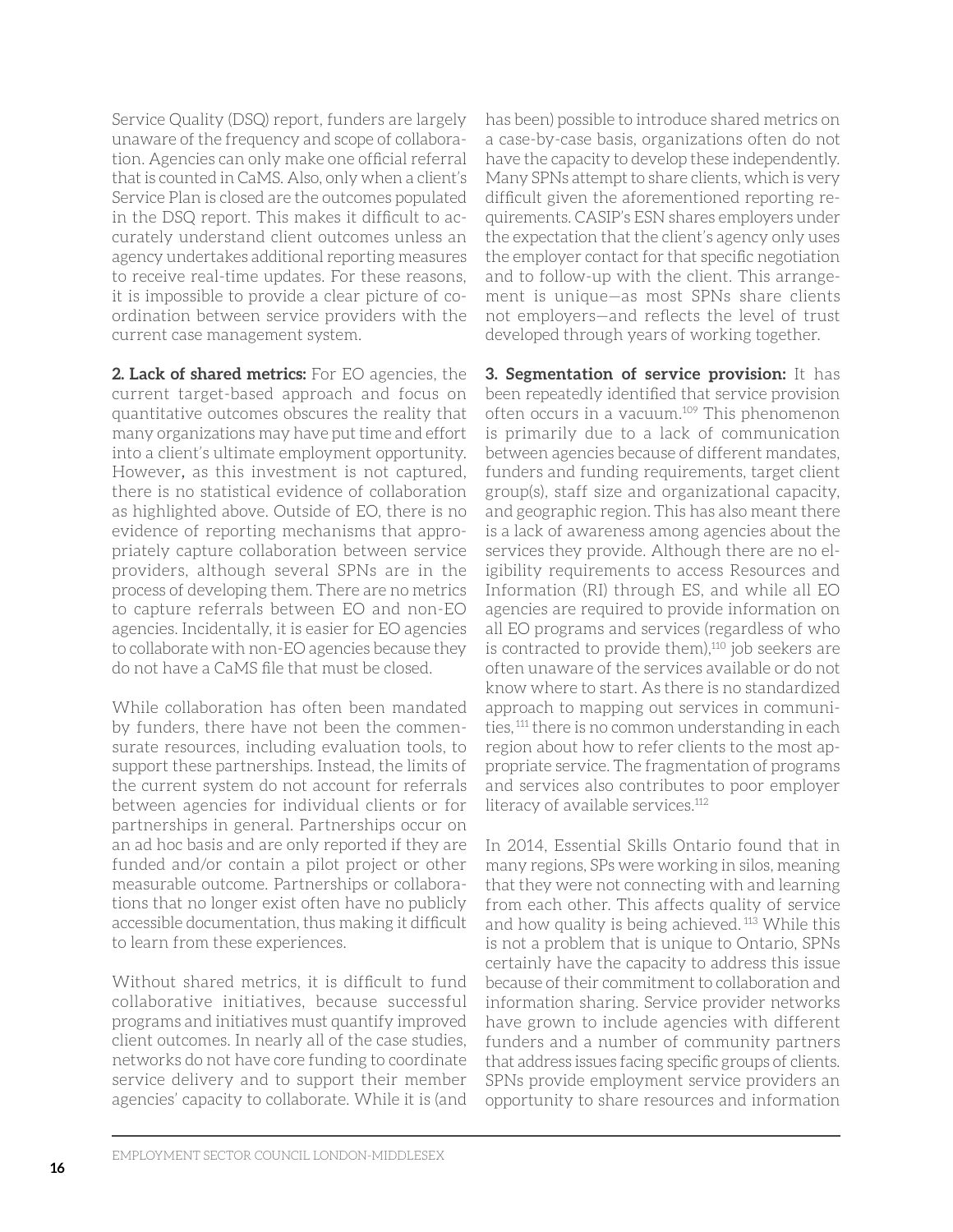Service Quality (DSQ) report, funders are largely unaware of the frequency and scope of collaboration. Agencies can only make one official referral that is counted in CaMS. Also, only when a client's Service Plan is closed are the outcomes populated in the DSQ report. This makes it difficult to accurately understand client outcomes unless an agency undertakes additional reporting measures to receive real-time updates. For these reasons, it is impossible to provide a clear picture of coordination between service providers with the current case management system.

**2. Lack of shared metrics:** For EO agencies, the current target-based approach and focus on quantitative outcomes obscures the reality that many organizations may have put time and effort into a client's ultimate employment opportunity. However, as this investment is not captured, there is no statistical evidence of collaboration as highlighted above. Outside of EO, there is no evidence of reporting mechanisms that appropriately capture collaboration between service providers, although several SPNs are in the process of developing them. There are no metrics to capture referrals between EO and non-EO agencies. Incidentally, it is easier for EO agencies to collaborate with non-EO agencies because they do not have a CaMS file that must be closed.

While collaboration has often been mandated by funders, there have not been the commensurate resources, including evaluation tools, to support these partnerships. Instead, the limits of the current system do not account for referrals between agencies for individual clients or for partnerships in general. Partnerships occur on an ad hoc basis and are only reported if they are funded and/or contain a pilot project or other measurable outcome. Partnerships or collaborations that no longer exist often have no publicly accessible documentation, thus making it difficult to learn from these experiences.

Without shared metrics, it is difficult to fund collaborative initiatives, because successful programs and initiatives must quantify improved client outcomes. In nearly all of the case studies, networks do not have core funding to coordinate service delivery and to support their member agencies' capacity to collaborate. While it is (and has been) possible to introduce shared metrics on a case-by-case basis, organizations often do not have the capacity to develop these independently. Many SPNs attempt to share clients, which is very difficult given the aforementioned reporting requirements. CASIP's ESN shares employers under the expectation that the client's agency only uses the employer contact for that specific negotiation and to follow-up with the client. This arrangement is unique—as most SPNs share clients not employers—and reflects the level of trust developed through years of working together.

**3. Segmentation of service provision:** It has been repeatedly identified that service provision often occurs in a vacuum.[109] This phenomenon is primarily due to a lack of communication between agencies because of different mandates, funders and funding requirements, target client group(s), staff size and organizational capacity, and geographic region. This has also meant there is a lack of awareness among agencies about the services they provide. Although there are no eligibility requirements to access Resources and Information (RI) through ES, and while all EO agencies are required to provide information on all EO programs and services (regardless of who is contracted to provide them),[110] job seekers are often unaware of the services available or do not know where to start. As there is no standardized approach to mapping out services in communities,[111] there is no common understanding in each region about how to refer clients to the most appropriate service. The fragmentation of programs and services also contributes to poor employer literacy of available services.[112]

In 2014, Essential Skills Ontario found that in many regions, SPs were working in silos, meaning that they were not connecting with and learning from each other. This affects quality of service and how quality is being achieved.[113] While this is not a problem that is unique to Ontario, SPNs certainly have the capacity to address this issue because of their commitment to collaboration and information sharing. Service provider networks have grown to include agencies with different funders and a number of community partners that address issues facing specific groups of clients. SPNs provide employment service providers an opportunity to share resources and information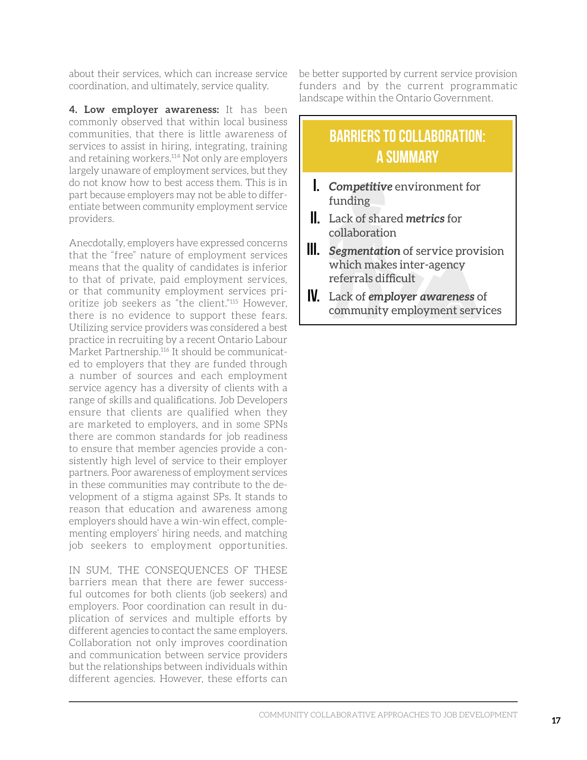about their services, which can increase service coordination, and ultimately, service quality.

**4. Low employer awareness:** It has been commonly observed that within local business communities, that there is little awareness of services to assist in hiring, integrating, training and retaining workers.[114] Not only are employers largely unaware of employment services, but they do not know how to best access them. This is in part because employers may not be able to differentiate between community employment service providers.

Anecdotally, employers have expressed concerns that the "free" nature of employment services means that the quality of candidates is inferior to that of private, paid employment services, or that community employment services prioritize job seekers as "the client."[115] However, there is no evidence to support these fears. Utilizing service providers was considered a best practice in recruiting by a recent Ontario Labour Market Partnership.[116] It should be communicated to employers that they are funded through a number of sources and each employment service agency has a diversity of clients with a range of skills and qualifications. Job Developers ensure that clients are qualified when they are marketed to employers, and in some SPNs there are common standards for job readiness to ensure that member agencies provide a consistently high level of service to their employer partners. Poor awareness of employment services in these communities may contribute to the development of a stigma against SPs. It stands to reason that education and awareness among employers should have a win-win effect, complementing employers' hiring needs, and matching job seekers to employment opportunities.

IN SUM, THE CONSEQUENCES OF THESE barriers mean that there are fewer successful outcomes for both clients (job seekers) and employers. Poor coordination can result in duplication of services and multiple efforts by different agencies to contact the same employers. Collaboration not only improves coordination and communication between service providers but the relationships between individuals within different agencies. However, these efforts can be better supported by current service provision funders and by the current programmatic landscape within the Ontario Government.

## BARRIERS TO COLLABORATION: A SUMMARY

I. ***Competitive*** environment for funding

II. Lack of shared ***metrics*** for collaboration

III. ***Segmentation*** of service provision which makes inter-agency referrals difficult

IV. Lack of ***employer awareness*** of community employment services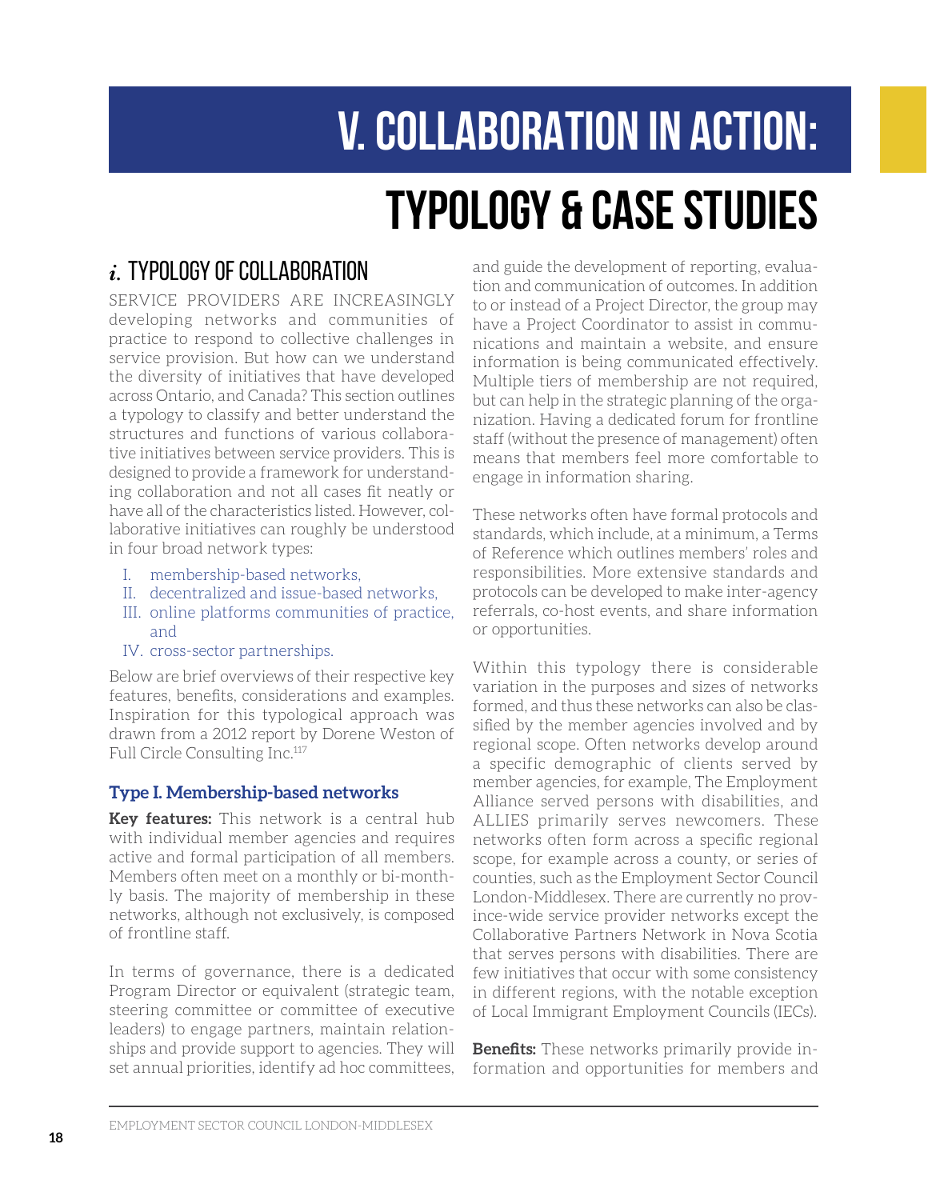# V. COLLABORATION IN ACTION: TYPOLOGY & CASE STUDIES

## *i.* TYPOLOGY OF COLLABORATION

SERVICE PROVIDERS ARE INCREASINGLY developing networks and communities of practice to respond to collective challenges in service provision. But how can we understand the diversity of initiatives that have developed across Ontario, and Canada? This section outlines a typology to classify and better understand the structures and functions of various collaborative initiatives between service providers. This is designed to provide a framework for understanding collaboration and not all cases fit neatly or have all of the characteristics listed. However, collaborative initiatives can roughly be understood in four broad network types:

I. membership-based networks,
II. decentralized and issue-based networks,
III. online platforms communities of practice, and
IV. cross-sector partnerships.

Below are brief overviews of their respective key features, benefits, considerations and examples. Inspiration for this typological approach was drawn from a 2012 report by Dorene Weston of Full Circle Consulting Inc.[117]

### Type I. Membership-based networks

**Key features:** This network is a central hub with individual member agencies and requires active and formal participation of all members. Members often meet on a monthly or bi-monthly basis. The majority of membership in these networks, although not exclusively, is composed of frontline staff.

In terms of governance, there is a dedicated Program Director or equivalent (strategic team, steering committee or committee of executive leaders) to engage partners, maintain relationships and provide support to agencies. They will set annual priorities, identify ad hoc committees, and guide the development of reporting, evaluation and communication of outcomes. In addition to or instead of a Project Director, the group may have a Project Coordinator to assist in communications and maintain a website, and ensure information is being communicated effectively. Multiple tiers of membership are not required, but can help in the strategic planning of the organization. Having a dedicated forum for frontline staff (without the presence of management) often means that members feel more comfortable to engage in information sharing.

These networks often have formal protocols and standards, which include, at a minimum, a Terms of Reference which outlines members' roles and responsibilities. More extensive standards and protocols can be developed to make inter-agency referrals, co-host events, and share information or opportunities.

Within this typology there is considerable variation in the purposes and sizes of networks formed, and thus these networks can also be classified by the member agencies involved and by regional scope. Often networks develop around a specific demographic of clients served by member agencies, for example, The Employment Alliance served persons with disabilities, and ALLIES primarily serves newcomers. These networks often form across a specific regional scope, for example across a county, or series of counties, such as the Employment Sector Council London-Middlesex. There are currently no province-wide service provider networks except the Collaborative Partners Network in Nova Scotia that serves persons with disabilities. There are few initiatives that occur with some consistency in different regions, with the notable exception of Local Immigrant Employment Councils (IECs).

**Benefits:** These networks primarily provide information and opportunities for members and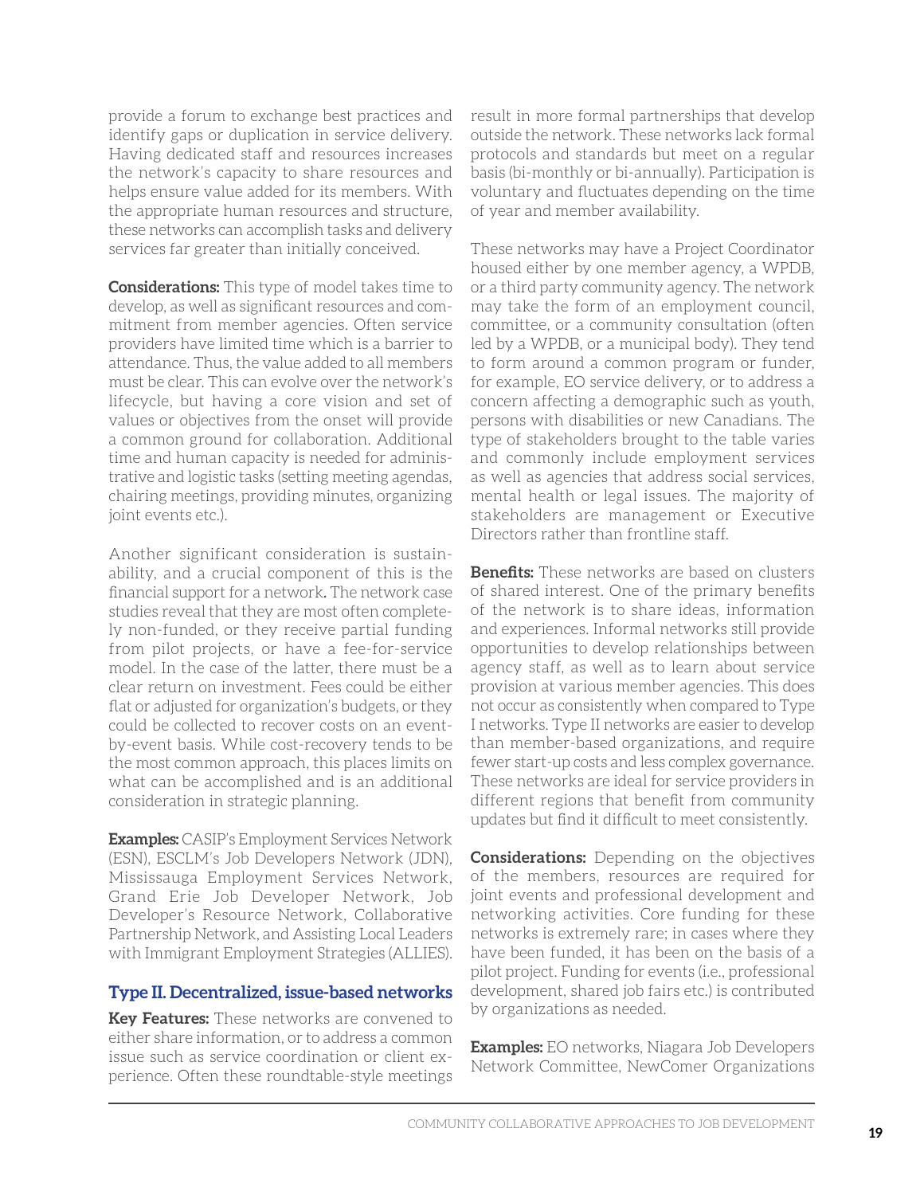provide a forum to exchange best practices and identify gaps or duplication in service delivery. Having dedicated staff and resources increases the network's capacity to share resources and helps ensure value added for its members. With the appropriate human resources and structure, these networks can accomplish tasks and delivery services far greater than initially conceived.

**Considerations:** This type of model takes time to develop, as well as significant resources and commitment from member agencies. Often service providers have limited time which is a barrier to attendance. Thus, the value added to all members must be clear. This can evolve over the network's lifecycle, but having a core vision and set of values or objectives from the onset will provide a common ground for collaboration. Additional time and human capacity is needed for administrative and logistic tasks (setting meeting agendas, chairing meetings, providing minutes, organizing joint events etc.).

Another significant consideration is sustainability, and a crucial component of this is the financial support for a network**.** The network case studies reveal that they are most often completely non-funded, or they receive partial funding from pilot projects, or have a fee-for-service model. In the case of the latter, there must be a clear return on investment. Fees could be either flat or adjusted for organization's budgets, or they could be collected to recover costs on an event-by-event basis. While cost-recovery tends to be the most common approach, this places limits on what can be accomplished and is an additional consideration in strategic planning.

**Examples:** CASIP's Employment Services Network (ESN), ESCLM's Job Developers Network (JDN), Mississauga Employment Services Network, Grand Erie Job Developer Network, Job Developer's Resource Network, Collaborative Partnership Network, and Assisting Local Leaders with Immigrant Employment Strategies (ALLIES).

### Type II. Decentralized, issue-based networks

**Key Features:** These networks are convened to either share information, or to address a common issue such as service coordination or client experience. Often these roundtable-style meetings result in more formal partnerships that develop outside the network. These networks lack formal protocols and standards but meet on a regular basis (bi-monthly or bi-annually). Participation is voluntary and fluctuates depending on the time of year and member availability.

These networks may have a Project Coordinator housed either by one member agency, a WPDB, or a third party community agency. The network may take the form of an employment council, committee, or a community consultation (often led by a WPDB, or a municipal body). They tend to form around a common program or funder, for example, EO service delivery, or to address a concern affecting a demographic such as youth, persons with disabilities or new Canadians. The type of stakeholders brought to the table varies and commonly include employment services as well as agencies that address social services, mental health or legal issues. The majority of stakeholders are management or Executive Directors rather than frontline staff.

**Benefits:** These networks are based on clusters of shared interest. One of the primary benefits of the network is to share ideas, information and experiences. Informal networks still provide opportunities to develop relationships between agency staff, as well as to learn about service provision at various member agencies. This does not occur as consistently when compared to Type I networks. Type II networks are easier to develop than member-based organizations, and require fewer start-up costs and less complex governance. These networks are ideal for service providers in different regions that benefit from community updates but find it difficult to meet consistently.

**Considerations:** Depending on the objectives of the members, resources are required for joint events and professional development and networking activities. Core funding for these networks is extremely rare; in cases where they have been funded, it has been on the basis of a pilot project. Funding for events (i.e., professional development, shared job fairs etc.) is contributed by organizations as needed.

**Examples:** EO networks, Niagara Job Developers Network Committee, NewComer Organizations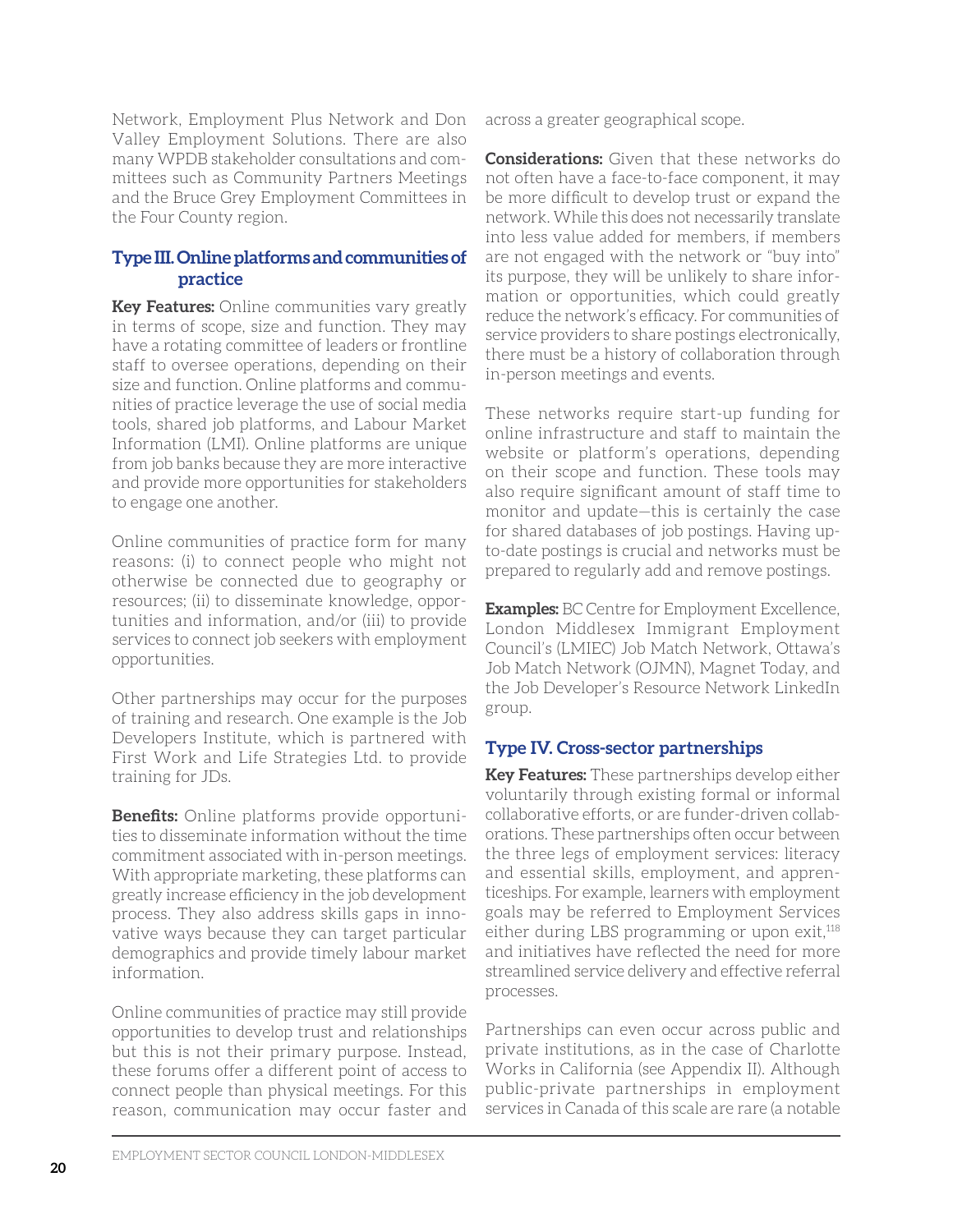Network, Employment Plus Network and Don Valley Employment Solutions. There are also many WPDB stakeholder consultations and committees such as Community Partners Meetings and the Bruce Grey Employment Committees in the Four County region.

### Type III. Online platforms and communities of practice

**Key Features:** Online communities vary greatly in terms of scope, size and function. They may have a rotating committee of leaders or frontline staff to oversee operations, depending on their size and function. Online platforms and communities of practice leverage the use of social media tools, shared job platforms, and Labour Market Information (LMI). Online platforms are unique from job banks because they are more interactive and provide more opportunities for stakeholders to engage one another.

Online communities of practice form for many reasons: (i) to connect people who might not otherwise be connected due to geography or resources; (ii) to disseminate knowledge, opportunities and information, and/or (iii) to provide services to connect job seekers with employment opportunities.

Other partnerships may occur for the purposes of training and research. One example is the Job Developers Institute, which is partnered with First Work and Life Strategies Ltd. to provide training for JDs.

**Benefits:** Online platforms provide opportunities to disseminate information without the time commitment associated with in-person meetings. With appropriate marketing, these platforms can greatly increase efficiency in the job development process. They also address skills gaps in innovative ways because they can target particular demographics and provide timely labour market information.

Online communities of practice may still provide opportunities to develop trust and relationships but this is not their primary purpose. Instead, these forums offer a different point of access to connect people than physical meetings. For this reason, communication may occur faster and across a greater geographical scope.

**Considerations:** Given that these networks do not often have a face-to-face component, it may be more difficult to develop trust or expand the network. While this does not necessarily translate into less value added for members, if members are not engaged with the network or "buy into" its purpose, they will be unlikely to share information or opportunities, which could greatly reduce the network's efficacy. For communities of service providers to share postings electronically, there must be a history of collaboration through in-person meetings and events.

These networks require start-up funding for online infrastructure and staff to maintain the website or platform's operations, depending on their scope and function. These tools may also require significant amount of staff time to monitor and update—this is certainly the case for shared databases of job postings. Having up-to-date postings is crucial and networks must be prepared to regularly add and remove postings.

**Examples:** BC Centre for Employment Excellence, London Middlesex Immigrant Employment Council's (LMIEC) Job Match Network, Ottawa's Job Match Network (OJMN), Magnet Today, and the Job Developer's Resource Network LinkedIn group.

### Type IV. Cross-sector partnerships

**Key Features:** These partnerships develop either voluntarily through existing formal or informal collaborative efforts, or are funder-driven collaborations. These partnerships often occur between the three legs of employment services: literacy and essential skills, employment, and apprenticeships. For example, learners with employment goals may be referred to Employment Services either during LBS programming or upon exit,[118] and initiatives have reflected the need for more streamlined service delivery and effective referral processes.

Partnerships can even occur across public and private institutions, as in the case of Charlotte Works in California (see Appendix II). Although public-private partnerships in employment services in Canada of this scale are rare (a notable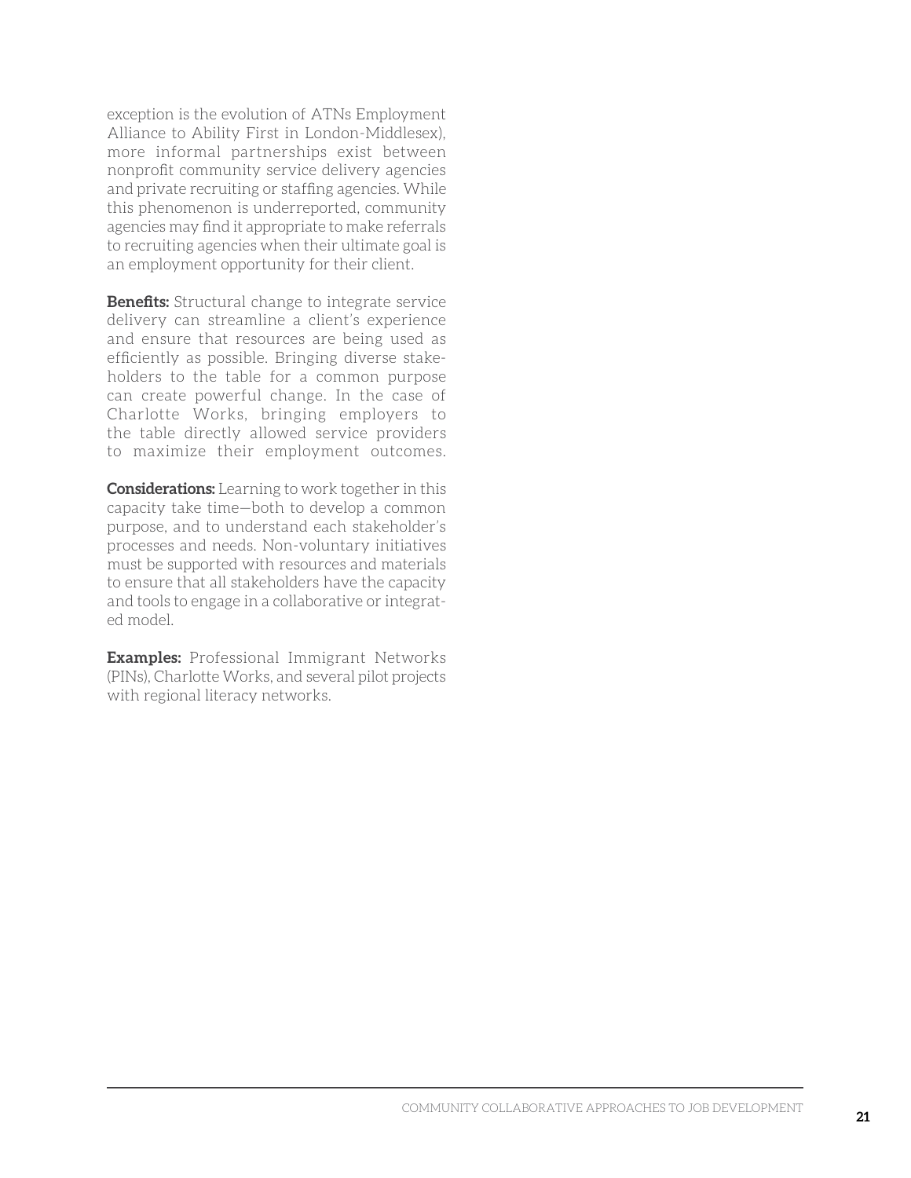exception is the evolution of ATNs Employment Alliance to Ability First in London-Middlesex), more informal partnerships exist between nonprofit community service delivery agencies and private recruiting or staffing agencies. While this phenomenon is underreported, community agencies may find it appropriate to make referrals to recruiting agencies when their ultimate goal is an employment opportunity for their client.

**Benefits:** Structural change to integrate service delivery can streamline a client's experience and ensure that resources are being used as efficiently as possible. Bringing diverse stakeholders to the table for a common purpose can create powerful change. In the case of Charlotte Works, bringing employers to the table directly allowed service providers to maximize their employment outcomes.

**Considerations:** Learning to work together in this capacity take time—both to develop a common purpose, and to understand each stakeholder's processes and needs. Non-voluntary initiatives must be supported with resources and materials to ensure that all stakeholders have the capacity and tools to engage in a collaborative or integrated model.

**Examples:** Professional Immigrant Networks (PINs), Charlotte Works, and several pilot projects with regional literacy networks.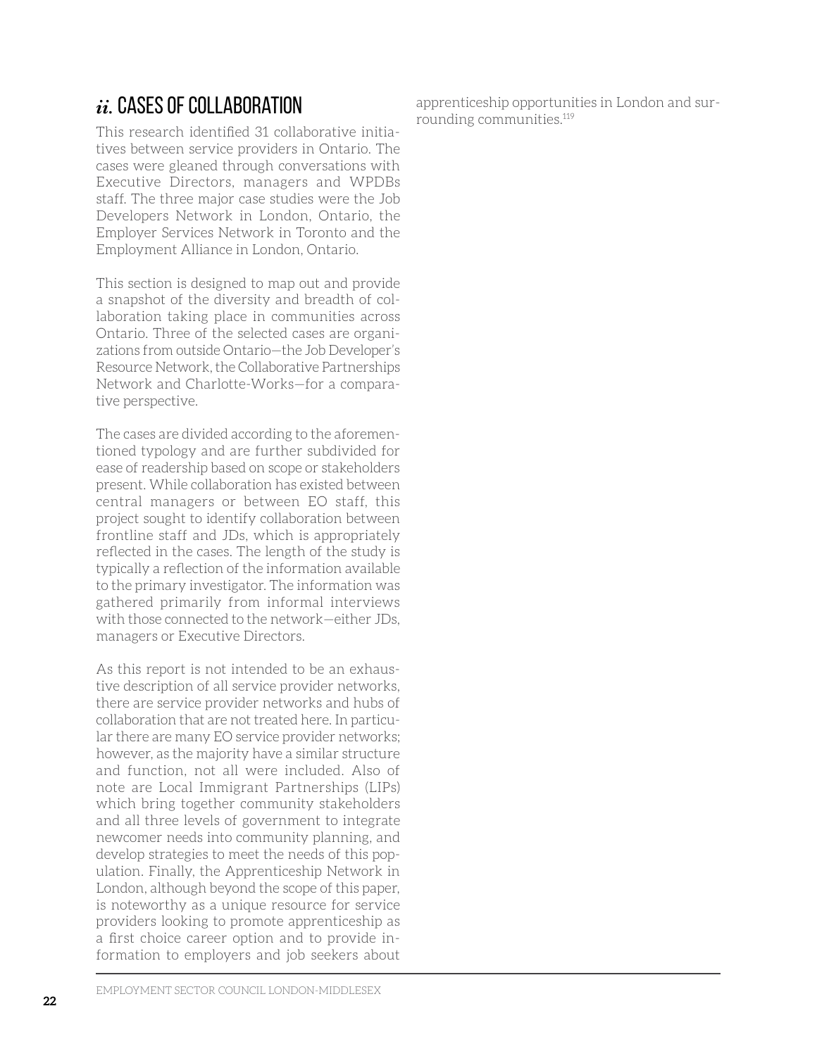## *ii.* CASES OF COLLABORATION

This research identified 31 collaborative initiatives between service providers in Ontario. The cases were gleaned through conversations with Executive Directors, managers and WPDBs staff. The three major case studies were the Job Developers Network in London, Ontario, the Employer Services Network in Toronto and the Employment Alliance in London, Ontario.

This section is designed to map out and provide a snapshot of the diversity and breadth of collaboration taking place in communities across Ontario. Three of the selected cases are organizations from outside Ontario—the Job Developer's Resource Network, the Collaborative Partnerships Network and Charlotte-Works—for a comparative perspective.

The cases are divided according to the aforementioned typology and are further subdivided for ease of readership based on scope or stakeholders present. While collaboration has existed between central managers or between EO staff, this project sought to identify collaboration between frontline staff and JDs, which is appropriately reflected in the cases. The length of the study is typically a reflection of the information available to the primary investigator. The information was gathered primarily from informal interviews with those connected to the network—either JDs, managers or Executive Directors.

As this report is not intended to be an exhaustive description of all service provider networks, there are service provider networks and hubs of collaboration that are not treated here. In particular there are many EO service provider networks; however, as the majority have a similar structure and function, not all were included. Also of note are Local Immigrant Partnerships (LIPs) which bring together community stakeholders and all three levels of government to integrate newcomer needs into community planning, and develop strategies to meet the needs of this population. Finally, the Apprenticeship Network in London, although beyond the scope of this paper, is noteworthy as a unique resource for service providers looking to promote apprenticeship as a first choice career option and to provide information to employers and job seekers about apprenticeship opportunities in London and surrounding communities.[119]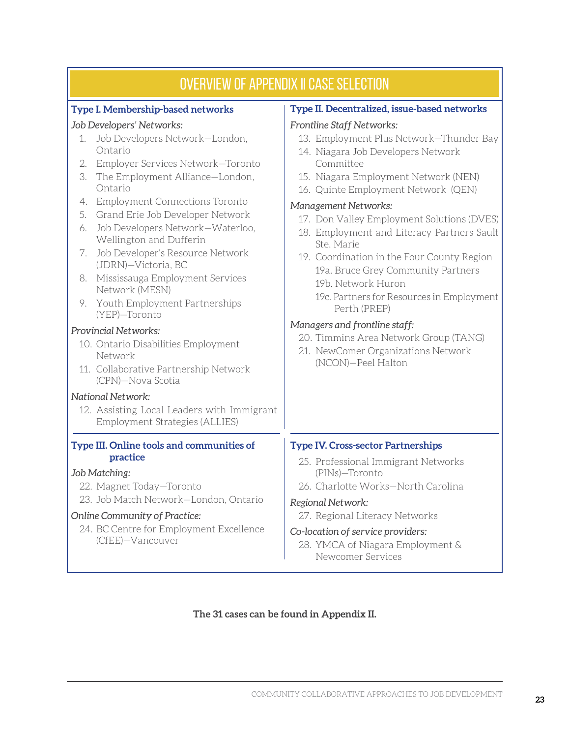## OVERVIEW OF APPENDIX II CASE SELECTION

### Type I. Membership-based networks

*Job Developers' Networks:*

1. Job Developers Network—London, Ontario
2. Employer Services Network—Toronto
3. The Employment Alliance—London, Ontario
4. Employment Connections Toronto
5. Grand Erie Job Developer Network
6. Job Developers Network—Waterloo, Wellington and Dufferin
7. Job Developer's Resource Network (JDRN)—Victoria, BC
8. Mississauga Employment Services Network (MESN)
9. Youth Employment Partnerships (YEP)—Toronto

*Provincial Networks:*

10. Ontario Disabilities Employment Network
11. Collaborative Partnership Network (CPN)—Nova Scotia

*National Network:*

12. Assisting Local Leaders with Immigrant Employment Strategies (ALLIES)

### Type II. Decentralized, issue-based networks

*Frontline Staff Networks:*

13. Employment Plus Network—Thunder Bay
14. Niagara Job Developers Network Committee
15. Niagara Employment Network (NEN)
16. Quinte Employment Network (QEN)

*Management Networks:*

17. Don Valley Employment Solutions (DVES)
18. Employment and Literacy Partners Sault Ste. Marie
19. Coordination in the Four County Region
    - 19a. Bruce Grey Community Partners
    - 19b. Network Huron
    - 19c. Partners for Resources in Employment Perth (PREP)

*Managers and frontline staff:*

20. Timmins Area Network Group (TANG)
21. NewComer Organizations Network (NCON)—Peel Halton

### Type III. Online tools and communities of practice

*Job Matching:*

22. Magnet Today—Toronto
23. Job Match Network—London, Ontario

*Online Community of Practice:*

24. BC Centre for Employment Excellence (CfEE)—Vancouver

### Type IV. Cross-sector Partnerships

25. Professional Immigrant Networks (PINs)—Toronto
26. Charlotte Works—North Carolina

*Regional Network:*

27. Regional Literacy Networks

*Co-location of service providers:*

28. YMCA of Niagara Employment & Newcomer Services

**The 31 cases can be found in Appendix II.**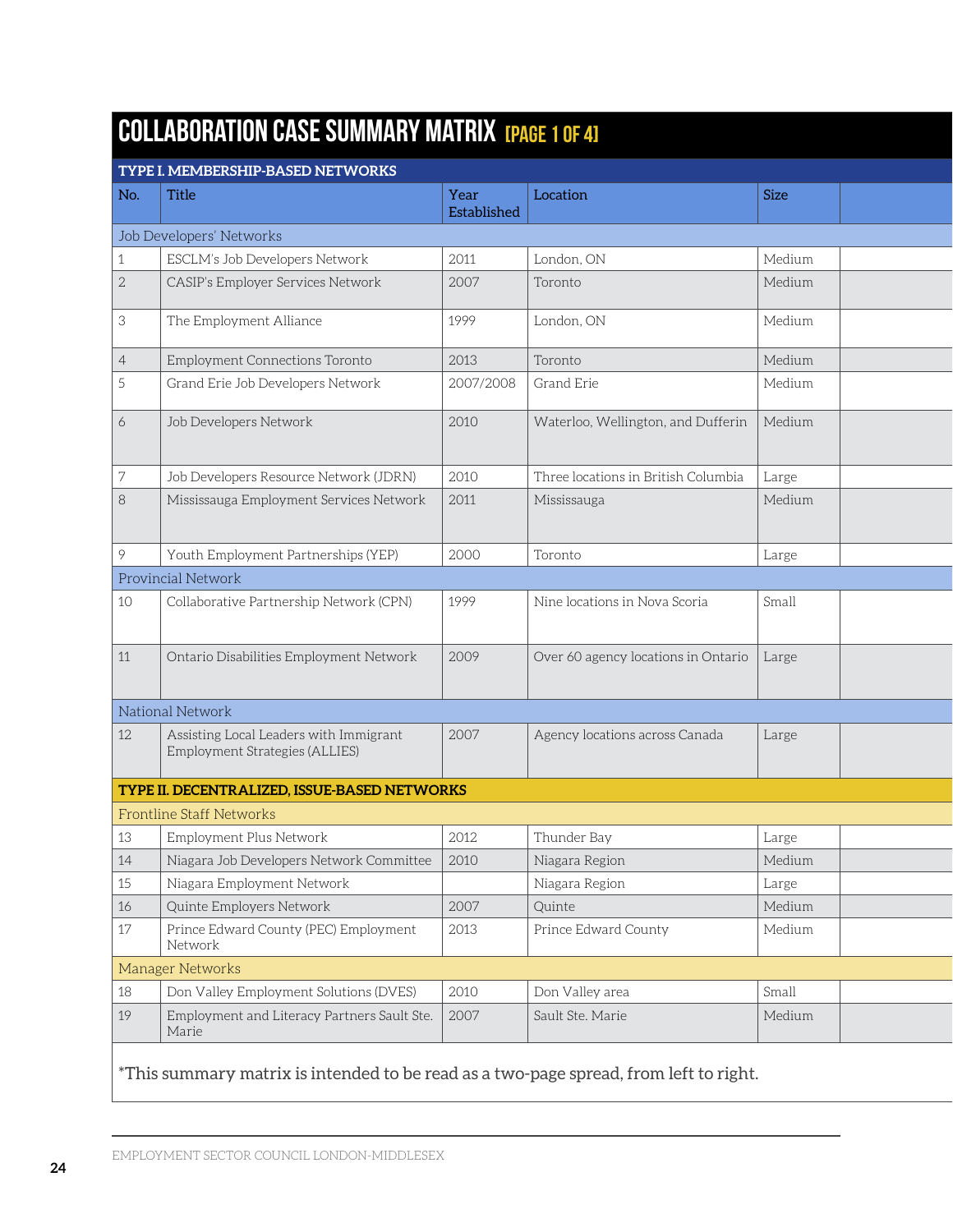# COLLABORATION CASE SUMMARY MATRIX [PAGE 1 OF 4]

| No. | Title | Year Established | Location | Size | |
|---|---|---|---|---|---|
| **TYPE I. MEMBERSHIP-BASED NETWORKS** | | | | | |
| Job Developers' Networks | | | | | |
| 1 | ESCLM's Job Developers Network | 2011 | London, ON | Medium | |
| 2 | CASIP's Employer Services Network | 2007 | Toronto | Medium | |
| 3 | The Employment Alliance | 1999 | London, ON | Medium | |
| 4 | Employment Connections Toronto | 2013 | Toronto | Medium | |
| 5 | Grand Erie Job Developers Network | 2007/2008 | Grand Erie | Medium | |
| 6 | Job Developers Network | 2010 | Waterloo, Wellington, and Dufferin | Medium | |
| 7 | Job Developers Resource Network (JDRN) | 2010 | Three locations in British Columbia | Large | |
| 8 | Mississauga Employment Services Network | 2011 | Mississauga | Medium | |
| 9 | Youth Employment Partnerships (YEP) | 2000 | Toronto | Large | |
| Provincial Network | | | | | |
| 10 | Collaborative Partnership Network (CPN) | 1999 | Nine locations in Nova Scoria | Small | |
| 11 | Ontario Disabilities Employment Network | 2009 | Over 60 agency locations in Ontario | Large | |
| National Network | | | | | |
| 12 | Assisting Local Leaders with Immigrant Employment Strategies (ALLIES) | 2007 | Agency locations across Canada | Large | |
| **TYPE II. DECENTRALIZED, ISSUE-BASED NETWORKS** | | | | | |
| Frontline Staff Networks | | | | | |
| 13 | Employment Plus Network | 2012 | Thunder Bay | Large | |
| 14 | Niagara Job Developers Network Committee | 2010 | Niagara Region | Medium | |
| 15 | Niagara Employment Network | | Niagara Region | Large | |
| 16 | Quinte Employers Network | 2007 | Quinte | Medium | |
| 17 | Prince Edward County (PEC) Employment Network | 2013 | Prince Edward County | Medium | |
| Manager Networks | | | | | |
| 18 | Don Valley Employment Solutions (DVES) | 2010 | Don Valley area | Small | |
| 19 | Employment and Literacy Partners Sault Ste. Marie | 2007 | Sault Ste. Marie | Medium | |

*This summary matrix is intended to be read as a two-page spread, from left to right.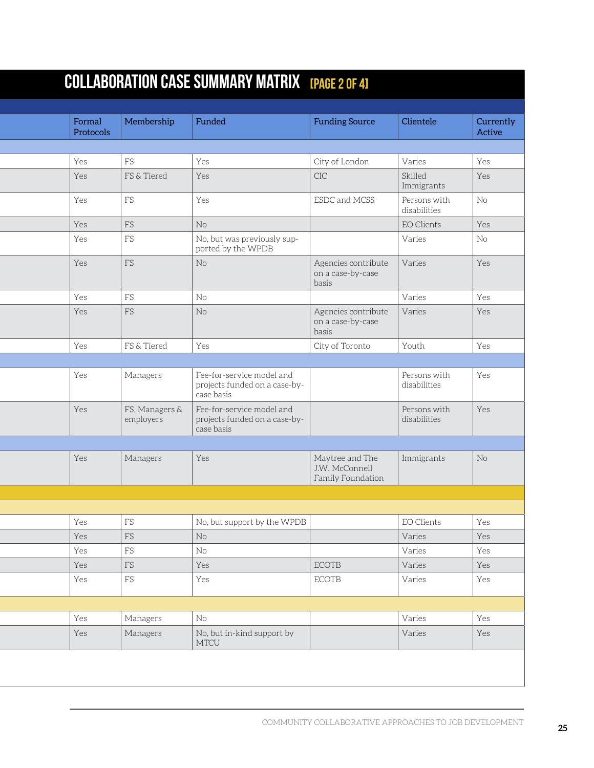# COLLABORATION CASE SUMMARY MATRIX [PAGE 2 OF 4]

| Formal Protocols | Membership | Funded | Funding Source | Clientele | Currently Active |
|---|---|---|---|---|---|
| | | | | | |
| Yes | FS | Yes | City of London | Varies | Yes |
| Yes | FS & Tiered | Yes | CIC | Skilled Immigrants | Yes |
| Yes | FS | Yes | ESDC and MCSS | Persons with disabilities | No |
| Yes | FS | No | | EO Clients | Yes |
| Yes | FS | No, but was previously supported by the WPDB | | Varies | No |
| Yes | FS | No | Agencies contribute on a case-by-case basis | Varies | Yes |
| Yes | FS | No | | Varies | Yes |
| Yes | FS | No | Agencies contribute on a case-by-case basis | Varies | Yes |
| Yes | FS & Tiered | Yes | City of Toronto | Youth | Yes |
| | | | | | |
| Yes | Managers | Fee-for-service model and projects funded on a case-by-case basis | | Persons with disabilities | Yes |
| Yes | FS, Managers & employers | Fee-for-service model and projects funded on a case-by-case basis | | Persons with disabilities | Yes |
| | | | | | |
| Yes | Managers | Yes | Maytree and The J.W. McConnell Family Foundation | Immigrants | No |
| | | | | | |
| | | | | | |
| Yes | FS | No, but support by the WPDB | | EO Clients | Yes |
| Yes | FS | No | | Varies | Yes |
| Yes | FS | No | | Varies | Yes |
| Yes | FS | Yes | ECOTB | Varies | Yes |
| Yes | FS | Yes | ECOTB | Varies | Yes |
| | | | | | |
| Yes | Managers | No | | Varies | Yes |
| Yes | Managers | No, but in-kind support by MTCU | | Varies | Yes |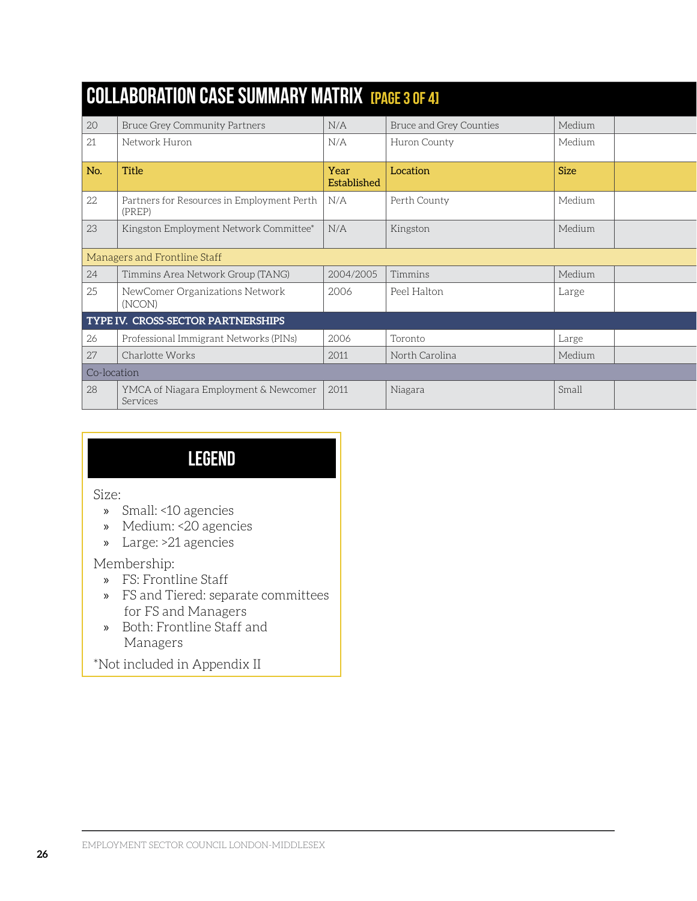## COLLABORATION CASE SUMMARY MATRIX [PAGE 3 OF 4]

| No. | Title | Year Established | Location | Size | |
|---|---|---|---|---|---|
| 20 | Bruce Grey Community Partners | N/A | Bruce and Grey Counties | Medium | |
| 21 | Network Huron | N/A | Huron County | Medium | |
| No. | Title | Year Established | Location | Size | |
| 22 | Partners for Resources in Employment Perth (PREP) | N/A | Perth County | Medium | |
| 23 | Kingston Employment Network Committee* | N/A | Kingston | Medium | |
| Managers and Frontline Staff | | | | | |
| 24 | Timmins Area Network Group (TANG) | 2004/2005 | Timmins | Medium | |
| 25 | NewComer Organizations Network (NCON) | 2006 | Peel Halton | Large | |
| **TYPE IV. CROSS-SECTOR PARTNERSHIPS** | | | | | |
| 26 | Professional Immigrant Networks (PINs) | 2006 | Toronto | Large | |
| 27 | Charlotte Works | 2011 | North Carolina | Medium | |
| Co-location | | | | | |
| 28 | YMCA of Niagara Employment & Newcomer Services | 2011 | Niagara | Small | |

## LEGEND

Size:

- Small: <10 agencies
- Medium: <20 agencies
- Large: >21 agencies

Membership:

- FS: Frontline Staff
- FS and Tiered: separate committees for FS and Managers
- Both: Frontline Staff and Managers

*Not included in Appendix II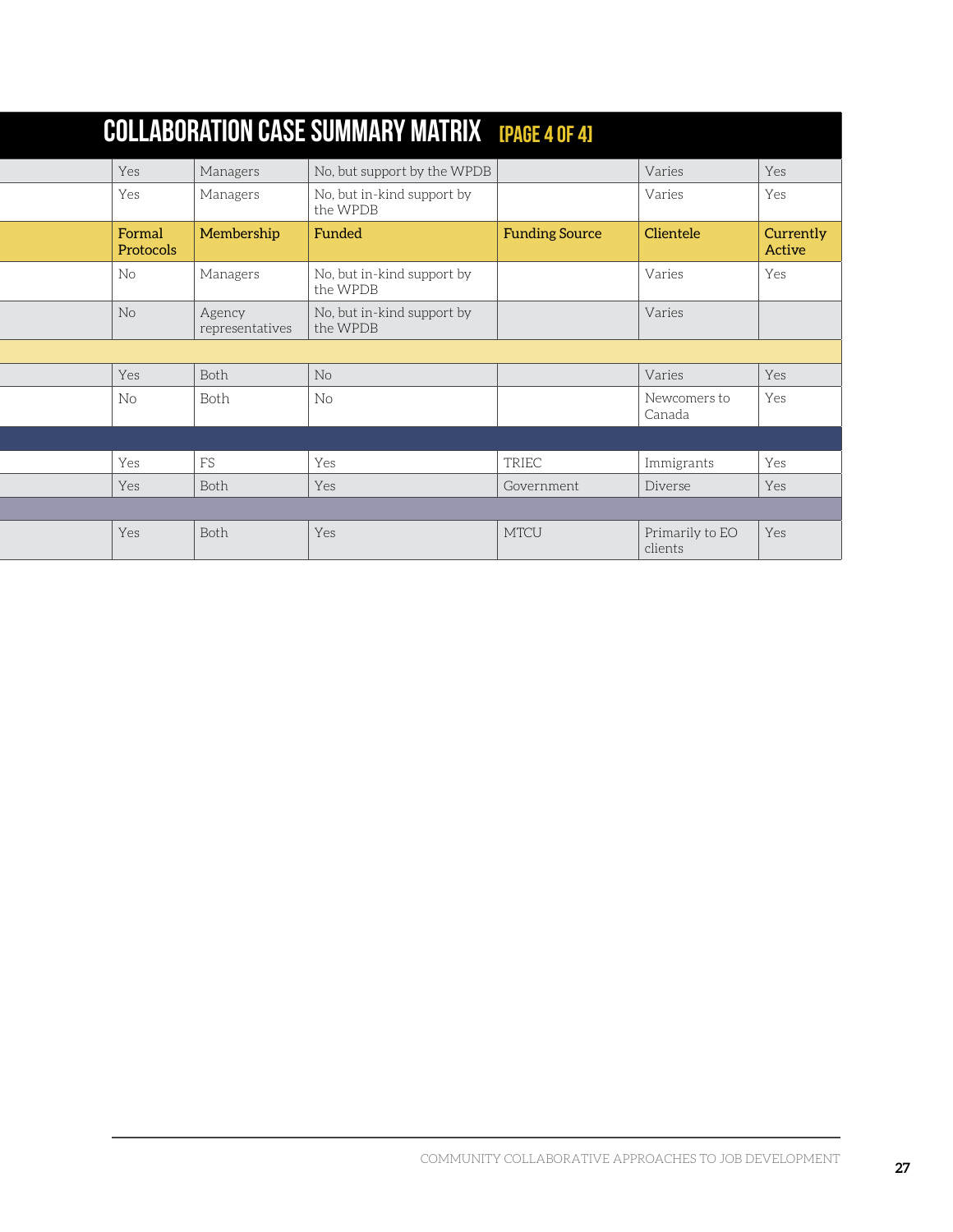# COLLABORATION CASE SUMMARY MATRIX [PAGE 4 OF 4]

| | Formal Protocols | Membership | Funded | Funding Source | Clientele | Currently Active |
|---|---|---|---|---|---|---|
| | Yes | Managers | No, but support by the WPDB | | Varies | Yes |
| | Yes | Managers | No, but in-kind support by the WPDB | | Varies | Yes |
| | **Formal Protocols** | **Membership** | **Funded** | **Funding Source** | **Clientele** | **Currently Active** |
| | No | Managers | No, but in-kind support by the WPDB | | Varies | Yes |
| | No | Agency representatives | No, but in-kind support by the WPDB | | Varies | |
| | | | | | | |
| | Yes | Both | No | | Varies | Yes |
| | No | Both | No | | Newcomers to Canada | Yes |
| | | | | | | |
| | Yes | FS | Yes | TRIEC | Immigrants | Yes |
| | Yes | Both | Yes | Government | Diverse | Yes |
| | | | | | | |
| | Yes | Both | Yes | MTCU | Primarily to EO clients | Yes |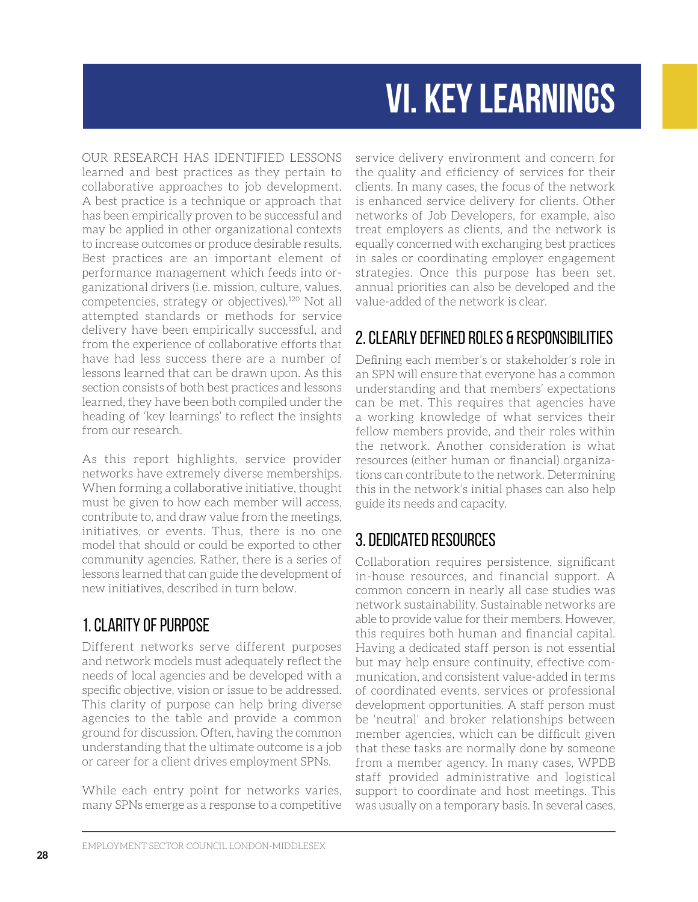# VI. KEY LEARNINGS

OUR RESEARCH HAS IDENTIFIED LESSONS learned and best practices as they pertain to collaborative approaches to job development. A best practice is a technique or approach that has been empirically proven to be successful and may be applied in other organizational contexts to increase outcomes or produce desirable results. Best practices are an important element of performance management which feeds into organizational drivers (i.e. mission, culture, values, competencies, strategy or objectives).[120] Not all attempted standards or methods for service delivery have been empirically successful, and from the experience of collaborative efforts that have had less success there are a number of lessons learned that can be drawn upon. As this section consists of both best practices and lessons learned, they have been both compiled under the heading of 'key learnings' to reflect the insights from our research.

As this report highlights, service provider networks have extremely diverse memberships. When forming a collaborative initiative, thought must be given to how each member will access, contribute to, and draw value from the meetings, initiatives, or events. Thus, there is no one model that should or could be exported to other community agencies. Rather, there is a series of lessons learned that can guide the development of new initiatives, described in turn below.

## 1. CLARITY OF PURPOSE

Different networks serve different purposes and network models must adequately reflect the needs of local agencies and be developed with a specific objective, vision or issue to be addressed. This clarity of purpose can help bring diverse agencies to the table and provide a common ground for discussion. Often, having the common understanding that the ultimate outcome is a job or career for a client drives employment SPNs.

While each entry point for networks varies, many SPNs emerge as a response to a competitive service delivery environment and concern for the quality and efficiency of services for their clients. In many cases, the focus of the network is enhanced service delivery for clients. Other networks of Job Developers, for example, also treat employers as clients, and the network is equally concerned with exchanging best practices in sales or coordinating employer engagement strategies. Once this purpose has been set, annual priorities can also be developed and the value-added of the network is clear.

## 2. CLEARLY DEFINED ROLES & RESPONSIBILITIES

Defining each member's or stakeholder's role in an SPN will ensure that everyone has a common understanding and that members' expectations can be met. This requires that agencies have a working knowledge of what services their fellow members provide, and their roles within the network. Another consideration is what resources (either human or financial) organizations can contribute to the network. Determining this in the network's initial phases can also help guide its needs and capacity.

## 3. DEDICATED RESOURCES

Collaboration requires persistence, significant in-house resources, and financial support. A common concern in nearly all case studies was network sustainability. Sustainable networks are able to provide value for their members. However, this requires both human and financial capital. Having a dedicated staff person is not essential but may help ensure continuity, effective communication, and consistent value-added in terms of coordinated events, services or professional development opportunities. A staff person must be 'neutral' and broker relationships between member agencies, which can be difficult given that these tasks are normally done by someone from a member agency. In many cases, WPDB staff provided administrative and logistical support to coordinate and host meetings. This was usually on a temporary basis. In several cases,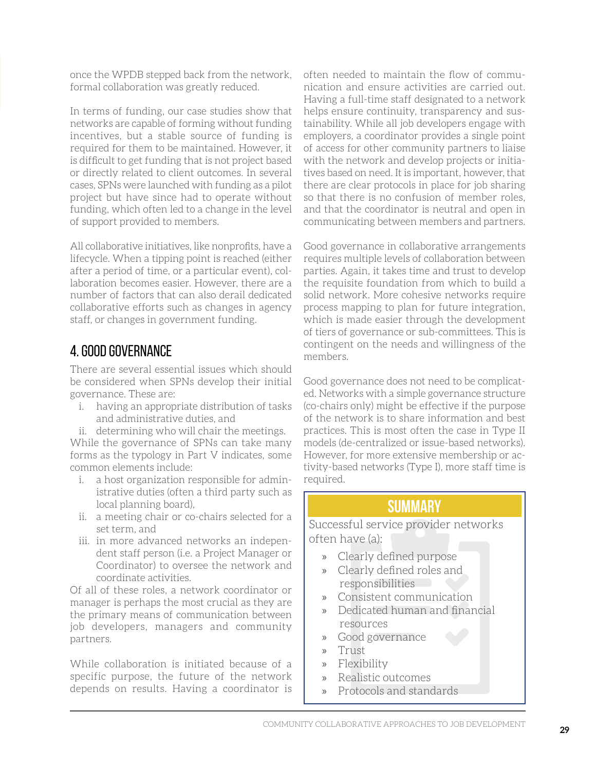once the WPDB stepped back from the network, formal collaboration was greatly reduced.

In terms of funding, our case studies show that networks are capable of forming without funding incentives, but a stable source of funding is required for them to be maintained. However, it is difficult to get funding that is not project based or directly related to client outcomes. In several cases, SPNs were launched with funding as a pilot project but have since had to operate without funding, which often led to a change in the level of support provided to members.

All collaborative initiatives, like nonprofits, have a lifecycle. When a tipping point is reached (either after a period of time, or a particular event), collaboration becomes easier. However, there are a number of factors that can also derail dedicated collaborative efforts such as changes in agency staff, or changes in government funding.

## 4. GOOD GOVERNANCE

There are several essential issues which should be considered when SPNs develop their initial governance. These are:

i. having an appropriate distribution of tasks and administrative duties, and
ii. determining who will chair the meetings.

While the governance of SPNs can take many forms as the typology in Part V indicates, some common elements include:

i. a host organization responsible for administrative duties (often a third party such as local planning board),
ii. a meeting chair or co-chairs selected for a set term, and
iii. in more advanced networks an independent staff person (i.e. a Project Manager or Coordinator) to oversee the network and coordinate activities.

Of all of these roles, a network coordinator or manager is perhaps the most crucial as they are the primary means of communication between job developers, managers and community partners.

While collaboration is initiated because of a specific purpose, the future of the network depends on results. Having a coordinator is often needed to maintain the flow of communication and ensure activities are carried out. Having a full-time staff designated to a network helps ensure continuity, transparency and sustainability. While all job developers engage with employers, a coordinator provides a single point of access for other community partners to liaise with the network and develop projects or initiatives based on need. It is important, however, that there are clear protocols in place for job sharing so that there is no confusion of member roles, and that the coordinator is neutral and open in communicating between members and partners.

Good governance in collaborative arrangements requires multiple levels of collaboration between parties. Again, it takes time and trust to develop the requisite foundation from which to build a solid network. More cohesive networks require process mapping to plan for future integration, which is made easier through the development of tiers of governance or sub-committees. This is contingent on the needs and willingness of the members.

Good governance does not need to be complicated. Networks with a simple governance structure (co-chairs only) might be effective if the purpose of the network is to share information and best practices. This is most often the case in Type II models (de-centralized or issue-based networks). However, for more extensive membership or activity-based networks (Type I), more staff time is required.

### SUMMARY

Successful service provider networks often have (a):

- Clearly defined purpose
- Clearly defined roles and responsibilities
- Consistent communication
- Dedicated human and financial resources
- Good governance
- Trust
- Flexibility
- Realistic outcomes
- Protocols and standards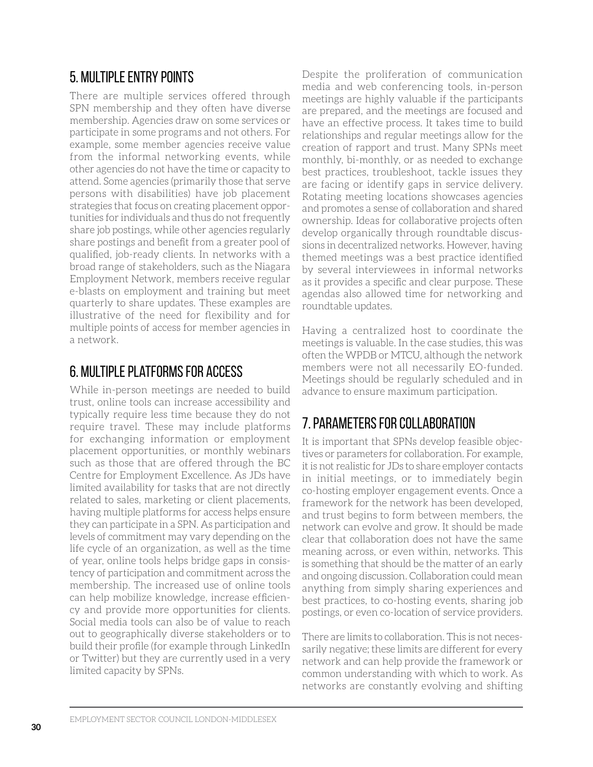## 5. MULTIPLE ENTRY POINTS

There are multiple services offered through SPN membership and they often have diverse membership. Agencies draw on some services or participate in some programs and not others. For example, some member agencies receive value from the informal networking events, while other agencies do not have the time or capacity to attend. Some agencies (primarily those that serve persons with disabilities) have job placement strategies that focus on creating placement opportunities for individuals and thus do not frequently share job postings, while other agencies regularly share postings and benefit from a greater pool of qualified, job-ready clients. In networks with a broad range of stakeholders, such as the Niagara Employment Network, members receive regular e-blasts on employment and training but meet quarterly to share updates. These examples are illustrative of the need for flexibility and for multiple points of access for member agencies in a network.

## 6. MULTIPLE PLATFORMS FOR ACCESS

While in-person meetings are needed to build trust, online tools can increase accessibility and typically require less time because they do not require travel. These may include platforms for exchanging information or employment placement opportunities, or monthly webinars such as those that are offered through the BC Centre for Employment Excellence. As JDs have limited availability for tasks that are not directly related to sales, marketing or client placements, having multiple platforms for access helps ensure they can participate in a SPN. As participation and levels of commitment may vary depending on the life cycle of an organization, as well as the time of year, online tools helps bridge gaps in consistency of participation and commitment across the membership. The increased use of online tools can help mobilize knowledge, increase efficiency and provide more opportunities for clients. Social media tools can also be of value to reach out to geographically diverse stakeholders or to build their profile (for example through LinkedIn or Twitter) but they are currently used in a very limited capacity by SPNs.

Despite the proliferation of communication media and web conferencing tools, in-person meetings are highly valuable if the participants are prepared, and the meetings are focused and have an effective process. It takes time to build relationships and regular meetings allow for the creation of rapport and trust. Many SPNs meet monthly, bi-monthly, or as needed to exchange best practices, troubleshoot, tackle issues they are facing or identify gaps in service delivery. Rotating meeting locations showcases agencies and promotes a sense of collaboration and shared ownership. Ideas for collaborative projects often develop organically through roundtable discussions in decentralized networks. However, having themed meetings was a best practice identified by several interviewees in informal networks as it provides a specific and clear purpose. These agendas also allowed time for networking and roundtable updates.

Having a centralized host to coordinate the meetings is valuable. In the case studies, this was often the WPDB or MTCU, although the network members were not all necessarily EO-funded. Meetings should be regularly scheduled and in advance to ensure maximum participation.

## 7. PARAMETERS FOR COLLABORATION

It is important that SPNs develop feasible objectives or parameters for collaboration. For example, it is not realistic for JDs to share employer contacts in initial meetings, or to immediately begin co-hosting employer engagement events. Once a framework for the network has been developed, and trust begins to form between members, the network can evolve and grow. It should be made clear that collaboration does not have the same meaning across, or even within, networks. This is something that should be the matter of an early and ongoing discussion. Collaboration could mean anything from simply sharing experiences and best practices, to co-hosting events, sharing job postings, or even co-location of service providers.

There are limits to collaboration. This is not necessarily negative; these limits are different for every network and can help provide the framework or common understanding with which to work. As networks are constantly evolving and shifting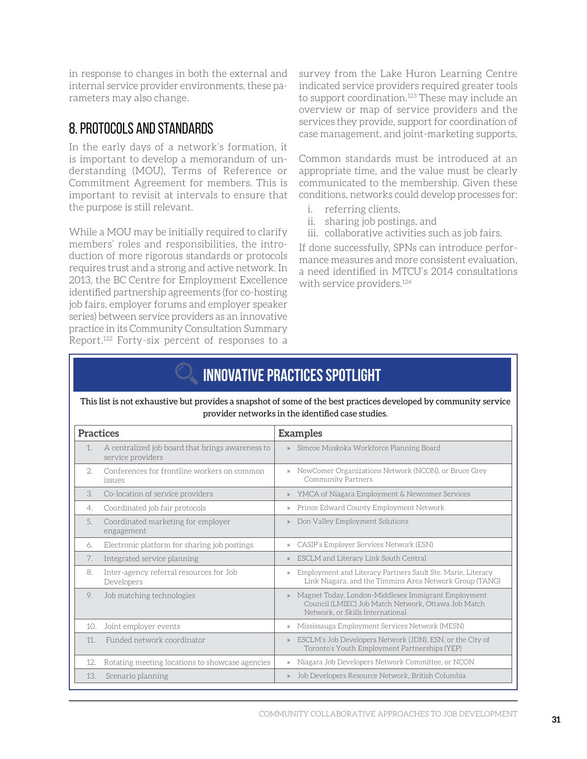in response to changes in both the external and internal service provider environments, these parameters may also change.

## 8. PROTOCOLS AND STANDARDS

In the early days of a network's formation, it is important to develop a memorandum of understanding (MOU), Terms of Reference or Commitment Agreement for members. This is important to revisit at intervals to ensure that the purpose is still relevant.

While a MOU may be initially required to clarify members' roles and responsibilities, the introduction of more rigorous standards or protocols requires trust and a strong and active network. In 2013, the BC Centre for Employment Excellence identified partnership agreements (for co-hosting job fairs, employer forums and employer speaker series) between service providers as an innovative practice in its Community Consultation Summary Report.[122] Forty-six percent of responses to a survey from the Lake Huron Learning Centre indicated service providers required greater tools to support coordination.[123] These may include an overview or map of service providers and the services they provide, support for coordination of case management, and joint-marketing supports.

Common standards must be introduced at an appropriate time, and the value must be clearly communicated to the membership. Given these conditions, networks could develop processes for:

i. referring clients,
ii. sharing job postings, and
iii. collaborative activities such as job fairs.

If done successfully, SPNs can introduce performance measures and more consistent evaluation, a need identified in MTCU's 2014 consultations with service providers.[124]

### INNOVATIVE PRACTICES SPOTLIGHT

This list is not exhaustive but provides a snapshot of some of the best practices developed by community service provider networks in the identified case studies.

| Practices | Examples |
|---|---|
| 1. A centralized job board that brings awareness to service providers | » Simcoe Muskoka Workforce Planning Board |
| 2. Conferences for frontline workers on common issues | » NewComer Organizations Network (NCON), or Bruce Grey Community Partners |
| 3. Co-location of service providers | » YMCA of Niagara Employment & Newcomer Services |
| 4. Coordinated job fair protocols | » Prince Edward County Employment Network |
| 5. Coordinated marketing for employer engagement | » Don Valley Employment Solutions |
| 6. Electronic platform for sharing job postings | » CASIP's Employer Services Network (ESN) |
| 7. Integrated service planning | » ESCLM and Literacy Link South Central |
| 8. Inter-agency referral resources for Job Developers | » Employment and Literacy Partners Sault Ste. Marie, Literacy Link Niagara, and the Timmins Area Network Group (TANG) |
| 9. Job matching technologies | » Magnet Today, London-Middlesex Immigrant Employment Council (LMIEC) Job Match Network, Ottawa Job Match Network, or Skills International |
| 10. Joint employer events | » Mississauga Employment Services Network (MESN) |
| 11. Funded network coordinator | » ESCLM's Job Developers Network (JDN), ESN, or the City of Toronto's Youth Employment Partnerships (YEP) |
| 12. Rotating meeting locations to showcase agencies | » Niagara Job Developers Network Committee, or NCON |
| 13. Scenario planning | » Job Developers Resource Network, British Columbia |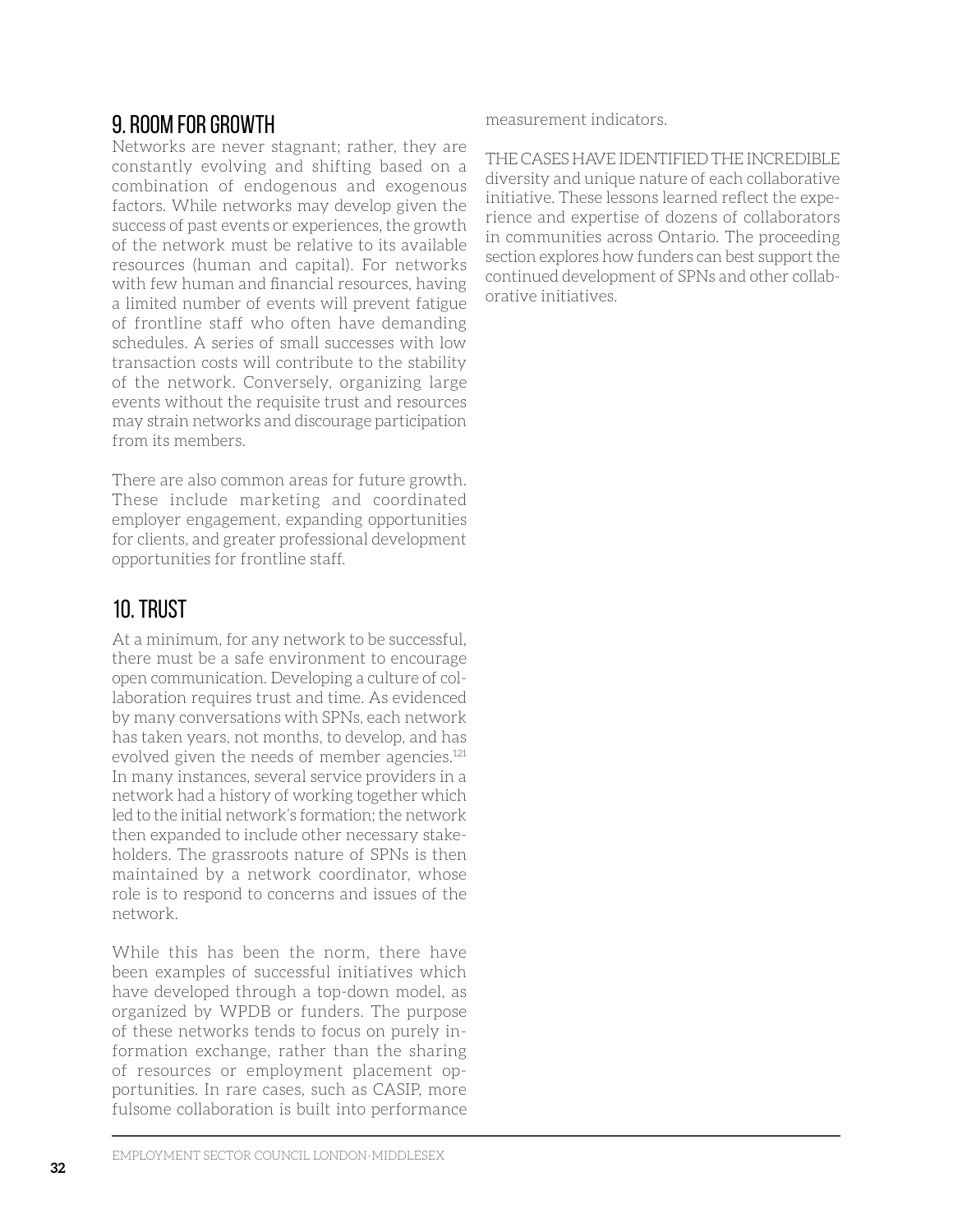## 9. ROOM FOR GROWTH

Networks are never stagnant; rather, they are constantly evolving and shifting based on a combination of endogenous and exogenous factors. While networks may develop given the success of past events or experiences, the growth of the network must be relative to its available resources (human and capital). For networks with few human and financial resources, having a limited number of events will prevent fatigue of frontline staff who often have demanding schedules. A series of small successes with low transaction costs will contribute to the stability of the network. Conversely, organizing large events without the requisite trust and resources may strain networks and discourage participation from its members.

There are also common areas for future growth. These include marketing and coordinated employer engagement, expanding opportunities for clients, and greater professional development opportunities for frontline staff.

## 10. TRUST

At a minimum, for any network to be successful, there must be a safe environment to encourage open communication. Developing a culture of collaboration requires trust and time. As evidenced by many conversations with SPNs, each network has taken years, not months, to develop, and has evolved given the needs of member agencies.[121] In many instances, several service providers in a network had a history of working together which led to the initial network's formation; the network then expanded to include other necessary stakeholders. The grassroots nature of SPNs is then maintained by a network coordinator, whose role is to respond to concerns and issues of the network.

While this has been the norm, there have been examples of successful initiatives which have developed through a top-down model, as organized by WPDB or funders. The purpose of these networks tends to focus on purely information exchange, rather than the sharing of resources or employment placement opportunities. In rare cases, such as CASIP, more fulsome collaboration is built into performance measurement indicators.

THE CASES HAVE IDENTIFIED THE INCREDIBLE diversity and unique nature of each collaborative initiative. These lessons learned reflect the experience and expertise of dozens of collaborators in communities across Ontario. The proceeding section explores how funders can best support the continued development of SPNs and other collaborative initiatives.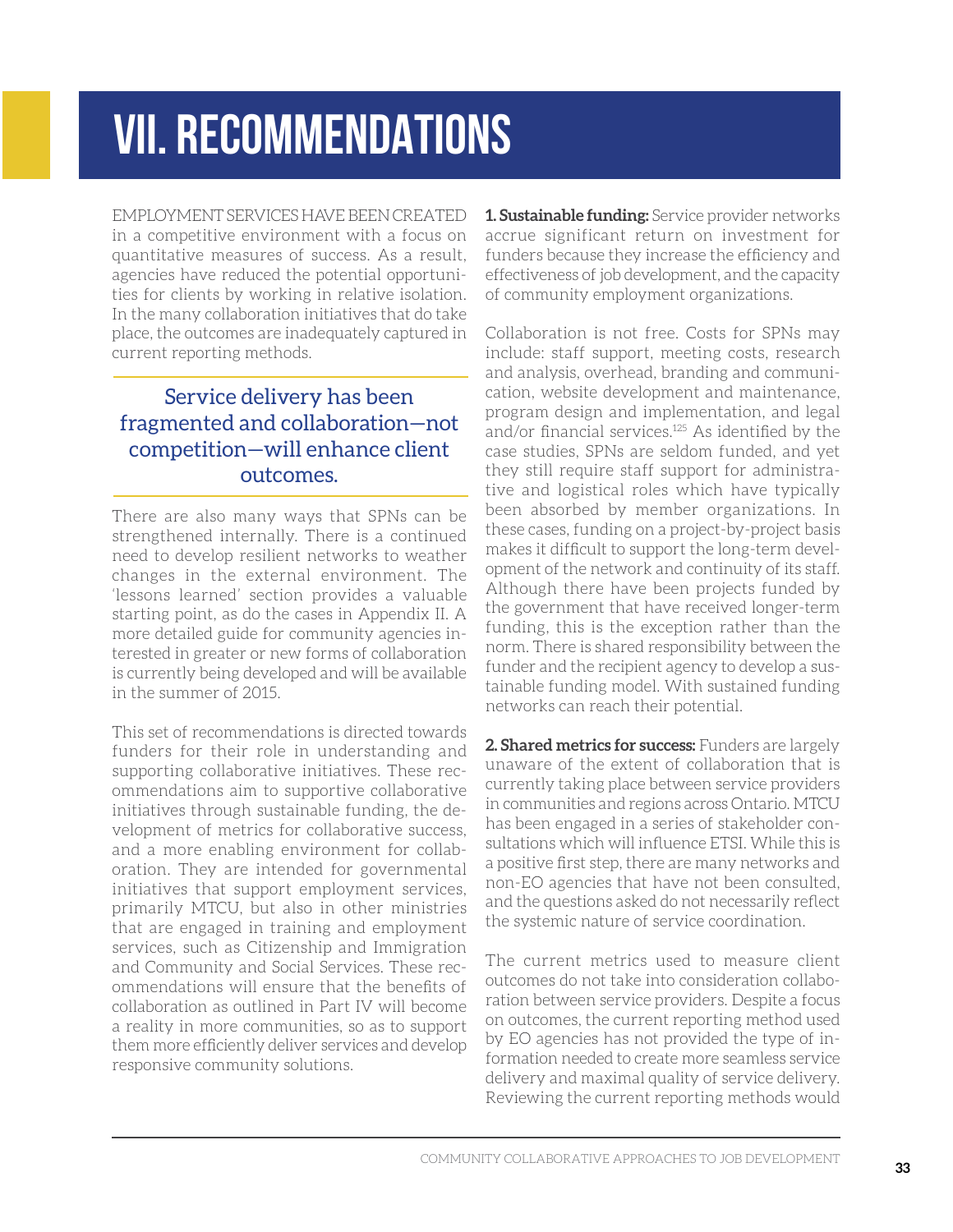# VII. RECOMMENDATIONS

EMPLOYMENT SERVICES HAVE BEEN CREATED in a competitive environment with a focus on quantitative measures of success. As a result, agencies have reduced the potential opportunities for clients by working in relative isolation. In the many collaboration initiatives that do take place, the outcomes are inadequately captured in current reporting methods.

> Service delivery has been fragmented and collaboration—not competition—will enhance client outcomes.

There are also many ways that SPNs can be strengthened internally. There is a continued need to develop resilient networks to weather changes in the external environment. The 'lessons learned' section provides a valuable starting point, as do the cases in Appendix II. A more detailed guide for community agencies interested in greater or new forms of collaboration is currently being developed and will be available in the summer of 2015.

This set of recommendations is directed towards funders for their role in understanding and supporting collaborative initiatives. These recommendations aim to supportive collaborative initiatives through sustainable funding, the development of metrics for collaborative success, and a more enabling environment for collaboration. They are intended for governmental initiatives that support employment services, primarily MTCU, but also in other ministries that are engaged in training and employment services, such as Citizenship and Immigration and Community and Social Services. These recommendations will ensure that the benefits of collaboration as outlined in Part IV will become a reality in more communities, so as to support them more efficiently deliver services and develop responsive community solutions.

**1. Sustainable funding:** Service provider networks accrue significant return on investment for funders because they increase the efficiency and effectiveness of job development, and the capacity of community employment organizations.

Collaboration is not free. Costs for SPNs may include: staff support, meeting costs, research and analysis, overhead, branding and communication, website development and maintenance, program design and implementation, and legal and/or financial services.[125] As identified by the case studies, SPNs are seldom funded, and yet they still require staff support for administrative and logistical roles which have typically been absorbed by member organizations. In these cases, funding on a project-by-project basis makes it difficult to support the long-term development of the network and continuity of its staff. Although there have been projects funded by the government that have received longer-term funding, this is the exception rather than the norm. There is shared responsibility between the funder and the recipient agency to develop a sustainable funding model. With sustained funding networks can reach their potential.

**2. Shared metrics for success:** Funders are largely unaware of the extent of collaboration that is currently taking place between service providers in communities and regions across Ontario. MTCU has been engaged in a series of stakeholder consultations which will influence ETSI. While this is a positive first step, there are many networks and non-EO agencies that have not been consulted, and the questions asked do not necessarily reflect the systemic nature of service coordination.

The current metrics used to measure client outcomes do not take into consideration collaboration between service providers. Despite a focus on outcomes, the current reporting method used by EO agencies has not provided the type of information needed to create more seamless service delivery and maximal quality of service delivery. Reviewing the current reporting methods would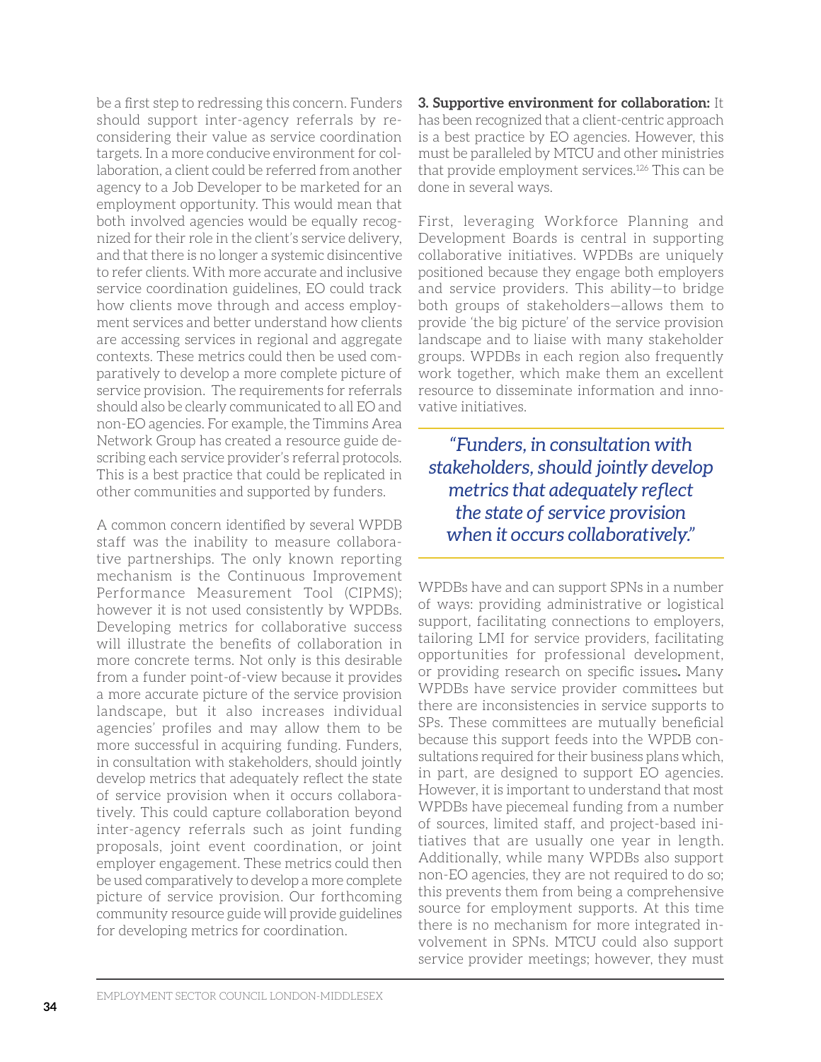be a first step to redressing this concern. Funders should support inter-agency referrals by reconsidering their value as service coordination targets. In a more conducive environment for collaboration, a client could be referred from another agency to a Job Developer to be marketed for an employment opportunity. This would mean that both involved agencies would be equally recognized for their role in the client's service delivery, and that there is no longer a systemic disincentive to refer clients. With more accurate and inclusive service coordination guidelines, EO could track how clients move through and access employment services and better understand how clients are accessing services in regional and aggregate contexts. These metrics could then be used comparatively to develop a more complete picture of service provision. The requirements for referrals should also be clearly communicated to all EO and non-EO agencies. For example, the Timmins Area Network Group has created a resource guide describing each service provider's referral protocols. This is a best practice that could be replicated in other communities and supported by funders.

A common concern identified by several WPDB staff was the inability to measure collaborative partnerships. The only known reporting mechanism is the Continuous Improvement Performance Measurement Tool (CIPMS); however it is not used consistently by WPDBs. Developing metrics for collaborative success will illustrate the benefits of collaboration in more concrete terms. Not only is this desirable from a funder point-of-view because it provides a more accurate picture of the service provision landscape, but it also increases individual agencies' profiles and may allow them to be more successful in acquiring funding. Funders, in consultation with stakeholders, should jointly develop metrics that adequately reflect the state of service provision when it occurs collaboratively. This could capture collaboration beyond inter-agency referrals such as joint funding proposals, joint event coordination, or joint employer engagement. These metrics could then be used comparatively to develop a more complete picture of service provision. Our forthcoming community resource guide will provide guidelines for developing metrics for coordination.

**3. Supportive environment for collaboration:** It has been recognized that a client-centric approach is a best practice by EO agencies. However, this must be paralleled by MTCU and other ministries that provide employment services.[126] This can be done in several ways.

First, leveraging Workforce Planning and Development Boards is central in supporting collaborative initiatives. WPDBs are uniquely positioned because they engage both employers and service providers. This ability—to bridge both groups of stakeholders—allows them to provide 'the big picture' of the service provision landscape and to liaise with many stakeholder groups. WPDBs in each region also frequently work together, which make them an excellent resource to disseminate information and innovative initiatives.

> *"Funders, in consultation with stakeholders, should jointly develop metrics that adequately reflect the state of service provision when it occurs collaboratively."*

WPDBs have and can support SPNs in a number of ways: providing administrative or logistical support, facilitating connections to employers, tailoring LMI for service providers, facilitating opportunities for professional development, or providing research on specific issues. Many WPDBs have service provider committees but there are inconsistencies in service supports to SPs. These committees are mutually beneficial because this support feeds into the WPDB consultations required for their business plans which, in part, are designed to support EO agencies. However, it is important to understand that most WPDBs have piecemeal funding from a number of sources, limited staff, and project-based initiatives that are usually one year in length. Additionally, while many WPDBs also support non-EO agencies, they are not required to do so; this prevents them from being a comprehensive source for employment supports. At this time there is no mechanism for more integrated involvement in SPNs. MTCU could also support service provider meetings; however, they must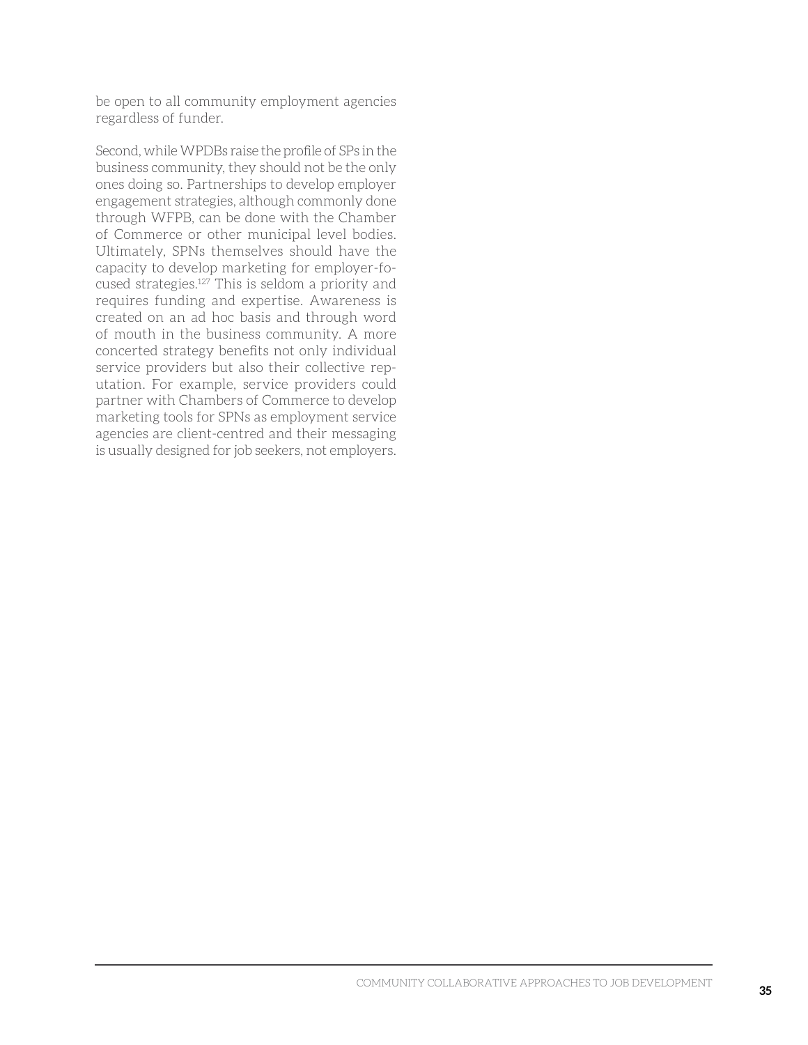be open to all community employment agencies regardless of funder.

Second, while WPDBs raise the profile of SPs in the business community, they should not be the only ones doing so. Partnerships to develop employer engagement strategies, although commonly done through WFPB, can be done with the Chamber of Commerce or other municipal level bodies. Ultimately, SPNs themselves should have the capacity to develop marketing for employer-focused strategies.[127] This is seldom a priority and requires funding and expertise. Awareness is created on an ad hoc basis and through word of mouth in the business community. A more concerted strategy benefits not only individual service providers but also their collective reputation. For example, service providers could partner with Chambers of Commerce to develop marketing tools for SPNs as employment service agencies are client-centred and their messaging is usually designed for job seekers, not employers.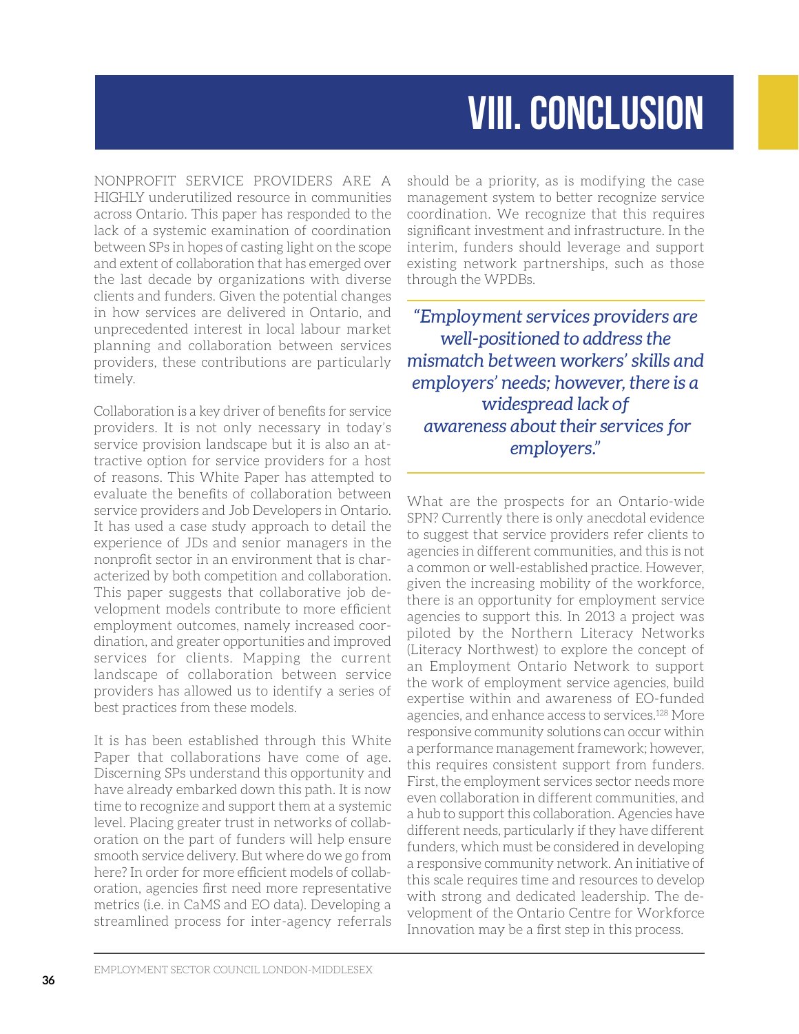# VIII. CONCLUSION

NONPROFIT SERVICE PROVIDERS ARE A HIGHLY underutilized resource in communities across Ontario. This paper has responded to the lack of a systemic examination of coordination between SPs in hopes of casting light on the scope and extent of collaboration that has emerged over the last decade by organizations with diverse clients and funders. Given the potential changes in how services are delivered in Ontario, and unprecedented interest in local labour market planning and collaboration between services providers, these contributions are particularly timely.

Collaboration is a key driver of benefits for service providers. It is not only necessary in today's service provision landscape but it is also an attractive option for service providers for a host of reasons. This White Paper has attempted to evaluate the benefits of collaboration between service providers and Job Developers in Ontario. It has used a case study approach to detail the experience of JDs and senior managers in the nonprofit sector in an environment that is characterized by both competition and collaboration. This paper suggests that collaborative job development models contribute to more efficient employment outcomes, namely increased coordination, and greater opportunities and improved services for clients. Mapping the current landscape of collaboration between service providers has allowed us to identify a series of best practices from these models.

It is has been established through this White Paper that collaborations have come of age. Discerning SPs understand this opportunity and have already embarked down this path. It is now time to recognize and support them at a systemic level. Placing greater trust in networks of collaboration on the part of funders will help ensure smooth service delivery. But where do we go from here? In order for more efficient models of collaboration, agencies first need more representative metrics (i.e. in CaMS and EO data). Developing a streamlined process for inter-agency referrals should be a priority, as is modifying the case management system to better recognize service coordination. We recognize that this requires significant investment and infrastructure. In the interim, funders should leverage and support existing network partnerships, such as those through the WPDBs.

> *"Employment services providers are well-positioned to address the mismatch between workers' skills and employers' needs; however, there is a widespread lack of awareness about their services for employers."*

What are the prospects for an Ontario-wide SPN? Currently there is only anecdotal evidence to suggest that service providers refer clients to agencies in different communities, and this is not a common or well-established practice. However, given the increasing mobility of the workforce, there is an opportunity for employment service agencies to support this. In 2013 a project was piloted by the Northern Literacy Networks (Literacy Northwest) to explore the concept of an Employment Ontario Network to support the work of employment service agencies, build expertise within and awareness of EO-funded agencies, and enhance access to services.[128] More responsive community solutions can occur within a performance management framework; however, this requires consistent support from funders. First, the employment services sector needs more even collaboration in different communities, and a hub to support this collaboration. Agencies have different needs, particularly if they have different funders, which must be considered in developing a responsive community network. An initiative of this scale requires time and resources to develop with strong and dedicated leadership. The development of the Ontario Centre for Workforce Innovation may be a first step in this process.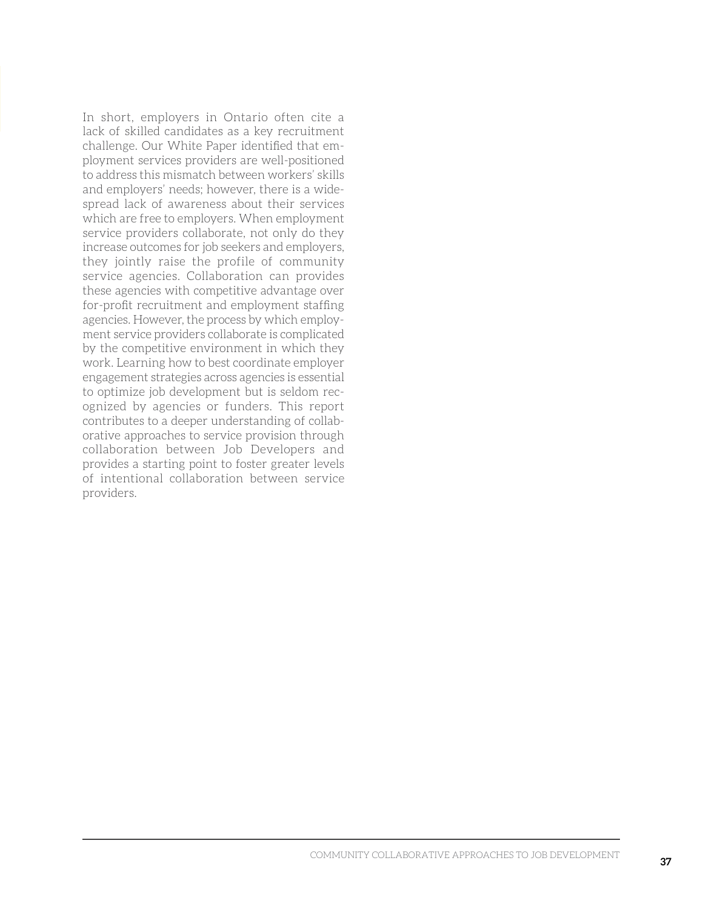In short, employers in Ontario often cite a lack of skilled candidates as a key recruitment challenge. Our White Paper identified that employment services providers are well-positioned to address this mismatch between workers' skills and employers' needs; however, there is a widespread lack of awareness about their services which are free to employers. When employment service providers collaborate, not only do they increase outcomes for job seekers and employers, they jointly raise the profile of community service agencies. Collaboration can provides these agencies with competitive advantage over for-profit recruitment and employment staffing agencies. However, the process by which employment service providers collaborate is complicated by the competitive environment in which they work. Learning how to best coordinate employer engagement strategies across agencies is essential to optimize job development but is seldom recognized by agencies or funders. This report contributes to a deeper understanding of collaborative approaches to service provision through collaboration between Job Developers and provides a starting point to foster greater levels of intentional collaboration between service providers.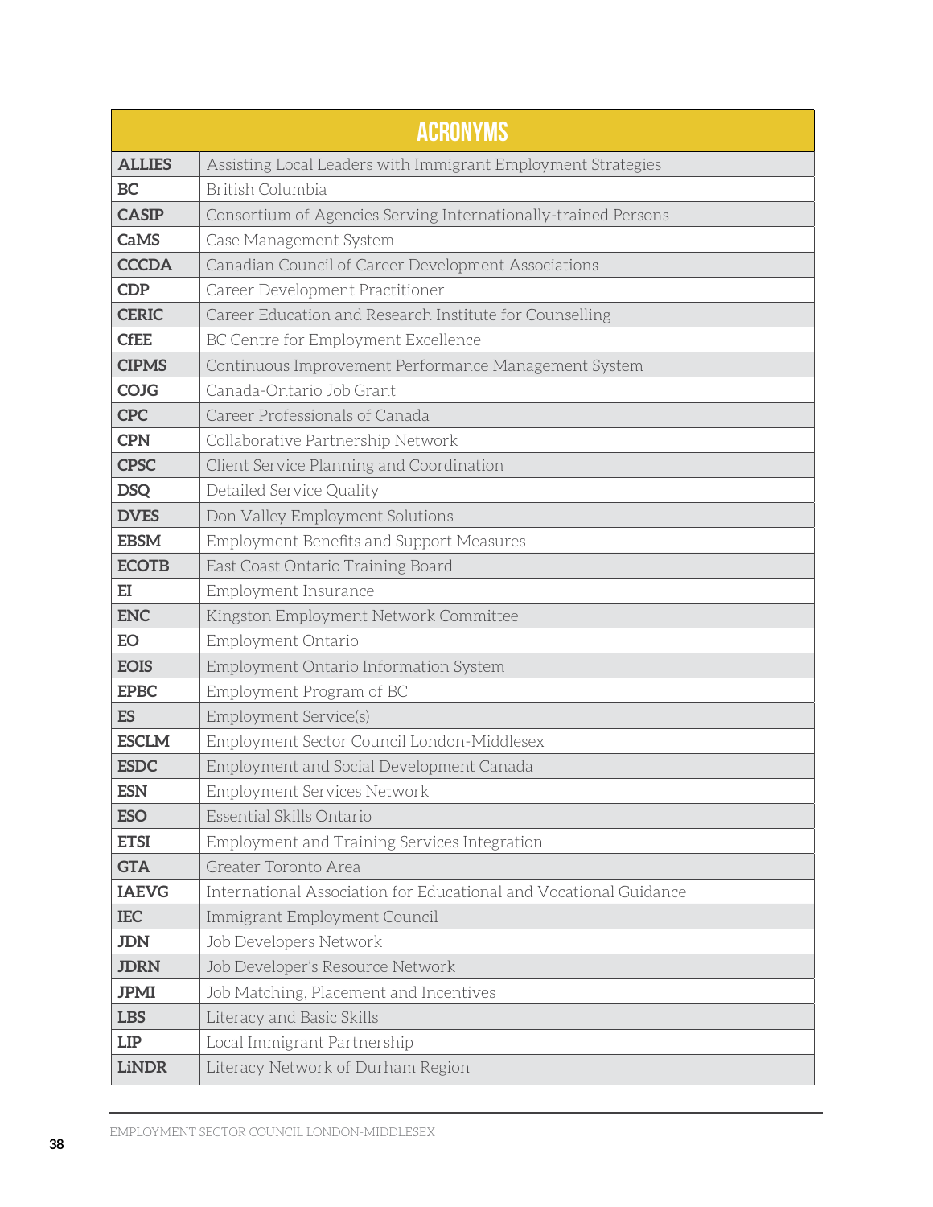| ACRONYMS | |
|---|---|
| **ALLIES** | Assisting Local Leaders with Immigrant Employment Strategies |
| **BC** | British Columbia |
| **CASIP** | Consortium of Agencies Serving Internationally-trained Persons |
| **CaMS** | Case Management System |
| **CCCDA** | Canadian Council of Career Development Associations |
| **CDP** | Career Development Practitioner |
| **CERIC** | Career Education and Research Institute for Counselling |
| **CfEE** | BC Centre for Employment Excellence |
| **CIPMS** | Continuous Improvement Performance Management System |
| **COJG** | Canada-Ontario Job Grant |
| **CPC** | Career Professionals of Canada |
| **CPN** | Collaborative Partnership Network |
| **CPSC** | Client Service Planning and Coordination |
| **DSQ** | Detailed Service Quality |
| **DVES** | Don Valley Employment Solutions |
| **EBSM** | Employment Benefits and Support Measures |
| **ECOTB** | East Coast Ontario Training Board |
| **EI** | Employment Insurance |
| **ENC** | Kingston Employment Network Committee |
| **EO** | Employment Ontario |
| **EOIS** | Employment Ontario Information System |
| **EPBC** | Employment Program of BC |
| **ES** | Employment Service(s) |
| **ESCLM** | Employment Sector Council London-Middlesex |
| **ESDC** | Employment and Social Development Canada |
| **ESN** | Employment Services Network |
| **ESO** | Essential Skills Ontario |
| **ETSI** | Employment and Training Services Integration |
| **GTA** | Greater Toronto Area |
| **IAEVG** | International Association for Educational and Vocational Guidance |
| **IEC** | Immigrant Employment Council |
| **JDN** | Job Developers Network |
| **JDRN** | Job Developer's Resource Network |
| **JPMI** | Job Matching, Placement and Incentives |
| **LBS** | Literacy and Basic Skills |
| **LIP** | Local Immigrant Partnership |
| **LiNDR** | Literacy Network of Durham Region |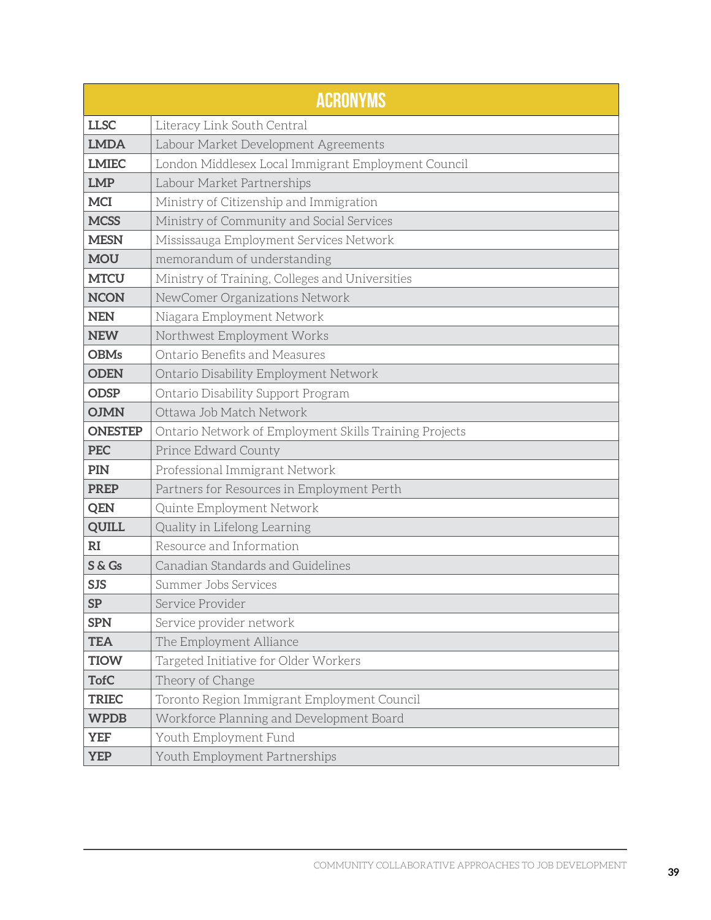| ACRONYMS | |
|---|---|
| **LLSC** | Literacy Link South Central |
| **LMDA** | Labour Market Development Agreements |
| **LMIEC** | London Middlesex Local Immigrant Employment Council |
| **LMP** | Labour Market Partnerships |
| **MCI** | Ministry of Citizenship and Immigration |
| **MCSS** | Ministry of Community and Social Services |
| **MESN** | Mississauga Employment Services Network |
| **MOU** | memorandum of understanding |
| **MTCU** | Ministry of Training, Colleges and Universities |
| **NCON** | NewComer Organizations Network |
| **NEN** | Niagara Employment Network |
| **NEW** | Northwest Employment Works |
| **OBMs** | Ontario Benefits and Measures |
| **ODEN** | Ontario Disability Employment Network |
| **ODSP** | Ontario Disability Support Program |
| **OJMN** | Ottawa Job Match Network |
| **ONESTEP** | Ontario Network of Employment Skills Training Projects |
| **PEC** | Prince Edward County |
| **PIN** | Professional Immigrant Network |
| **PREP** | Partners for Resources in Employment Perth |
| **QEN** | Quinte Employment Network |
| **QUILL** | Quality in Lifelong Learning |
| **RI** | Resource and Information |
| **S & Gs** | Canadian Standards and Guidelines |
| **SJS** | Summer Jobs Services |
| **SP** | Service Provider |
| **SPN** | Service provider network |
| **TEA** | The Employment Alliance |
| **TIOW** | Targeted Initiative for Older Workers |
| **TofC** | Theory of Change |
| **TRIEC** | Toronto Region Immigrant Employment Council |
| **WPDB** | Workforce Planning and Development Board |
| **YEF** | Youth Employment Fund |
| **YEP** | Youth Employment Partnerships |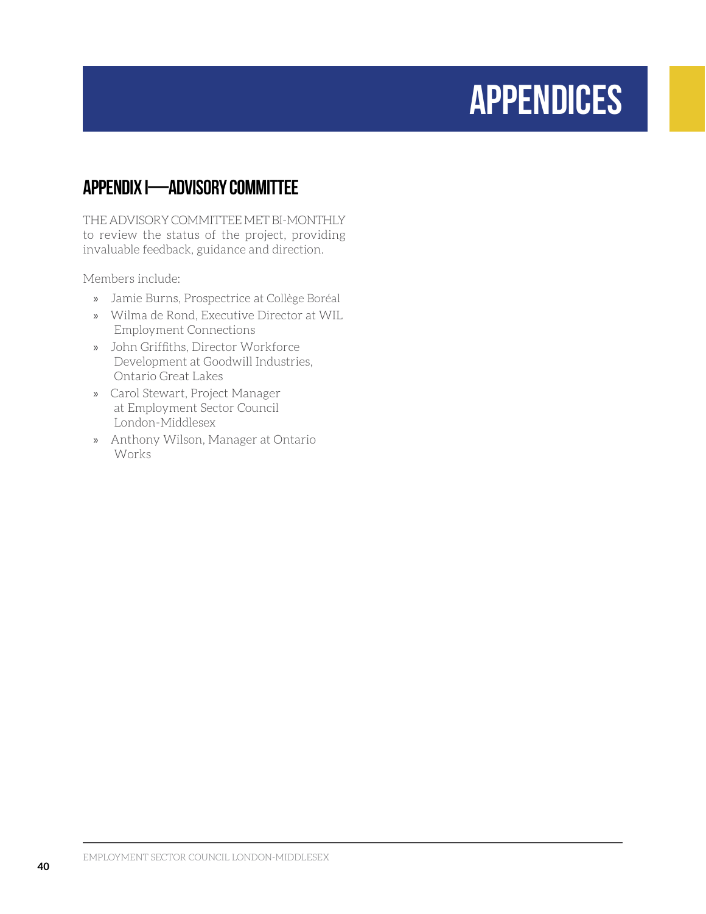# APPENDICES

## APPENDIX I—ADVISORY COMMITTEE

THE ADVISORY COMMITTEE MET BI-MONTHLY to review the status of the project, providing invaluable feedback, guidance and direction.

Members include:

- Jamie Burns, Prospectrice at Collège Boréal
- Wilma de Rond, Executive Director at WIL Employment Connections
- John Griffiths, Director Workforce Development at Goodwill Industries, Ontario Great Lakes
- Carol Stewart, Project Manager at Employment Sector Council London-Middlesex
- Anthony Wilson, Manager at Ontario Works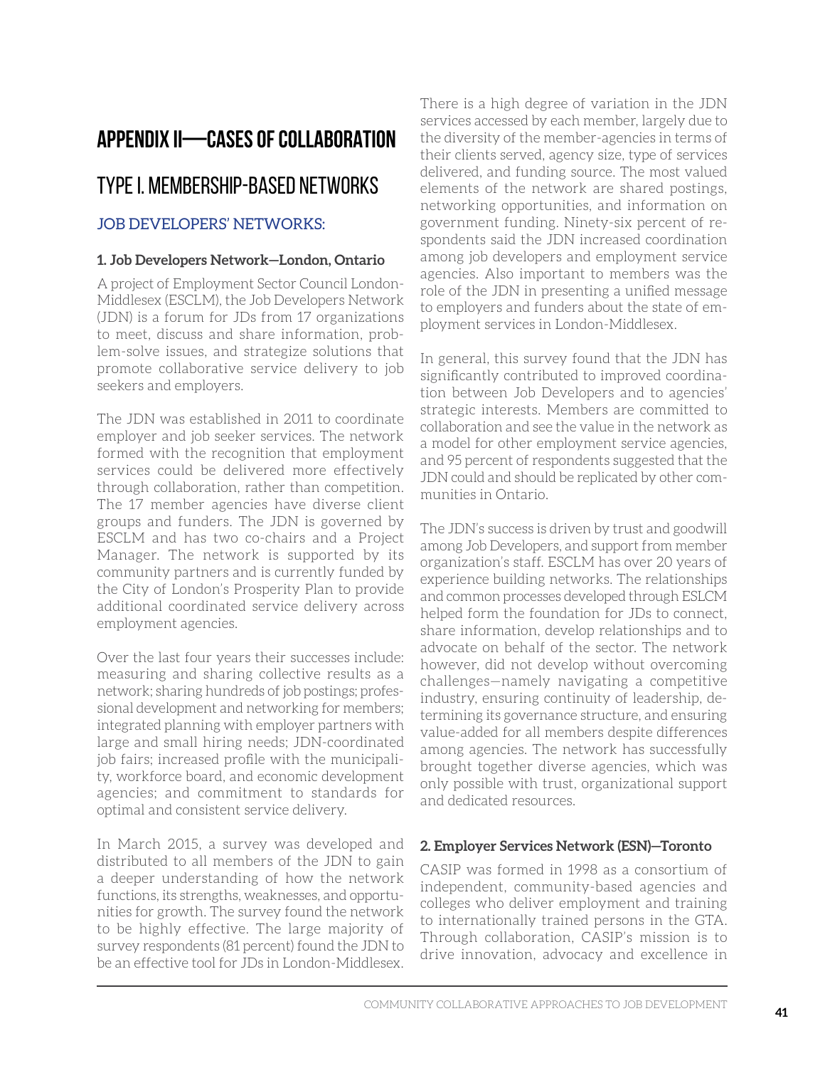# APPENDIX II—CASES OF COLLABORATION

## TYPE I. MEMBERSHIP-BASED NETWORKS

### JOB DEVELOPERS' NETWORKS:

#### 1. Job Developers Network—London, Ontario

A project of Employment Sector Council London-Middlesex (ESCLM), the Job Developers Network (JDN) is a forum for JDs from 17 organizations to meet, discuss and share information, problem-solve issues, and strategize solutions that promote collaborative service delivery to job seekers and employers.

The JDN was established in 2011 to coordinate employer and job seeker services. The network formed with the recognition that employment services could be delivered more effectively through collaboration, rather than competition. The 17 member agencies have diverse client groups and funders. The JDN is governed by ESCLM and has two co-chairs and a Project Manager. The network is supported by its community partners and is currently funded by the City of London's Prosperity Plan to provide additional coordinated service delivery across employment agencies.

Over the last four years their successes include: measuring and sharing collective results as a network; sharing hundreds of job postings; professional development and networking for members; integrated planning with employer partners with large and small hiring needs; JDN-coordinated job fairs; increased profile with the municipality, workforce board, and economic development agencies; and commitment to standards for optimal and consistent service delivery.

In March 2015, a survey was developed and distributed to all members of the JDN to gain a deeper understanding of how the network functions, its strengths, weaknesses, and opportunities for growth. The survey found the network to be highly effective. The large majority of survey respondents (81 percent) found the JDN to be an effective tool for JDs in London-Middlesex. There is a high degree of variation in the JDN services accessed by each member, largely due to the diversity of the member-agencies in terms of their clients served, agency size, type of services delivered, and funding source. The most valued elements of the network are shared postings, networking opportunities, and information on government funding. Ninety-six percent of respondents said the JDN increased coordination among job developers and employment service agencies. Also important to members was the role of the JDN in presenting a unified message to employers and funders about the state of employment services in London-Middlesex.

In general, this survey found that the JDN has significantly contributed to improved coordination between Job Developers and to agencies' strategic interests. Members are committed to collaboration and see the value in the network as a model for other employment service agencies, and 95 percent of respondents suggested that the JDN could and should be replicated by other communities in Ontario.

The JDN's success is driven by trust and goodwill among Job Developers, and support from member organization's staff. ESCLM has over 20 years of experience building networks. The relationships and common processes developed through ESLCM helped form the foundation for JDs to connect, share information, develop relationships and to advocate on behalf of the sector. The network however, did not develop without overcoming challenges—namely navigating a competitive industry, ensuring continuity of leadership, determining its governance structure, and ensuring value-added for all members despite differences among agencies. The network has successfully brought together diverse agencies, which was only possible with trust, organizational support and dedicated resources.

#### 2. Employer Services Network (ESN)—Toronto

CASIP was formed in 1998 as a consortium of independent, community-based agencies and colleges who deliver employment and training to internationally trained persons in the GTA. Through collaboration, CASIP's mission is to drive innovation, advocacy and excellence in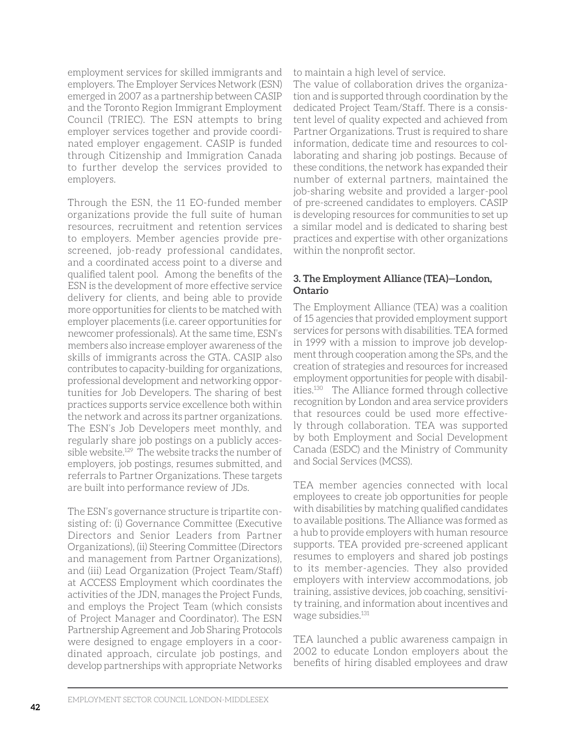employment services for skilled immigrants and employers. The Employer Services Network (ESN) emerged in 2007 as a partnership between CASIP and the Toronto Region Immigrant Employment Council (TRIEC). The ESN attempts to bring employer services together and provide coordinated employer engagement. CASIP is funded through Citizenship and Immigration Canada to further develop the services provided to employers.

Through the ESN, the 11 EO-funded member organizations provide the full suite of human resources, recruitment and retention services to employers. Member agencies provide pre-screened, job-ready professional candidates, and a coordinated access point to a diverse and qualified talent pool. Among the benefits of the ESN is the development of more effective service delivery for clients, and being able to provide more opportunities for clients to be matched with employer placements (i.e. career opportunities for newcomer professionals). At the same time, ESN's members also increase employer awareness of the skills of immigrants across the GTA. CASIP also contributes to capacity-building for organizations, professional development and networking opportunities for Job Developers. The sharing of best practices supports service excellence both within the network and across its partner organizations. The ESN's Job Developers meet monthly, and regularly share job postings on a publicly accessible website.[129] The website tracks the number of employers, job postings, resumes submitted, and referrals to Partner Organizations. These targets are built into performance review of JDs.

The ESN's governance structure is tripartite consisting of: (i) Governance Committee (Executive Directors and Senior Leaders from Partner Organizations), (ii) Steering Committee (Directors and management from Partner Organizations), and (iii) Lead Organization (Project Team/Staff) at ACCESS Employment which coordinates the activities of the JDN, manages the Project Funds, and employs the Project Team (which consists of Project Manager and Coordinator). The ESN Partnership Agreement and Job Sharing Protocols were designed to engage employers in a coordinated approach, circulate job postings, and develop partnerships with appropriate Networks to maintain a high level of service.

The value of collaboration drives the organization and is supported through coordination by the dedicated Project Team/Staff. There is a consistent level of quality expected and achieved from Partner Organizations. Trust is required to share information, dedicate time and resources to collaborating and sharing job postings. Because of these conditions, the network has expanded their number of external partners, maintained the job-sharing website and provided a larger-pool of pre-screened candidates to employers. CASIP is developing resources for communities to set up a similar model and is dedicated to sharing best practices and expertise with other organizations within the nonprofit sector.

### 3. The Employment Alliance (TEA)—London, Ontario

The Employment Alliance (TEA) was a coalition of 15 agencies that provided employment support services for persons with disabilities. TEA formed in 1999 with a mission to improve job development through cooperation among the SPs, and the creation of strategies and resources for increased employment opportunities for people with disabilities.[130] The Alliance formed through collective recognition by London and area service providers that resources could be used more effectively through collaboration. TEA was supported by both Employment and Social Development Canada (ESDC) and the Ministry of Community and Social Services (MCSS).

TEA member agencies connected with local employees to create job opportunities for people with disabilities by matching qualified candidates to available positions. The Alliance was formed as a hub to provide employers with human resource supports. TEA provided pre-screened applicant resumes to employers and shared job postings to its member-agencies. They also provided employers with interview accommodations, job training, assistive devices, job coaching, sensitivity training, and information about incentives and wage subsidies.[131]

TEA launched a public awareness campaign in 2002 to educate London employers about the benefits of hiring disabled employees and draw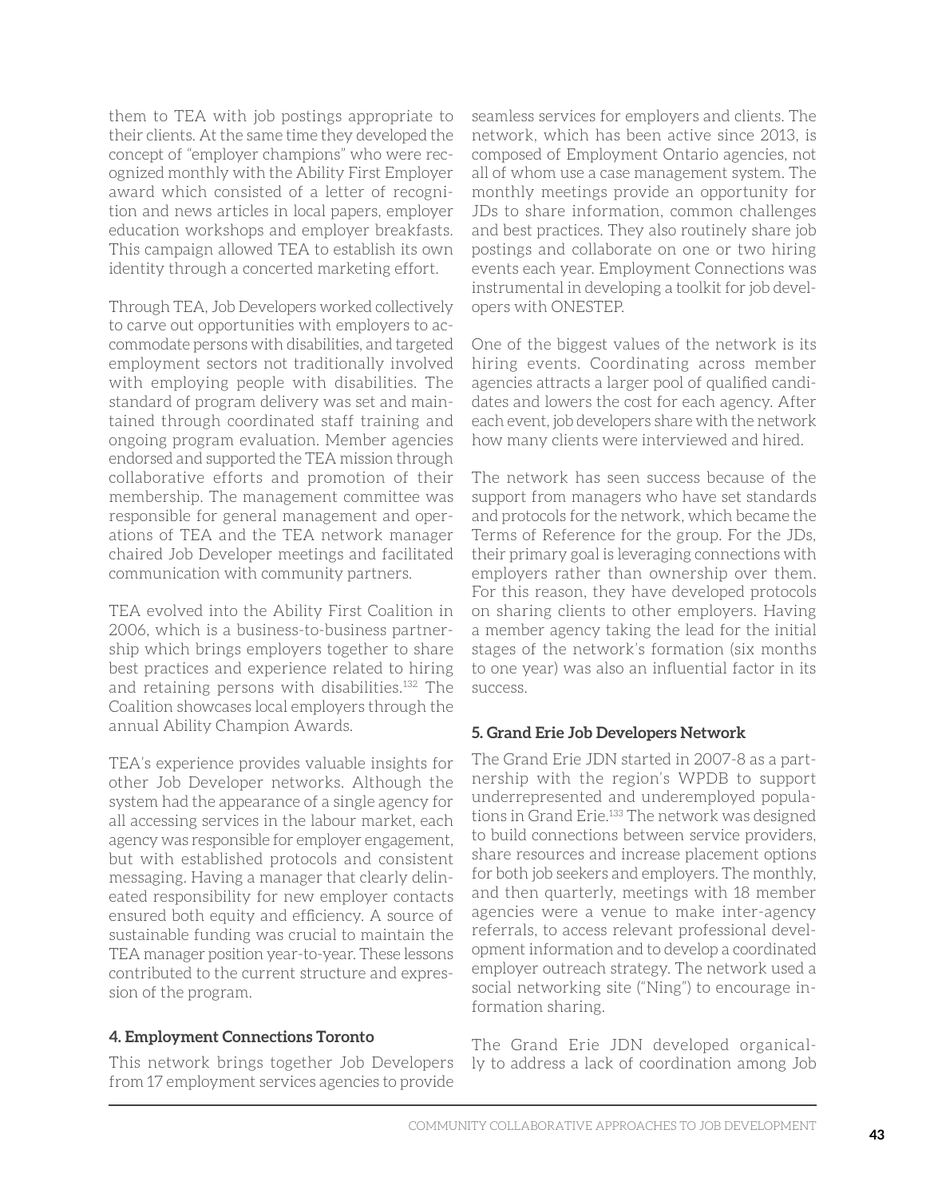them to TEA with job postings appropriate to their clients. At the same time they developed the concept of "employer champions" who were recognized monthly with the Ability First Employer award which consisted of a letter of recognition and news articles in local papers, employer education workshops and employer breakfasts. This campaign allowed TEA to establish its own identity through a concerted marketing effort.

Through TEA, Job Developers worked collectively to carve out opportunities with employers to accommodate persons with disabilities, and targeted employment sectors not traditionally involved with employing people with disabilities. The standard of program delivery was set and maintained through coordinated staff training and ongoing program evaluation. Member agencies endorsed and supported the TEA mission through collaborative efforts and promotion of their membership. The management committee was responsible for general management and operations of TEA and the TEA network manager chaired Job Developer meetings and facilitated communication with community partners.

TEA evolved into the Ability First Coalition in 2006, which is a business-to-business partnership which brings employers together to share best practices and experience related to hiring and retaining persons with disabilities.[132] The Coalition showcases local employers through the annual Ability Champion Awards.

TEA's experience provides valuable insights for other Job Developer networks. Although the system had the appearance of a single agency for all accessing services in the labour market, each agency was responsible for employer engagement, but with established protocols and consistent messaging. Having a manager that clearly delineated responsibility for new employer contacts ensured both equity and efficiency. A source of sustainable funding was crucial to maintain the TEA manager position year-to-year. These lessons contributed to the current structure and expression of the program.

#### 4. Employment Connections Toronto

This network brings together Job Developers from 17 employment services agencies to provide seamless services for employers and clients. The network, which has been active since 2013, is composed of Employment Ontario agencies, not all of whom use a case management system. The monthly meetings provide an opportunity for JDs to share information, common challenges and best practices. They also routinely share job postings and collaborate on one or two hiring events each year. Employment Connections was instrumental in developing a toolkit for job developers with ONESTEP.

One of the biggest values of the network is its hiring events. Coordinating across member agencies attracts a larger pool of qualified candidates and lowers the cost for each agency. After each event, job developers share with the network how many clients were interviewed and hired.

The network has seen success because of the support from managers who have set standards and protocols for the network, which became the Terms of Reference for the group. For the JDs, their primary goal is leveraging connections with employers rather than ownership over them. For this reason, they have developed protocols on sharing clients to other employers. Having a member agency taking the lead for the initial stages of the network's formation (six months to one year) was also an influential factor in its success.

#### 5. Grand Erie Job Developers Network

The Grand Erie JDN started in 2007-8 as a partnership with the region's WPDB to support underrepresented and underemployed populations in Grand Erie.[133] The network was designed to build connections between service providers, share resources and increase placement options for both job seekers and employers. The monthly, and then quarterly, meetings with 18 member agencies were a venue to make inter-agency referrals, to access relevant professional development information and to develop a coordinated employer outreach strategy. The network used a social networking site ("Ning") to encourage information sharing.

The Grand Erie JDN developed organically to address a lack of coordination among Job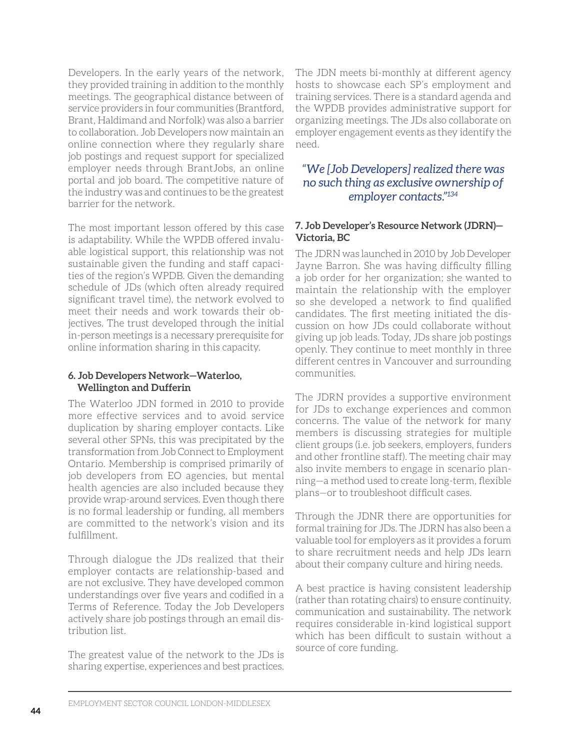Developers. In the early years of the network, they provided training in addition to the monthly meetings. The geographical distance between of service providers in four communities (Brantford, Brant, Haldimand and Norfolk) was also a barrier to collaboration. Job Developers now maintain an online connection where they regularly share job postings and request support for specialized employer needs through BrantJobs, an online portal and job board. The competitive nature of the industry was and continues to be the greatest barrier for the network.

The most important lesson offered by this case is adaptability. While the WPDB offered invaluable logistical support, this relationship was not sustainable given the funding and staff capacities of the region's WPDB. Given the demanding schedule of JDs (which often already required significant travel time), the network evolved to meet their needs and work towards their objectives. The trust developed through the initial in-person meetings is a necessary prerequisite for online information sharing in this capacity.

#### 6. Job Developers Network—Waterloo, Wellington and Dufferin

The Waterloo JDN formed in 2010 to provide more effective services and to avoid service duplication by sharing employer contacts. Like several other SPNs, this was precipitated by the transformation from Job Connect to Employment Ontario. Membership is comprised primarily of job developers from EO agencies, but mental health agencies are also included because they provide wrap-around services. Even though there is no formal leadership or funding, all members are committed to the network's vision and its fulfillment.

Through dialogue the JDs realized that their employer contacts are relationship-based and are not exclusive. They have developed common understandings over five years and codified in a Terms of Reference. Today the Job Developers actively share job postings through an email distribution list.

The greatest value of the network to the JDs is sharing expertise, experiences and best practices. The JDN meets bi-monthly at different agency hosts to showcase each SP's employment and training services. There is a standard agenda and the WPDB provides administrative support for organizing meetings. The JDs also collaborate on employer engagement events as they identify the need.

> *"We [Job Developers] realized there was no such thing as exclusive ownership of employer contacts."*[134]

#### 7. Job Developer's Resource Network (JDRN)—Victoria, BC

The JDRN was launched in 2010 by Job Developer Jayne Barron. She was having difficulty filling a job order for her organization; she wanted to maintain the relationship with the employer so she developed a network to find qualified candidates. The first meeting initiated the discussion on how JDs could collaborate without giving up job leads. Today, JDs share job postings openly. They continue to meet monthly in three different centres in Vancouver and surrounding communities.

The JDRN provides a supportive environment for JDs to exchange experiences and common concerns. The value of the network for many members is discussing strategies for multiple client groups (i.e. job seekers, employers, funders and other frontline staff). The meeting chair may also invite members to engage in scenario planning—a method used to create long-term, flexible plans—or to troubleshoot difficult cases.

Through the JDNR there are opportunities for formal training for JDs. The JDRN has also been a valuable tool for employers as it provides a forum to share recruitment needs and help JDs learn about their company culture and hiring needs.

A best practice is having consistent leadership (rather than rotating chairs) to ensure continuity, communication and sustainability. The network requires considerable in-kind logistical support which has been difficult to sustain without a source of core funding.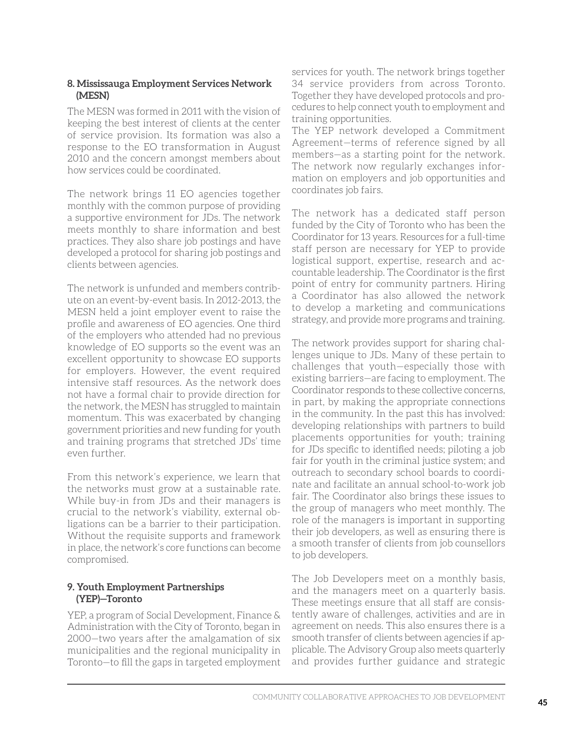### 8. Mississauga Employment Services Network (MESN)

The MESN was formed in 2011 with the vision of keeping the best interest of clients at the center of service provision. Its formation was also a response to the EO transformation in August 2010 and the concern amongst members about how services could be coordinated.

The network brings 11 EO agencies together monthly with the common purpose of providing a supportive environment for JDs. The network meets monthly to share information and best practices. They also share job postings and have developed a protocol for sharing job postings and clients between agencies.

The network is unfunded and members contribute on an event-by-event basis. In 2012-2013, the MESN held a joint employer event to raise the profile and awareness of EO agencies. One third of the employers who attended had no previous knowledge of EO supports so the event was an excellent opportunity to showcase EO supports for employers. However, the event required intensive staff resources. As the network does not have a formal chair to provide direction for the network, the MESN has struggled to maintain momentum. This was exacerbated by changing government priorities and new funding for youth and training programs that stretched JDs' time even further.

From this network's experience, we learn that the networks must grow at a sustainable rate. While buy-in from JDs and their managers is crucial to the network's viability, external obligations can be a barrier to their participation. Without the requisite supports and framework in place, the network's core functions can become compromised.

### 9. Youth Employment Partnerships (YEP)—Toronto

YEP, a program of Social Development, Finance & Administration with the City of Toronto, began in 2000—two years after the amalgamation of six municipalities and the regional municipality in Toronto—to fill the gaps in targeted employment services for youth. The network brings together 34 service providers from across Toronto. Together they have developed protocols and procedures to help connect youth to employment and training opportunities.

The YEP network developed a Commitment Agreement—terms of reference signed by all members—as a starting point for the network. The network now regularly exchanges information on employers and job opportunities and coordinates job fairs.

The network has a dedicated staff person funded by the City of Toronto who has been the Coordinator for 13 years. Resources for a full-time staff person are necessary for YEP to provide logistical support, expertise, research and accountable leadership. The Coordinator is the first point of entry for community partners. Hiring a Coordinator has also allowed the network to develop a marketing and communications strategy, and provide more programs and training.

The network provides support for sharing challenges unique to JDs. Many of these pertain to challenges that youth—especially those with existing barriers—are facing to employment. The Coordinator responds to these collective concerns, in part, by making the appropriate connections in the community. In the past this has involved: developing relationships with partners to build placements opportunities for youth; training for JDs specific to identified needs; piloting a job fair for youth in the criminal justice system; and outreach to secondary school boards to coordinate and facilitate an annual school-to-work job fair. The Coordinator also brings these issues to the group of managers who meet monthly. The role of the managers is important in supporting their job developers, as well as ensuring there is a smooth transfer of clients from job counsellors to job developers.

The Job Developers meet on a monthly basis, and the managers meet on a quarterly basis. These meetings ensure that all staff are consistently aware of challenges, activities and are in agreement on needs. This also ensures there is a smooth transfer of clients between agencies if applicable. The Advisory Group also meets quarterly and provides further guidance and strategic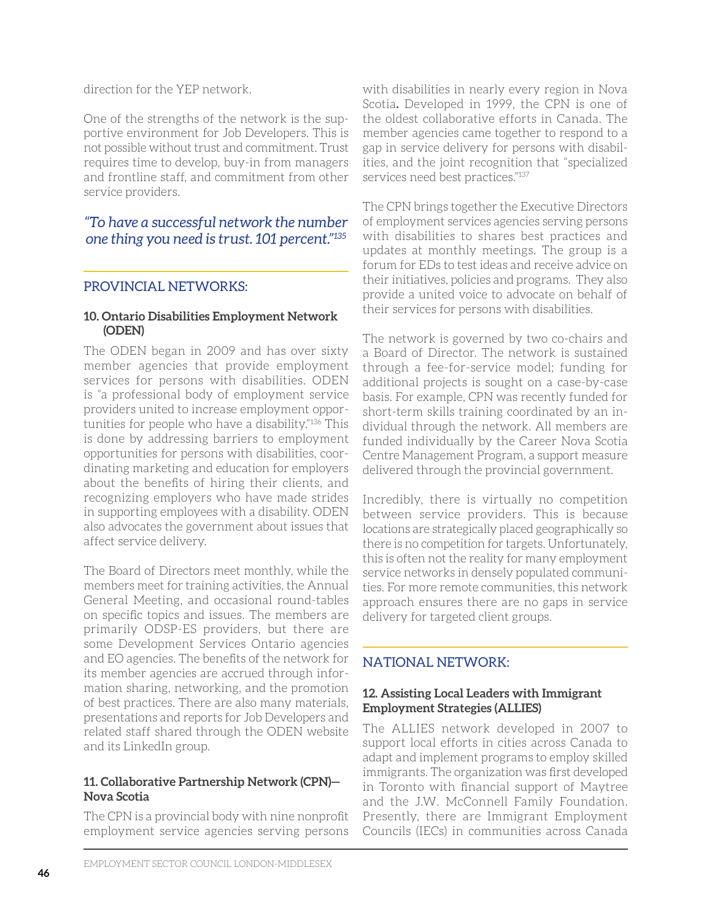direction for the YEP network.

One of the strengths of the network is the supportive environment for Job Developers. This is not possible without trust and commitment. Trust requires time to develop, buy-in from managers and frontline staff, and commitment from other service providers.

*"To have a successful network the number one thing you need is trust. 101 percent."[135]*

## PROVINCIAL NETWORKS:

### 10. Ontario Disabilities Employment Network (ODEN)

The ODEN began in 2009 and has over sixty member agencies that provide employment services for persons with disabilities. ODEN is "a professional body of employment service providers united to increase employment opportunities for people who have a disability."[136] This is done by addressing barriers to employment opportunities for persons with disabilities, coordinating marketing and education for employers about the benefits of hiring their clients, and recognizing employers who have made strides in supporting employees with a disability. ODEN also advocates the government about issues that affect service delivery.

The Board of Directors meet monthly, while the members meet for training activities, the Annual General Meeting, and occasional round-tables on specific topics and issues. The members are primarily ODSP-ES providers, but there are some Development Services Ontario agencies and EO agencies. The benefits of the network for its member agencies are accrued through information sharing, networking, and the promotion of best practices. There are also many materials, presentations and reports for Job Developers and related staff shared through the ODEN website and its LinkedIn group.

### 11. Collaborative Partnership Network (CPN)—Nova Scotia

The CPN is a provincial body with nine nonprofit employment service agencies serving persons with disabilities in nearly every region in Nova Scotia**.** Developed in 1999, the CPN is one of the oldest collaborative efforts in Canada. The member agencies came together to respond to a gap in service delivery for persons with disabilities, and the joint recognition that "specialized services need best practices."[137]

The CPN brings together the Executive Directors of employment services agencies serving persons with disabilities to shares best practices and updates at monthly meetings. The group is a forum for EDs to test ideas and receive advice on their initiatives, policies and programs. They also provide a united voice to advocate on behalf of their services for persons with disabilities.

The network is governed by two co-chairs and a Board of Director. The network is sustained through a fee-for-service model; funding for additional projects is sought on a case-by-case basis. For example, CPN was recently funded for short-term skills training coordinated by an individual through the network. All members are funded individually by the Career Nova Scotia Centre Management Program, a support measure delivered through the provincial government.

Incredibly, there is virtually no competition between service providers. This is because locations are strategically placed geographically so there is no competition for targets. Unfortunately, this is often not the reality for many employment service networks in densely populated communities. For more remote communities, this network approach ensures there are no gaps in service delivery for targeted client groups.

## NATIONAL NETWORK:

### 12. Assisting Local Leaders with Immigrant Employment Strategies (ALLIES)

The ALLIES network developed in 2007 to support local efforts in cities across Canada to adapt and implement programs to employ skilled immigrants. The organization was first developed in Toronto with financial support of Maytree and the J.W. McConnell Family Foundation. Presently, there are Immigrant Employment Councils (IECs) in communities across Canada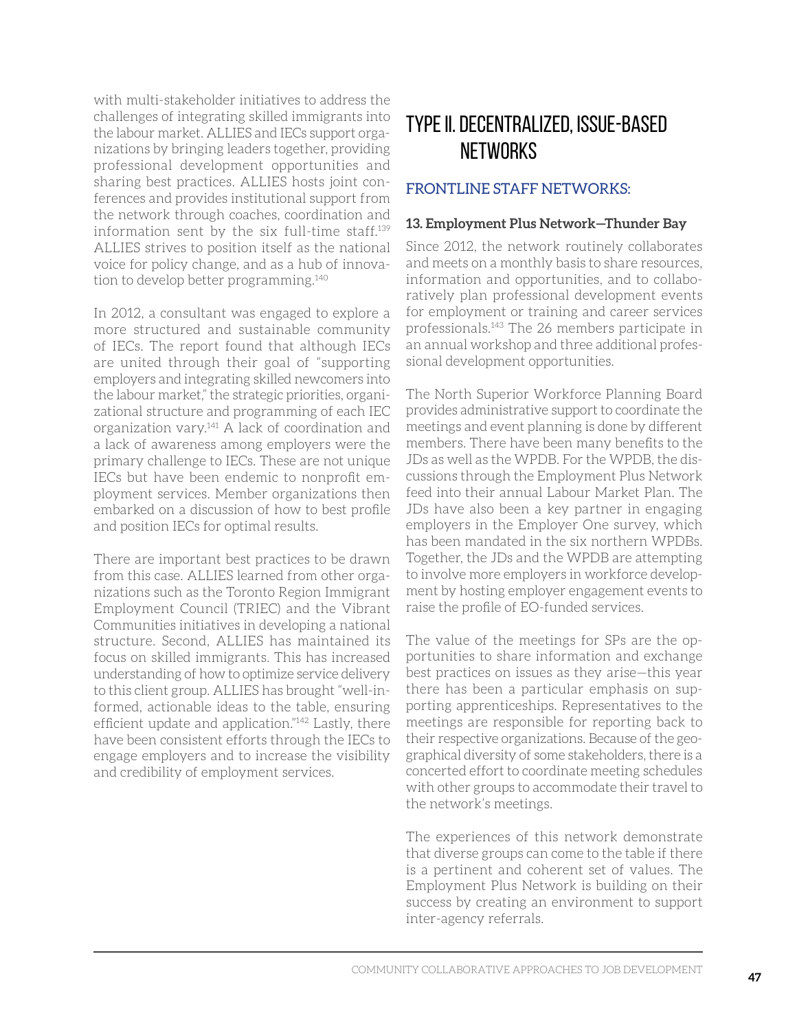with multi-stakeholder initiatives to address the challenges of integrating skilled immigrants into the labour market. ALLIES and IECs support organizations by bringing leaders together, providing professional development opportunities and sharing best practices. ALLIES hosts joint conferences and provides institutional support from the network through coaches, coordination and information sent by the six full-time staff.[139] ALLIES strives to position itself as the national voice for policy change, and as a hub of innovation to develop better programming.[140]

In 2012, a consultant was engaged to explore a more structured and sustainable community of IECs. The report found that although IECs are united through their goal of "supporting employers and integrating skilled newcomers into the labour market," the strategic priorities, organizational structure and programming of each IEC organization vary.[141] A lack of coordination and a lack of awareness among employers were the primary challenge to IECs. These are not unique IECs but have been endemic to nonprofit employment services. Member organizations then embarked on a discussion of how to best profile and position IECs for optimal results.

There are important best practices to be drawn from this case. ALLIES learned from other organizations such as the Toronto Region Immigrant Employment Council (TRIEC) and the Vibrant Communities initiatives in developing a national structure. Second, ALLIES has maintained its focus on skilled immigrants. This has increased understanding of how to optimize service delivery to this client group. ALLIES has brought "well-informed, actionable ideas to the table, ensuring efficient update and application."[142] Lastly, there have been consistent efforts through the IECs to engage employers and to increase the visibility and credibility of employment services.

# TYPE II. DECENTRALIZED, ISSUE-BASED NETWORKS

## FRONTLINE STAFF NETWORKS:

### 13. Employment Plus Network—Thunder Bay

Since 2012, the network routinely collaborates and meets on a monthly basis to share resources, information and opportunities, and to collaboratively plan professional development events for employment or training and career services professionals.[143] The 26 members participate in an annual workshop and three additional professional development opportunities.

The North Superior Workforce Planning Board provides administrative support to coordinate the meetings and event planning is done by different members. There have been many benefits to the JDs as well as the WPDB. For the WPDB, the discussions through the Employment Plus Network feed into their annual Labour Market Plan. The JDs have also been a key partner in engaging employers in the Employer One survey, which has been mandated in the six northern WPDBs. Together, the JDs and the WPDB are attempting to involve more employers in workforce development by hosting employer engagement events to raise the profile of EO-funded services.

The value of the meetings for SPs are the opportunities to share information and exchange best practices on issues as they arise—this year there has been a particular emphasis on supporting apprenticeships. Representatives to the meetings are responsible for reporting back to their respective organizations. Because of the geographical diversity of some stakeholders, there is a concerted effort to coordinate meeting schedules with other groups to accommodate their travel to the network's meetings.

The experiences of this network demonstrate that diverse groups can come to the table if there is a pertinent and coherent set of values. The Employment Plus Network is building on their success by creating an environment to support inter-agency referrals.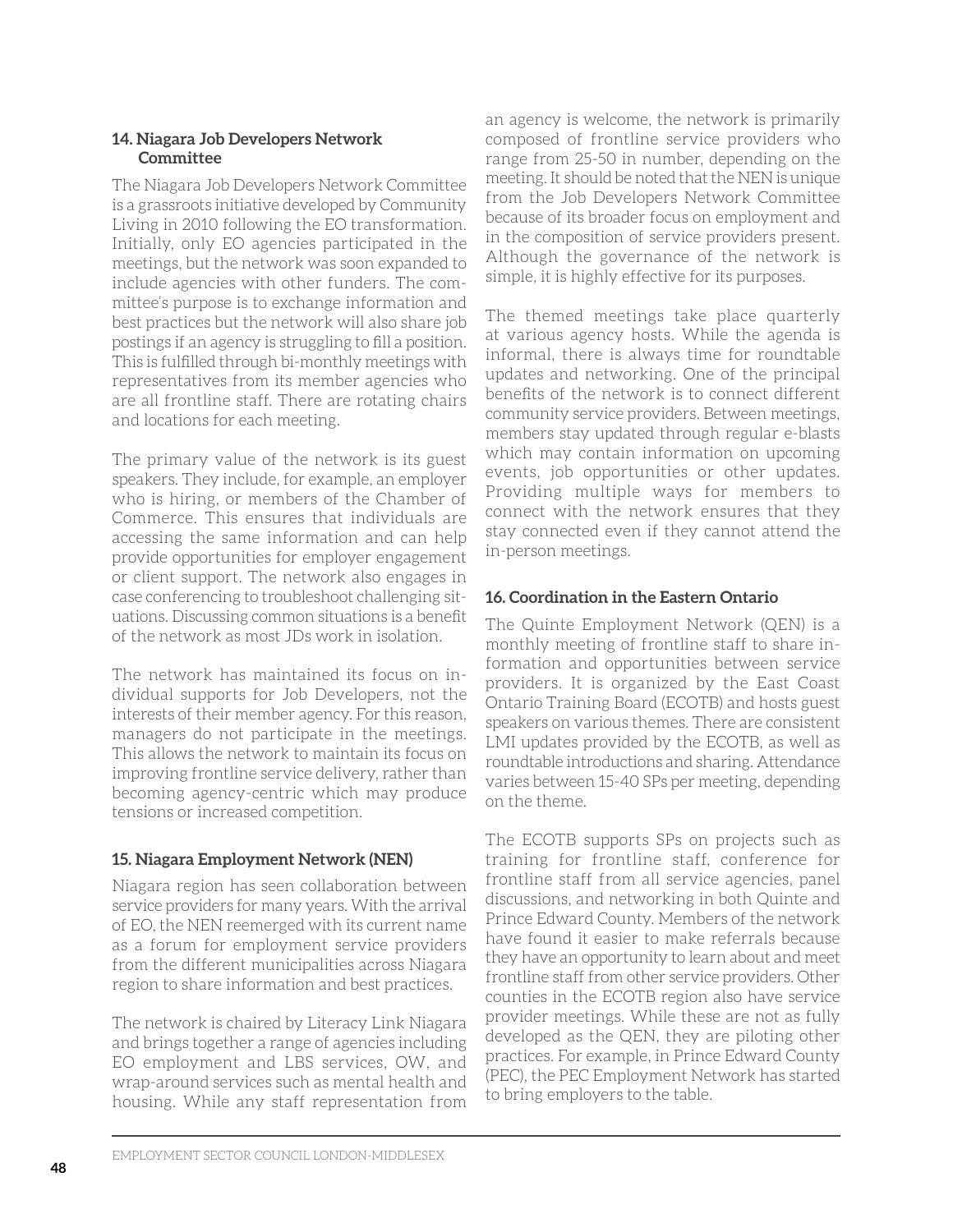### 14. Niagara Job Developers Network Committee

The Niagara Job Developers Network Committee is a grassroots initiative developed by Community Living in 2010 following the EO transformation. Initially, only EO agencies participated in the meetings, but the network was soon expanded to include agencies with other funders. The committee's purpose is to exchange information and best practices but the network will also share job postings if an agency is struggling to fill a position. This is fulfilled through bi-monthly meetings with representatives from its member agencies who are all frontline staff. There are rotating chairs and locations for each meeting.

The primary value of the network is its guest speakers. They include, for example, an employer who is hiring, or members of the Chamber of Commerce. This ensures that individuals are accessing the same information and can help provide opportunities for employer engagement or client support. The network also engages in case conferencing to troubleshoot challenging situations. Discussing common situations is a benefit of the network as most JDs work in isolation.

The network has maintained its focus on individual supports for Job Developers, not the interests of their member agency. For this reason, managers do not participate in the meetings. This allows the network to maintain its focus on improving frontline service delivery, rather than becoming agency-centric which may produce tensions or increased competition.

### 15. Niagara Employment Network (NEN)

Niagara region has seen collaboration between service providers for many years. With the arrival of EO, the NEN reemerged with its current name as a forum for employment service providers from the different municipalities across Niagara region to share information and best practices.

The network is chaired by Literacy Link Niagara and brings together a range of agencies including EO employment and LBS services, OW, and wrap-around services such as mental health and housing. While any staff representation from an agency is welcome, the network is primarily composed of frontline service providers who range from 25-50 in number, depending on the meeting. It should be noted that the NEN is unique from the Job Developers Network Committee because of its broader focus on employment and in the composition of service providers present. Although the governance of the network is simple, it is highly effective for its purposes.

The themed meetings take place quarterly at various agency hosts. While the agenda is informal, there is always time for roundtable updates and networking. One of the principal benefits of the network is to connect different community service providers. Between meetings, members stay updated through regular e-blasts which may contain information on upcoming events, job opportunities or other updates. Providing multiple ways for members to connect with the network ensures that they stay connected even if they cannot attend the in-person meetings.

### 16. Coordination in the Eastern Ontario

The Quinte Employment Network (QEN) is a monthly meeting of frontline staff to share information and opportunities between service providers. It is organized by the East Coast Ontario Training Board (ECOTB) and hosts guest speakers on various themes. There are consistent LMI updates provided by the ECOTB, as well as roundtable introductions and sharing. Attendance varies between 15-40 SPs per meeting, depending on the theme.

The ECOTB supports SPs on projects such as training for frontline staff, conference for frontline staff from all service agencies, panel discussions, and networking in both Quinte and Prince Edward County. Members of the network have found it easier to make referrals because they have an opportunity to learn about and meet frontline staff from other service providers. Other counties in the ECOTB region also have service provider meetings. While these are not as fully developed as the QEN, they are piloting other practices. For example, in Prince Edward County (PEC), the PEC Employment Network has started to bring employers to the table.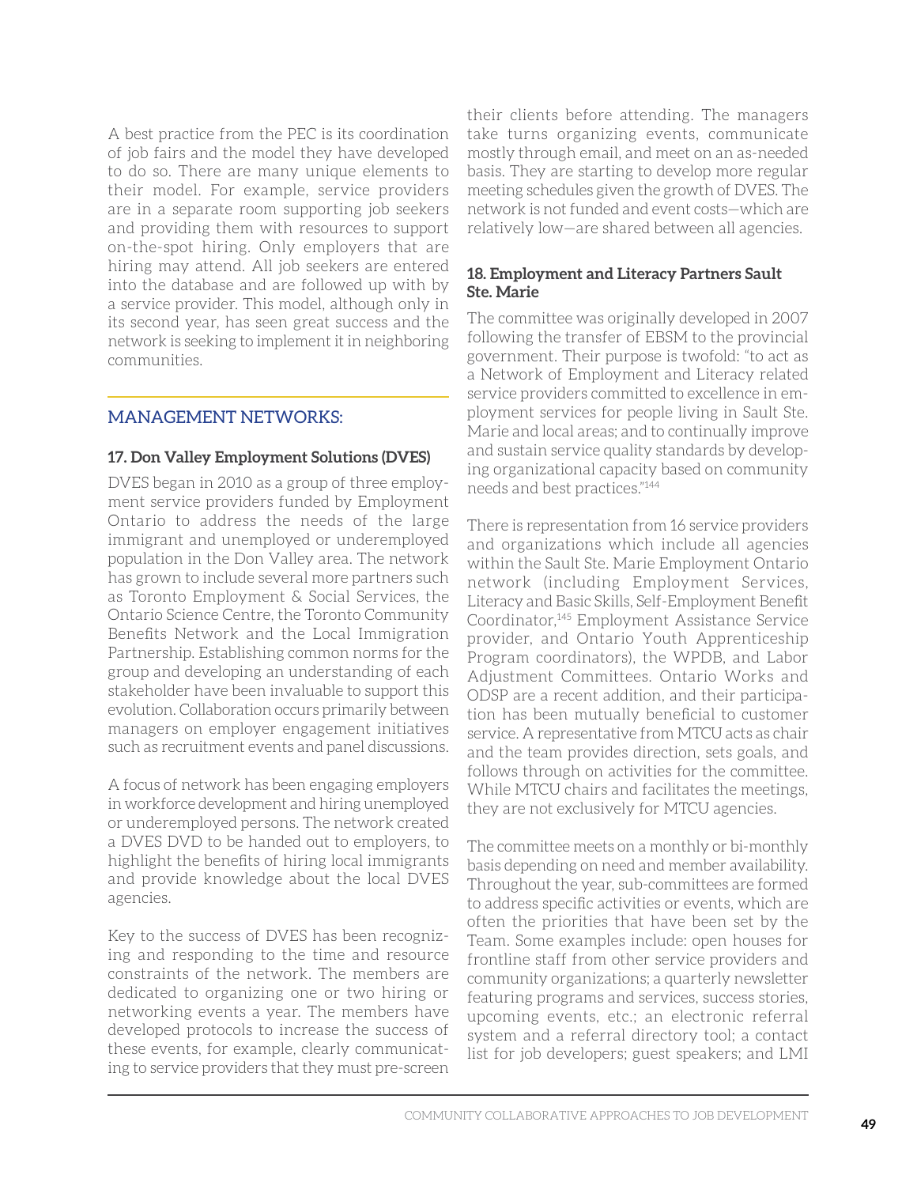A best practice from the PEC is its coordination of job fairs and the model they have developed to do so. There are many unique elements to their model. For example, service providers are in a separate room supporting job seekers and providing them with resources to support on-the-spot hiring. Only employers that are hiring may attend. All job seekers are entered into the database and are followed up with by a service provider. This model, although only in its second year, has seen great success and the network is seeking to implement it in neighboring communities.

## MANAGEMENT NETWORKS:

### 17. Don Valley Employment Solutions (DVES)

DVES began in 2010 as a group of three employment service providers funded by Employment Ontario to address the needs of the large immigrant and unemployed or underemployed population in the Don Valley area. The network has grown to include several more partners such as Toronto Employment & Social Services, the Ontario Science Centre, the Toronto Community Benefits Network and the Local Immigration Partnership. Establishing common norms for the group and developing an understanding of each stakeholder have been invaluable to support this evolution. Collaboration occurs primarily between managers on employer engagement initiatives such as recruitment events and panel discussions.

A focus of network has been engaging employers in workforce development and hiring unemployed or underemployed persons. The network created a DVES DVD to be handed out to employers, to highlight the benefits of hiring local immigrants and provide knowledge about the local DVES agencies.

Key to the success of DVES has been recognizing and responding to the time and resource constraints of the network. The members are dedicated to organizing one or two hiring or networking events a year. The members have developed protocols to increase the success of these events, for example, clearly communicating to service providers that they must pre-screen their clients before attending. The managers take turns organizing events, communicate mostly through email, and meet on an as-needed basis. They are starting to develop more regular meeting schedules given the growth of DVES. The network is not funded and event costs—which are relatively low—are shared between all agencies.

### 18. Employment and Literacy Partners Sault Ste. Marie

The committee was originally developed in 2007 following the transfer of EBSM to the provincial government. Their purpose is twofold: "to act as a Network of Employment and Literacy related service providers committed to excellence in employment services for people living in Sault Ste. Marie and local areas; and to continually improve and sustain service quality standards by developing organizational capacity based on community needs and best practices."[144]

There is representation from 16 service providers and organizations which include all agencies within the Sault Ste. Marie Employment Ontario network (including Employment Services, Literacy and Basic Skills, Self-Employment Benefit Coordinator,[145] Employment Assistance Service provider, and Ontario Youth Apprenticeship Program coordinators), the WPDB, and Labor Adjustment Committees. Ontario Works and ODSP are a recent addition, and their participation has been mutually beneficial to customer service. A representative from MTCU acts as chair and the team provides direction, sets goals, and follows through on activities for the committee. While MTCU chairs and facilitates the meetings, they are not exclusively for MTCU agencies.

The committee meets on a monthly or bi-monthly basis depending on need and member availability. Throughout the year, sub-committees are formed to address specific activities or events, which are often the priorities that have been set by the Team. Some examples include: open houses for frontline staff from other service providers and community organizations; a quarterly newsletter featuring programs and services, success stories, upcoming events, etc.; an electronic referral system and a referral directory tool; a contact list for job developers; guest speakers; and LMI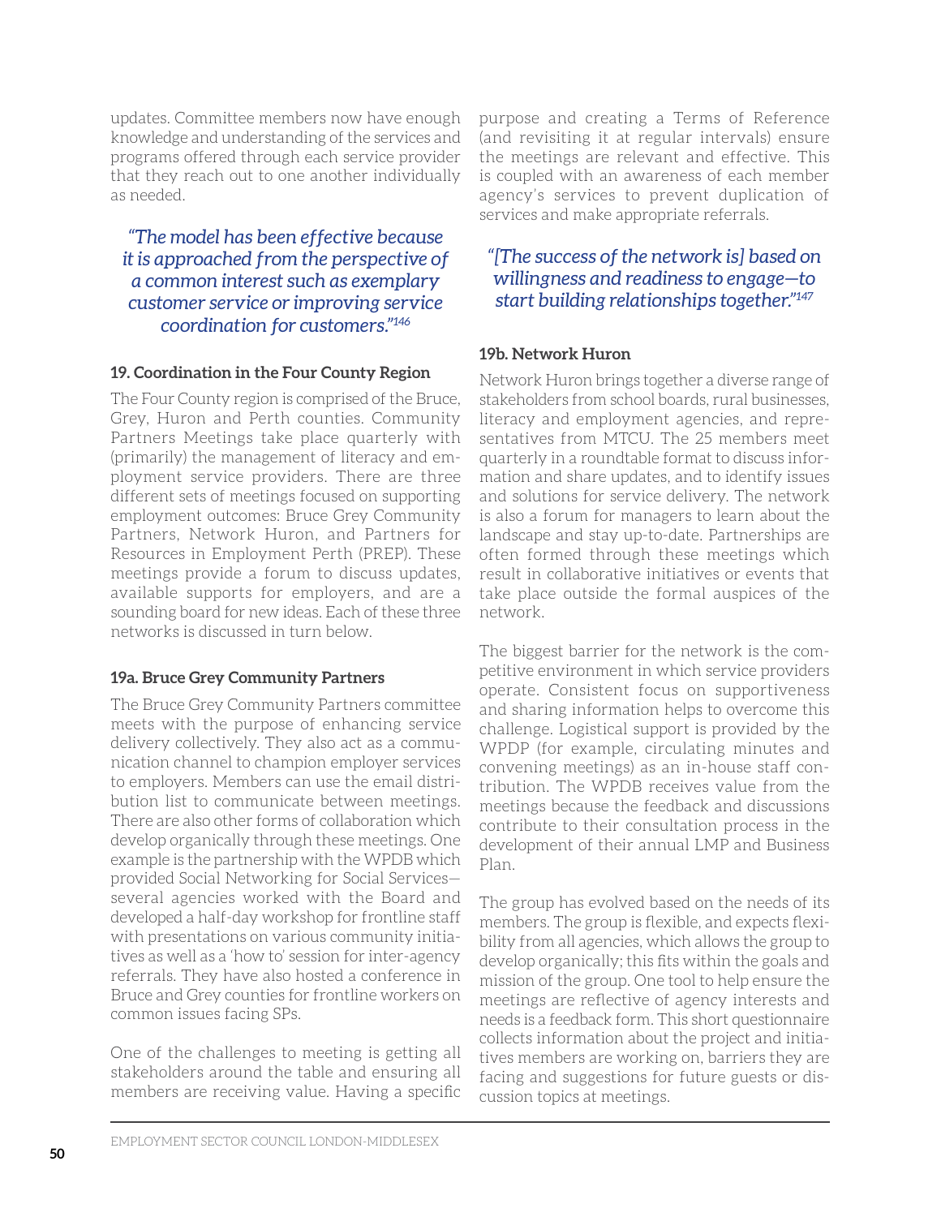updates. Committee members now have enough knowledge and understanding of the services and programs offered through each service provider that they reach out to one another individually as needed.

*"The model has been effective because it is approached from the perspective of a common interest such as exemplary customer service or improving service coordination for customers."[146]*

### 19. Coordination in the Four County Region

The Four County region is comprised of the Bruce, Grey, Huron and Perth counties. Community Partners Meetings take place quarterly with (primarily) the management of literacy and employment service providers. There are three different sets of meetings focused on supporting employment outcomes: Bruce Grey Community Partners, Network Huron, and Partners for Resources in Employment Perth (PREP). These meetings provide a forum to discuss updates, available supports for employers, and are a sounding board for new ideas. Each of these three networks is discussed in turn below.

### 19a. Bruce Grey Community Partners

The Bruce Grey Community Partners committee meets with the purpose of enhancing service delivery collectively. They also act as a communication channel to champion employer services to employers. Members can use the email distribution list to communicate between meetings. There are also other forms of collaboration which develop organically through these meetings. One example is the partnership with the WPDB which provided Social Networking for Social Services—several agencies worked with the Board and developed a half-day workshop for frontline staff with presentations on various community initiatives as well as a 'how to' session for inter-agency referrals. They have also hosted a conference in Bruce and Grey counties for frontline workers on common issues facing SPs.

One of the challenges to meeting is getting all stakeholders around the table and ensuring all members are receiving value. Having a specific purpose and creating a Terms of Reference (and revisiting it at regular intervals) ensure the meetings are relevant and effective. This is coupled with an awareness of each member agency's services to prevent duplication of services and make appropriate referrals.

*"[The success of the network is] based on willingness and readiness to engage—to start building relationships together."[147]*

### 19b. Network Huron

Network Huron brings together a diverse range of stakeholders from school boards, rural businesses, literacy and employment agencies, and representatives from MTCU. The 25 members meet quarterly in a roundtable format to discuss information and share updates, and to identify issues and solutions for service delivery. The network is also a forum for managers to learn about the landscape and stay up-to-date. Partnerships are often formed through these meetings which result in collaborative initiatives or events that take place outside the formal auspices of the network.

The biggest barrier for the network is the competitive environment in which service providers operate. Consistent focus on supportiveness and sharing information helps to overcome this challenge. Logistical support is provided by the WPDP (for example, circulating minutes and convening meetings) as an in-house staff contribution. The WPDB receives value from the meetings because the feedback and discussions contribute to their consultation process in the development of their annual LMP and Business Plan.

The group has evolved based on the needs of its members. The group is flexible, and expects flexibility from all agencies, which allows the group to develop organically; this fits within the goals and mission of the group. One tool to help ensure the meetings are reflective of agency interests and needs is a feedback form. This short questionnaire collects information about the project and initiatives members are working on, barriers they are facing and suggestions for future guests or discussion topics at meetings.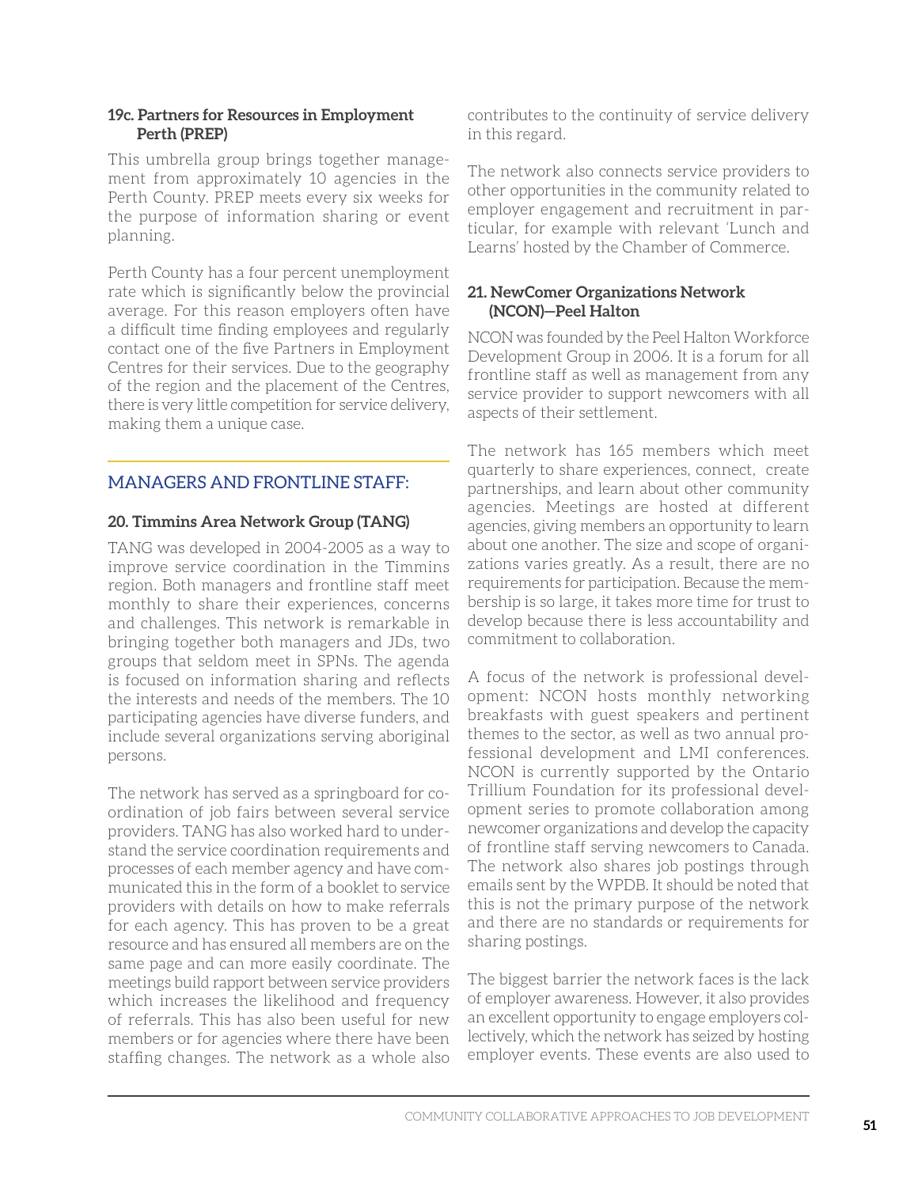#### 19c. Partners for Resources in Employment Perth (PREP)

This umbrella group brings together management from approximately 10 agencies in the Perth County. PREP meets every six weeks for the purpose of information sharing or event planning.

Perth County has a four percent unemployment rate which is significantly below the provincial average. For this reason employers often have a difficult time finding employees and regularly contact one of the five Partners in Employment Centres for their services. Due to the geography of the region and the placement of the Centres, there is very little competition for service delivery, making them a unique case.

### MANAGERS AND FRONTLINE STAFF:

#### 20. Timmins Area Network Group (TANG)

TANG was developed in 2004-2005 as a way to improve service coordination in the Timmins region. Both managers and frontline staff meet monthly to share their experiences, concerns and challenges. This network is remarkable in bringing together both managers and JDs, two groups that seldom meet in SPNs. The agenda is focused on information sharing and reflects the interests and needs of the members. The 10 participating agencies have diverse funders, and include several organizations serving aboriginal persons.

The network has served as a springboard for coordination of job fairs between several service providers. TANG has also worked hard to understand the service coordination requirements and processes of each member agency and have communicated this in the form of a booklet to service providers with details on how to make referrals for each agency. This has proven to be a great resource and has ensured all members are on the same page and can more easily coordinate. The meetings build rapport between service providers which increases the likelihood and frequency of referrals. This has also been useful for new members or for agencies where there have been staffing changes. The network as a whole also contributes to the continuity of service delivery in this regard.

The network also connects service providers to other opportunities in the community related to employer engagement and recruitment in particular, for example with relevant 'Lunch and Learns' hosted by the Chamber of Commerce.

#### 21. NewComer Organizations Network (NCON)—Peel Halton

NCON was founded by the Peel Halton Workforce Development Group in 2006. It is a forum for all frontline staff as well as management from any service provider to support newcomers with all aspects of their settlement.

The network has 165 members which meet quarterly to share experiences, connect, create partnerships, and learn about other community agencies. Meetings are hosted at different agencies, giving members an opportunity to learn about one another. The size and scope of organizations varies greatly. As a result, there are no requirements for participation. Because the membership is so large, it takes more time for trust to develop because there is less accountability and commitment to collaboration.

A focus of the network is professional development: NCON hosts monthly networking breakfasts with guest speakers and pertinent themes to the sector, as well as two annual professional development and LMI conferences. NCON is currently supported by the Ontario Trillium Foundation for its professional development series to promote collaboration among newcomer organizations and develop the capacity of frontline staff serving newcomers to Canada. The network also shares job postings through emails sent by the WPDB. It should be noted that this is not the primary purpose of the network and there are no standards or requirements for sharing postings.

The biggest barrier the network faces is the lack of employer awareness. However, it also provides an excellent opportunity to engage employers collectively, which the network has seized by hosting employer events. These events are also used to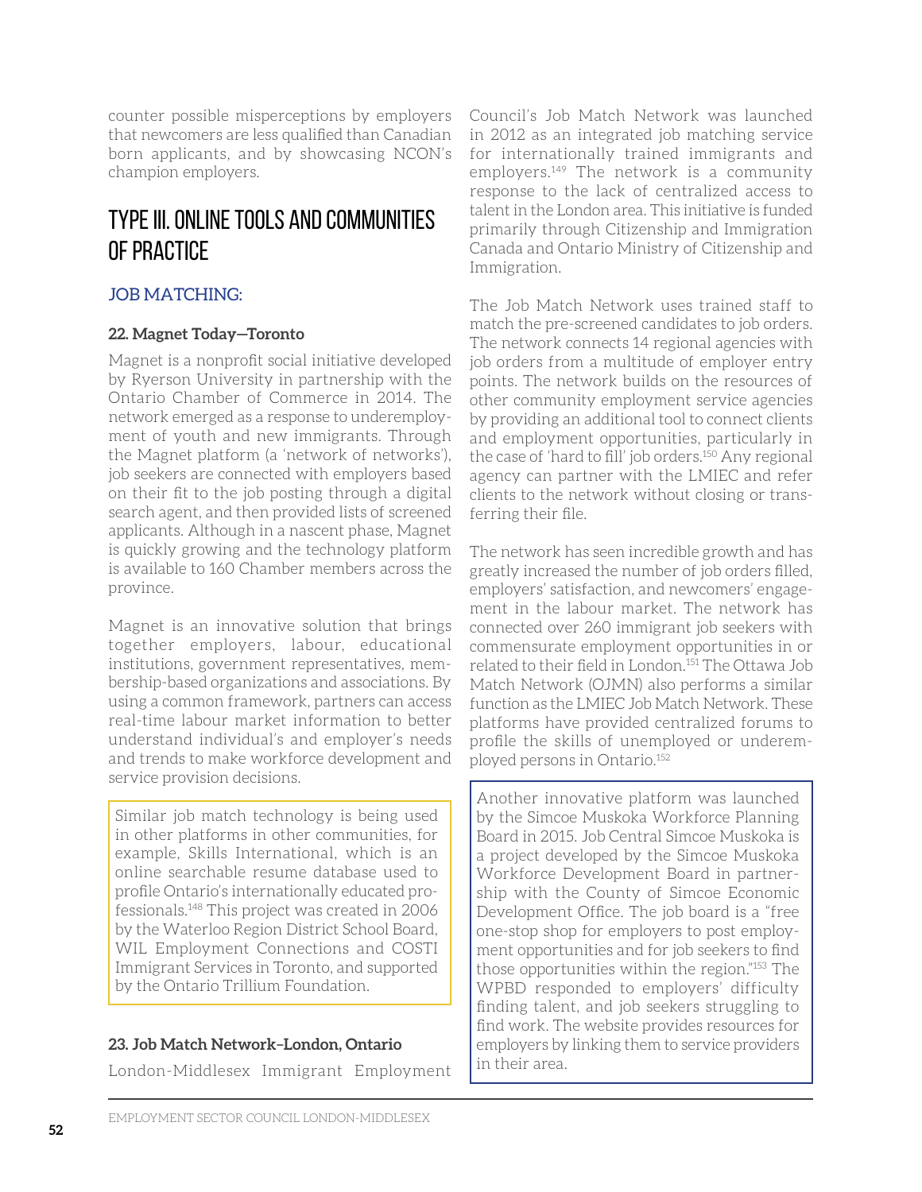counter possible misperceptions by employers that newcomers are less qualified than Canadian born applicants, and by showcasing NCON's champion employers.

## TYPE III. ONLINE TOOLS AND COMMUNITIES OF PRACTICE

### JOB MATCHING:

**22. Magnet Today—Toronto**

Magnet is a nonprofit social initiative developed by Ryerson University in partnership with the Ontario Chamber of Commerce in 2014. The network emerged as a response to underemployment of youth and new immigrants. Through the Magnet platform (a 'network of networks'), job seekers are connected with employers based on their fit to the job posting through a digital search agent, and then provided lists of screened applicants. Although in a nascent phase, Magnet is quickly growing and the technology platform is available to 160 Chamber members across the province.

Magnet is an innovative solution that brings together employers, labour, educational institutions, government representatives, membership-based organizations and associations. By using a common framework, partners can access real-time labour market information to better understand individual's and employer's needs and trends to make workforce development and service provision decisions.

Similar job match technology is being used in other platforms in other communities, for example, Skills International, which is an online searchable resume database used to profile Ontario's internationally educated professionals.[148] This project was created in 2006 by the Waterloo Region District School Board, WIL Employment Connections and COSTI Immigrant Services in Toronto, and supported by the Ontario Trillium Foundation.

**23. Job Match Network–London, Ontario**

London-Middlesex Immigrant Employment Council's Job Match Network was launched in 2012 as an integrated job matching service for internationally trained immigrants and employers.[149] The network is a community response to the lack of centralized access to talent in the London area. This initiative is funded primarily through Citizenship and Immigration Canada and Ontario Ministry of Citizenship and Immigration.

The Job Match Network uses trained staff to match the pre-screened candidates to job orders. The network connects 14 regional agencies with job orders from a multitude of employer entry points. The network builds on the resources of other community employment service agencies by providing an additional tool to connect clients and employment opportunities, particularly in the case of 'hard to fill' job orders.[150] Any regional agency can partner with the LMIEC and refer clients to the network without closing or transferring their file.

The network has seen incredible growth and has greatly increased the number of job orders filled, employers' satisfaction, and newcomers' engagement in the labour market. The network has connected over 260 immigrant job seekers with commensurate employment opportunities in or related to their field in London.[151] The Ottawa Job Match Network (OJMN) also performs a similar function as the LMIEC Job Match Network. These platforms have provided centralized forums to profile the skills of unemployed or underemployed persons in Ontario.[152]

Another innovative platform was launched by the Simcoe Muskoka Workforce Planning Board in 2015. Job Central Simcoe Muskoka is a project developed by the Simcoe Muskoka Workforce Development Board in partnership with the County of Simcoe Economic Development Office. The job board is a "free one-stop shop for employers to post employment opportunities and for job seekers to find those opportunities within the region."[153] The WPBD responded to employers' difficulty finding talent, and job seekers struggling to find work. The website provides resources for employers by linking them to service providers in their area.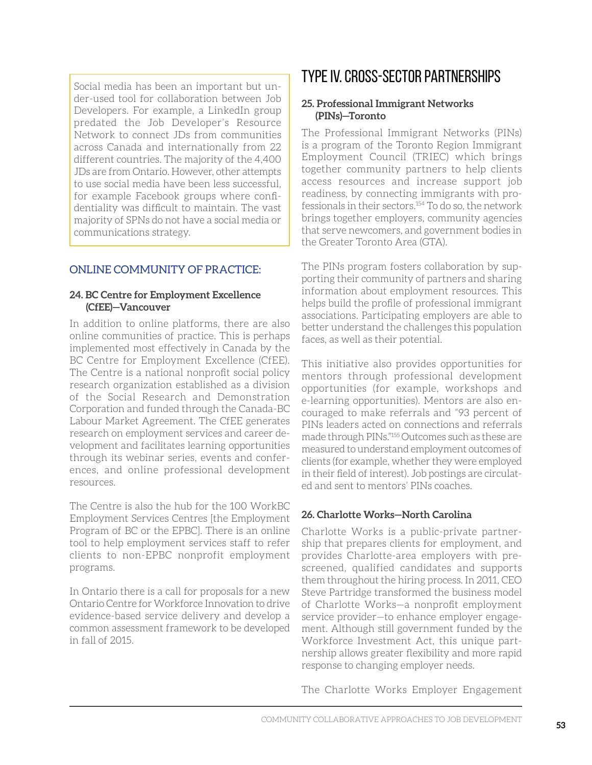Social media has been an important but under-used tool for collaboration between Job Developers. For example, a LinkedIn group predated the Job Developer's Resource Network to connect JDs from communities across Canada and internationally from 22 different countries. The majority of the 4,400 JDs are from Ontario. However, other attempts to use social media have been less successful, for example Facebook groups where confidentiality was difficult to maintain. The vast majority of SPNs do not have a social media or communications strategy.

### ONLINE COMMUNITY OF PRACTICE:

**24. BC Centre for Employment Excellence (CfEE)—Vancouver**

In addition to online platforms, there are also online communities of practice. This is perhaps implemented most effectively in Canada by the BC Centre for Employment Excellence (CfEE). The Centre is a national nonprofit social policy research organization established as a division of the Social Research and Demonstration Corporation and funded through the Canada-BC Labour Market Agreement. The CfEE generates research on employment services and career development and facilitates learning opportunities through its webinar series, events and conferences, and online professional development resources.

The Centre is also the hub for the 100 WorkBC Employment Services Centres [the Employment Program of BC or the EPBC]. There is an online tool to help employment services staff to refer clients to non-EPBC nonprofit employment programs.

In Ontario there is a call for proposals for a new Ontario Centre for Workforce Innovation to drive evidence-based service delivery and develop a common assessment framework to be developed in fall of 2015.

## TYPE IV. CROSS-SECTOR PARTNERSHIPS

**25. Professional Immigrant Networks (PINs)—Toronto**

The Professional Immigrant Networks (PINs) is a program of the Toronto Region Immigrant Employment Council (TRIEC) which brings together community partners to help clients access resources and increase support job readiness, by connecting immigrants with professionals in their sectors.[154] To do so, the network brings together employers, community agencies that serve newcomers, and government bodies in the Greater Toronto Area (GTA).

The PINs program fosters collaboration by supporting their community of partners and sharing information about employment resources. This helps build the profile of professional immigrant associations. Participating employers are able to better understand the challenges this population faces, as well as their potential.

This initiative also provides opportunities for mentors through professional development opportunities (for example, workshops and e-learning opportunities). Mentors are also encouraged to make referrals and "93 percent of PINs leaders acted on connections and referrals made through PINs."[155] Outcomes such as these are measured to understand employment outcomes of clients (for example, whether they were employed in their field of interest). Job postings are circulated and sent to mentors' PINs coaches.

**26. Charlotte Works—North Carolina**

Charlotte Works is a public-private partnership that prepares clients for employment, and provides Charlotte-area employers with pre-screened, qualified candidates and supports them throughout the hiring process. In 2011, CEO Steve Partridge transformed the business model of Charlotte Works—a nonprofit employment service provider—to enhance employer engagement. Although still government funded by the Workforce Investment Act, this unique partnership allows greater flexibility and more rapid response to changing employer needs.

The Charlotte Works Employer Engagement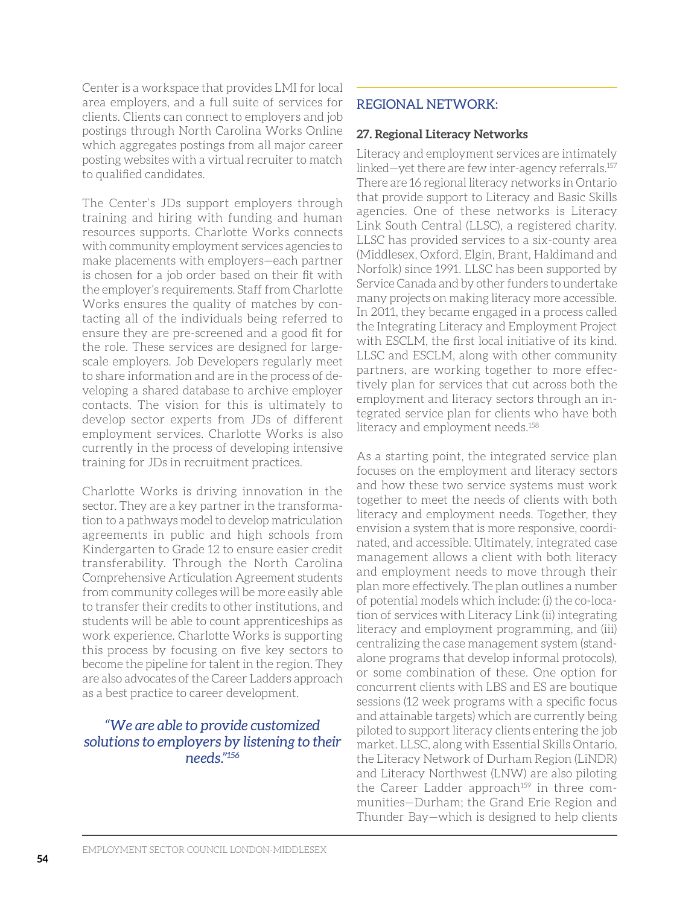Center is a workspace that provides LMI for local area employers, and a full suite of services for clients. Clients can connect to employers and job postings through North Carolina Works Online which aggregates postings from all major career posting websites with a virtual recruiter to match to qualified candidates.

The Center's JDs support employers through training and hiring with funding and human resources supports. Charlotte Works connects with community employment services agencies to make placements with employers—each partner is chosen for a job order based on their fit with the employer's requirements. Staff from Charlotte Works ensures the quality of matches by contacting all of the individuals being referred to ensure they are pre-screened and a good fit for the role. These services are designed for large-scale employers. Job Developers regularly meet to share information and are in the process of developing a shared database to archive employer contacts. The vision for this is ultimately to develop sector experts from JDs of different employment services. Charlotte Works is also currently in the process of developing intensive training for JDs in recruitment practices.

Charlotte Works is driving innovation in the sector. They are a key partner in the transformation to a pathways model to develop matriculation agreements in public and high schools from Kindergarten to Grade 12 to ensure easier credit transferability. Through the North Carolina Comprehensive Articulation Agreement students from community colleges will be more easily able to transfer their credits to other institutions, and students will be able to count apprenticeships as work experience. Charlotte Works is supporting this process by focusing on five key sectors to become the pipeline for talent in the region. They are also advocates of the Career Ladders approach as a best practice to career development.

> *"We are able to provide customized solutions to employers by listening to their needs."*[156]

## REGIONAL NETWORK:

### 27. Regional Literacy Networks

Literacy and employment services are intimately linked—yet there are few inter-agency referrals.[157] There are 16 regional literacy networks in Ontario that provide support to Literacy and Basic Skills agencies. One of these networks is Literacy Link South Central (LLSC), a registered charity. LLSC has provided services to a six-county area (Middlesex, Oxford, Elgin, Brant, Haldimand and Norfolk) since 1991. LLSC has been supported by Service Canada and by other funders to undertake many projects on making literacy more accessible. In 2011, they became engaged in a process called the Integrating Literacy and Employment Project with ESCLM, the first local initiative of its kind. LLSC and ESCLM, along with other community partners, are working together to more effectively plan for services that cut across both the employment and literacy sectors through an integrated service plan for clients who have both literacy and employment needs.[158]

As a starting point, the integrated service plan focuses on the employment and literacy sectors and how these two service systems must work together to meet the needs of clients with both literacy and employment needs. Together, they envision a system that is more responsive, coordinated, and accessible. Ultimately, integrated case management allows a client with both literacy and employment needs to move through their plan more effectively. The plan outlines a number of potential models which include: (i) the co-location of services with Literacy Link (ii) integrating literacy and employment programming, and (iii) centralizing the case management system (stand-alone programs that develop informal protocols), or some combination of these. One option for concurrent clients with LBS and ES are boutique sessions (12 week programs with a specific focus and attainable targets) which are currently being piloted to support literacy clients entering the job market. LLSC, along with Essential Skills Ontario, the Literacy Network of Durham Region (LiNDR) and Literacy Northwest (LNW) are also piloting the Career Ladder approach[159] in three communities—Durham; the Grand Erie Region and Thunder Bay—which is designed to help clients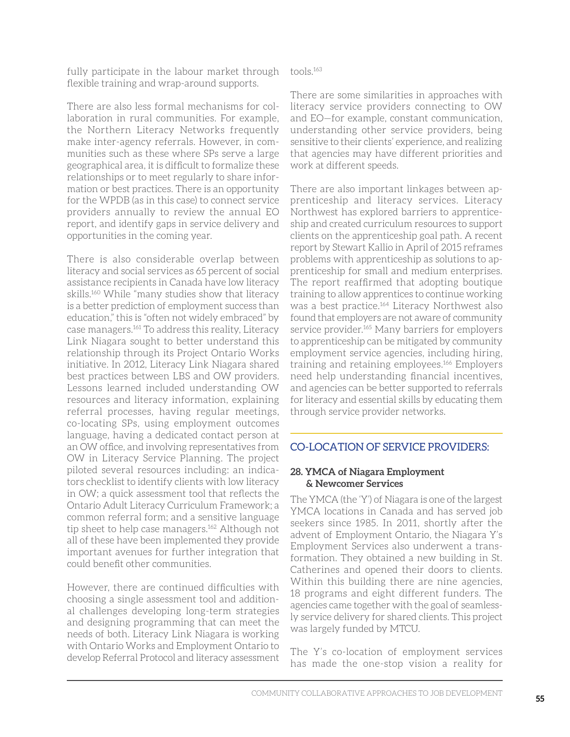fully participate in the labour market through flexible training and wrap-around supports.

There are also less formal mechanisms for collaboration in rural communities. For example, the Northern Literacy Networks frequently make inter-agency referrals. However, in communities such as these where SPs serve a large geographical area, it is difficult to formalize these relationships or to meet regularly to share information or best practices. There is an opportunity for the WPDB (as in this case) to connect service providers annually to review the annual EO report, and identify gaps in service delivery and opportunities in the coming year.

There is also considerable overlap between literacy and social services as 65 percent of social assistance recipients in Canada have low literacy skills.[160] While "many studies show that literacy is a better prediction of employment success than education," this is "often not widely embraced" by case managers.[161] To address this reality, Literacy Link Niagara sought to better understand this relationship through its Project Ontario Works initiative. In 2012, Literacy Link Niagara shared best practices between LBS and OW providers. Lessons learned included understanding OW resources and literacy information, explaining referral processes, having regular meetings, co-locating SPs, using employment outcomes language, having a dedicated contact person at an OW office, and involving representatives from OW in Literacy Service Planning. The project piloted several resources including: an indicators checklist to identify clients with low literacy in OW; a quick assessment tool that reflects the Ontario Adult Literacy Curriculum Framework; a common referral form; and a sensitive language tip sheet to help case managers.[162] Although not all of these have been implemented they provide important avenues for further integration that could benefit other communities.

However, there are continued difficulties with choosing a single assessment tool and additional challenges developing long-term strategies and designing programming that can meet the needs of both. Literacy Link Niagara is working with Ontario Works and Employment Ontario to develop Referral Protocol and literacy assessment tools.[163]

There are some similarities in approaches with literacy service providers connecting to OW and EO—for example, constant communication, understanding other service providers, being sensitive to their clients' experience, and realizing that agencies may have different priorities and work at different speeds.

There are also important linkages between apprenticeship and literacy services. Literacy Northwest has explored barriers to apprenticeship and created curriculum resources to support clients on the apprenticeship goal path. A recent report by Stewart Kallio in April of 2015 reframes problems with apprenticeship as solutions to apprenticeship for small and medium enterprises. The report reaffirmed that adopting boutique training to allow apprentices to continue working was a best practice.[164] Literacy Northwest also found that employers are not aware of community service provider.[165] Many barriers for employers to apprenticeship can be mitigated by community employment service agencies, including hiring, training and retaining employees.[166] Employers need help understanding financial incentives, and agencies can be better supported to referrals for literacy and essential skills by educating them through service provider networks.

## CO-LOCATION OF SERVICE PROVIDERS:

### 28. YMCA of Niagara Employment & Newcomer Services

The YMCA (the 'Y') of Niagara is one of the largest YMCA locations in Canada and has served job seekers since 1985. In 2011, shortly after the advent of Employment Ontario, the Niagara Y's Employment Services also underwent a transformation. They obtained a new building in St. Catherines and opened their doors to clients. Within this building there are nine agencies, 18 programs and eight different funders. The agencies came together with the goal of seamlessly service delivery for shared clients. This project was largely funded by MTCU.

The Y's co-location of employment services has made the one-stop vision a reality for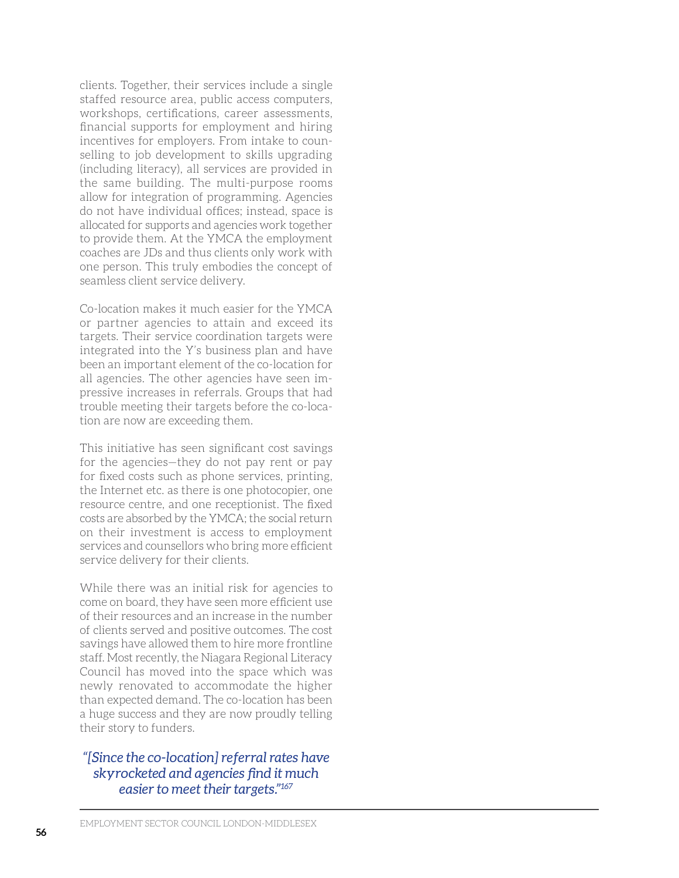clients. Together, their services include a single staffed resource area, public access computers, workshops, certifications, career assessments, financial supports for employment and hiring incentives for employers. From intake to counselling to job development to skills upgrading (including literacy), all services are provided in the same building. The multi-purpose rooms allow for integration of programming. Agencies do not have individual offices; instead, space is allocated for supports and agencies work together to provide them. At the YMCA the employment coaches are JDs and thus clients only work with one person. This truly embodies the concept of seamless client service delivery.

Co-location makes it much easier for the YMCA or partner agencies to attain and exceed its targets. Their service coordination targets were integrated into the Y's business plan and have been an important element of the co-location for all agencies. The other agencies have seen impressive increases in referrals. Groups that had trouble meeting their targets before the co-location are now are exceeding them.

This initiative has seen significant cost savings for the agencies—they do not pay rent or pay for fixed costs such as phone services, printing, the Internet etc. as there is one photocopier, one resource centre, and one receptionist. The fixed costs are absorbed by the YMCA; the social return on their investment is access to employment services and counsellors who bring more efficient service delivery for their clients.

While there was an initial risk for agencies to come on board, they have seen more efficient use of their resources and an increase in the number of clients served and positive outcomes. The cost savings have allowed them to hire more frontline staff. Most recently, the Niagara Regional Literacy Council has moved into the space which was newly renovated to accommodate the higher than expected demand. The co-location has been a huge success and they are now proudly telling their story to funders.

*"[Since the co-location] referral rates have skyrocketed and agencies find it much easier to meet their targets."[167]*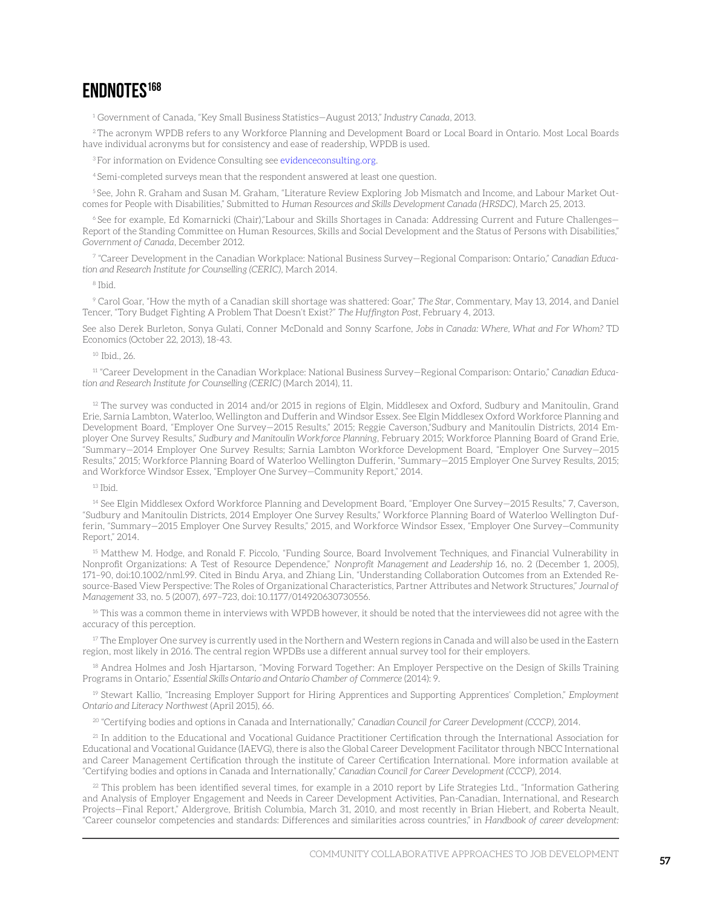# ENDNOTES[168]

[1] Government of Canada, "Key Small Business Statistics—August 2013," *Industry Canada*, 2013.

[2] The acronym WPDB refers to any Workforce Planning and Development Board or Local Board in Ontario. Most Local Boards have individual acronyms but for consistency and ease of readership, WPDB is used.

[3] For information on Evidence Consulting see evidenceconsulting.org.

[4] Semi-completed surveys mean that the respondent answered at least one question.

[5] See, John R. Graham and Susan M. Graham, "Literature Review Exploring Job Mismatch and Income, and Labour Market Outcomes for People with Disabilities," Submitted to *Human Resources and Skills Development Canada (HRSDC)*, March 25, 2013.

[6] See for example, Ed Komarnicki (Chair),"Labour and Skills Shortages in Canada: Addressing Current and Future Challenges—Report of the Standing Committee on Human Resources, Skills and Social Development and the Status of Persons with Disabilities," *Government of Canada*, December 2012.

[7] "Career Development in the Canadian Workplace: National Business Survey—Regional Comparison: Ontario," *Canadian Education and Research Institute for Counselling (CERIC)*, March 2014.

[8] Ibid.

[9] Carol Goar, "How the myth of a Canadian skill shortage was shattered: Goar," *The Star*, Commentary, May 13, 2014, and Daniel Tencer, "Tory Budget Fighting A Problem That Doesn't Exist?" *The Huffington Post*, February 4, 2013.

See also Derek Burleton, Sonya Gulati, Conner McDonald and Sonny Scarfone, *Jobs in Canada: Where, What and For Whom?* TD Economics (October 22, 2013), 18-43.

[10] Ibid., 26.

[11] "Career Development in the Canadian Workplace: National Business Survey—Regional Comparison: Ontario," *Canadian Education and Research Institute for Counselling (CERIC)* (March 2014), 11.

[12] The survey was conducted in 2014 and/or 2015 in regions of Elgin, Middlesex and Oxford, Sudbury and Manitoulin, Grand Erie, Sarnia Lambton, Waterloo, Wellington and Dufferin and Windsor Essex. See Elgin Middlesex Oxford Workforce Planning and Development Board, "Employer One Survey—2015 Results," 2015; Reggie Caverson,"Sudbury and Manitoulin Districts, 2014 Employer One Survey Results," *Sudbury and Manitoulin Workforce Planning*, February 2015; Workforce Planning Board of Grand Erie, "Summary—2014 Employer One Survey Results; Sarnia Lambton Workforce Development Board, "Employer One Survey—2015 Results," 2015; Workforce Planning Board of Waterloo Wellington Dufferin, "Summary—2015 Employer One Survey Results, 2015; and Workforce Windsor Essex, "Employer One Survey—Community Report," 2014.

[13] Ibid.

[14] See Elgin Middlesex Oxford Workforce Planning and Development Board, "Employer One Survey—2015 Results," 7, Caverson, "Sudbury and Manitoulin Districts, 2014 Employer One Survey Results," Workforce Planning Board of Waterloo Wellington Dufferin, "Summary—2015 Employer One Survey Results," 2015, and Workforce Windsor Essex, "Employer One Survey—Community Report," 2014.

[15] Matthew M. Hodge, and Ronald F. Piccolo, "Funding Source, Board Involvement Techniques, and Financial Vulnerability in Nonprofit Organizations: A Test of Resource Dependence," *Nonprofit Management and Leadership* 16, no. 2 (December 1, 2005), 171–90, doi:10.1002/nml.99. Cited in Bindu Arya, and Zhiang Lin, "Understanding Collaboration Outcomes from an Extended Resource-Based View Perspective: The Roles of Organizational Characteristics, Partner Attributes and Network Structures," *Journal of Management* 33, no. 5 (2007), 697–723, doi: 10.1177/014920630730556.

[16] This was a common theme in interviews with WPDB however, it should be noted that the interviewees did not agree with the accuracy of this perception.

[17] The Employer One survey is currently used in the Northern and Western regions in Canada and will also be used in the Eastern region, most likely in 2016. The central region WPDBs use a different annual survey tool for their employers.

[18] Andrea Holmes and Josh Hjartarson, "Moving Forward Together: An Employer Perspective on the Design of Skills Training Programs in Ontario," *Essential Skills Ontario and Ontario Chamber of Commerce* (2014): 9.

[19] Stewart Kallio, "Increasing Employer Support for Hiring Apprentices and Supporting Apprentices' Completion," *Employment Ontario and Literacy Northwest* (April 2015), 66.

[20] "Certifying bodies and options in Canada and Internationally," *Canadian Council for Career Development (CCCP)*, 2014.

[21] In addition to the Educational and Vocational Guidance Practitioner Certification through the International Association for Educational and Vocational Guidance (IAEVG), there is also the Global Career Development Facilitator through NBCC International and Career Management Certification through the institute of Career Certification International. More information available at "Certifying bodies and options in Canada and Internationally," *Canadian Council for Career Development (CCCP)*, 2014.

[22] This problem has been identified several times, for example in a 2010 report by Life Strategies Ltd., "Information Gathering and Analysis of Employer Engagement and Needs in Career Development Activities, Pan-Canadian, International, and Research Projects—Final Report," Aldergrove, British Columbia, March 31, 2010, and most recently in Brian Hiebert, and Roberta Neault, "Career counselor competencies and standards: Differences and similarities across countries," in *Handbook of career development:*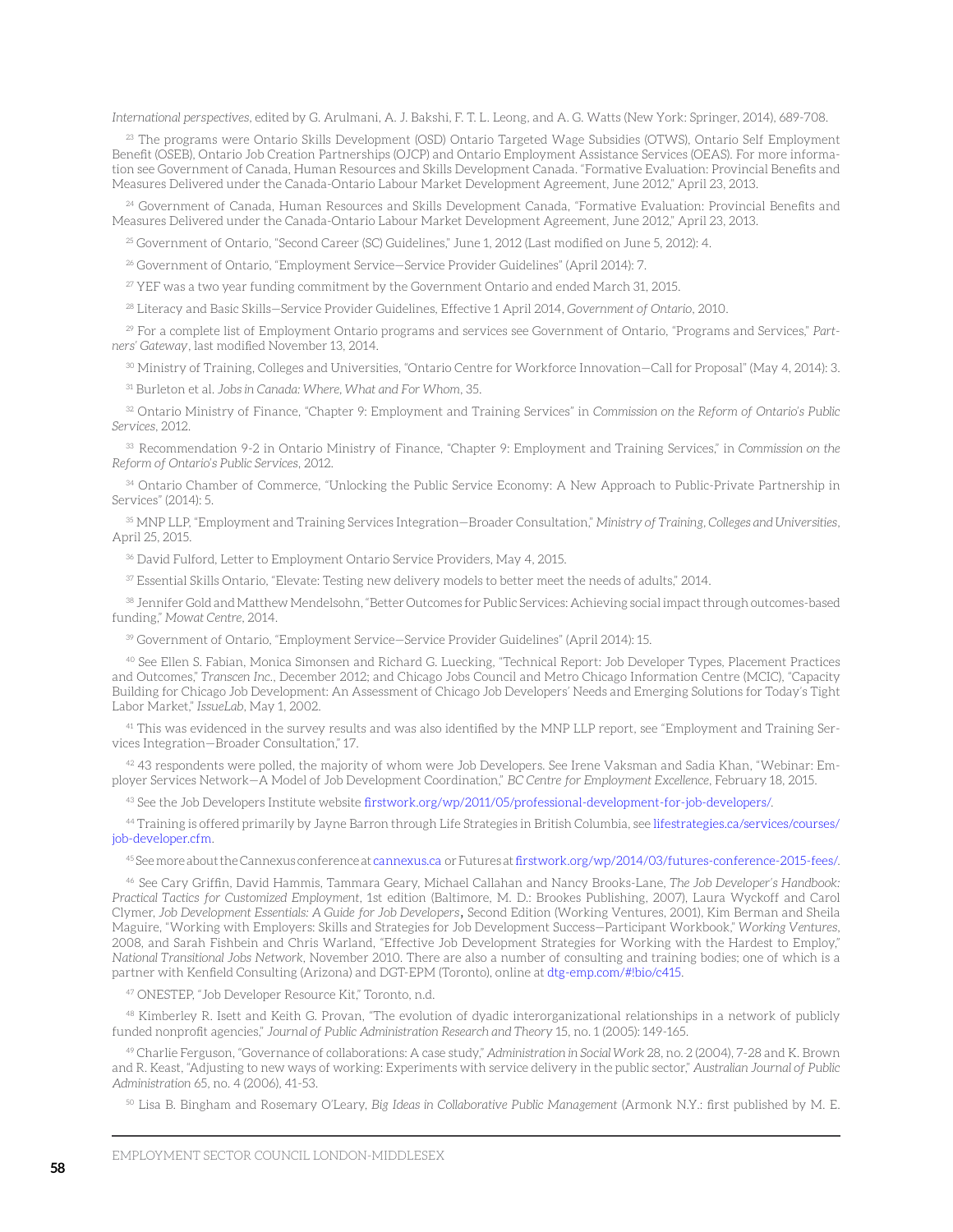*International perspectives*, edited by G. Arulmani, A. J. Bakshi, F. T. L. Leong, and A. G. Watts (New York: Springer, 2014), 689-708.

[23] The programs were Ontario Skills Development (OSD) Ontario Targeted Wage Subsidies (OTWS), Ontario Self Employment Benefit (OSEB), Ontario Job Creation Partnerships (OJCP) and Ontario Employment Assistance Services (OEAS). For more information see Government of Canada, Human Resources and Skills Development Canada. "Formative Evaluation: Provincial Benefits and Measures Delivered under the Canada-Ontario Labour Market Development Agreement, June 2012," April 23, 2013.

[24] Government of Canada, Human Resources and Skills Development Canada, "Formative Evaluation: Provincial Benefits and Measures Delivered under the Canada-Ontario Labour Market Development Agreement, June 2012," April 23, 2013.

[25] Government of Ontario, "Second Career (SC) Guidelines," June 1, 2012 (Last modified on June 5, 2012): 4.

[26] Government of Ontario, "Employment Service—Service Provider Guidelines" (April 2014): 7.

[27] YEF was a two year funding commitment by the Government Ontario and ended March 31, 2015.

[28] Literacy and Basic Skills—Service Provider Guidelines, Effective 1 April 2014, *Government of Ontario*, 2010.

[29] For a complete list of Employment Ontario programs and services see Government of Ontario, "Programs and Services," *Partners' Gateway*, last modified November 13, 2014.

[30] Ministry of Training, Colleges and Universities, "Ontario Centre for Workforce Innovation—Call for Proposal" (May 4, 2014): 3.

[31] Burleton et al. *Jobs in Canada: Where, What and For Whom*, 35.

[32] Ontario Ministry of Finance, "Chapter 9: Employment and Training Services" in *Commission on the Reform of Ontario's Public Services*, 2012.

[33] Recommendation 9-2 in Ontario Ministry of Finance, "Chapter 9: Employment and Training Services," in *Commission on the Reform of Ontario's Public Services*, 2012.

[34] Ontario Chamber of Commerce, "Unlocking the Public Service Economy: A New Approach to Public-Private Partnership in Services" (2014): 5.

[35] MNP LLP, "Employment and Training Services Integration—Broader Consultation," *Ministry of Training, Colleges and Universities*, April 25, 2015.

[36] David Fulford, Letter to Employment Ontario Service Providers, May 4, 2015.

[37] Essential Skills Ontario, "Elevate: Testing new delivery models to better meet the needs of adults," 2014.

[38] Jennifer Gold and Matthew Mendelsohn, "Better Outcomes for Public Services: Achieving social impact through outcomes-based funding," *Mowat Centre*, 2014.

[39] Government of Ontario, "Employment Service—Service Provider Guidelines" (April 2014): 15.

[40] See Ellen S. Fabian, Monica Simonsen and Richard G. Luecking, "Technical Report: Job Developer Types, Placement Practices and Outcomes," *Transcen Inc.*, December 2012; and Chicago Jobs Council and Metro Chicago Information Centre (MCIC), "Capacity Building for Chicago Job Development: An Assessment of Chicago Job Developers' Needs and Emerging Solutions for Today's Tight Labor Market," *IssueLab*, May 1, 2002.

[41] This was evidenced in the survey results and was also identified by the MNP LLP report, see "Employment and Training Services Integration—Broader Consultation," 17.

[42] 43 respondents were polled, the majority of whom were Job Developers. See Irene Vaksman and Sadia Khan, "Webinar: Employer Services Network—A Model of Job Development Coordination," *BC Centre for Employment Excellence*, February 18, 2015.

[43] See the Job Developers Institute website firstwork.org/wp/2011/05/professional-development-for-job-developers/.

[44] Training is offered primarily by Jayne Barron through Life Strategies in British Columbia, see lifestrategies.ca/services/courses/job-developer.cfm.

[45] See more about the Cannexus conference at cannexus.ca or Futures at firstwork.org/wp/2014/03/futures-conference-2015-fees/.

[46] See Cary Griffin, David Hammis, Tammara Geary, Michael Callahan and Nancy Brooks-Lane, *The Job Developer's Handbook: Practical Tactics for Customized Employment*, 1st edition (Baltimore, M. D.: Brookes Publishing, 2007), Laura Wyckoff and Carol Clymer, *Job Development Essentials: A Guide for Job Developers*, Second Edition (Working Ventures, 2001), Kim Berman and Sheila Maguire, "Working with Employers: Skills and Strategies for Job Development Success—Participant Workbook," *Working Ventures*, 2008, and Sarah Fishbein and Chris Warland, "Effective Job Development Strategies for Working with the Hardest to Employ," *National Transitional Jobs Network*, November 2010. There are also a number of consulting and training bodies; one of which is a partner with Kenfield Consulting (Arizona) and DGT-EPM (Toronto), online at dtg-emp.com/#!bio/c415.

[47] ONESTEP, "Job Developer Resource Kit," Toronto, n.d.

[48] Kimberley R. Isett and Keith G. Provan, "The evolution of dyadic interorganizational relationships in a network of publicly funded nonprofit agencies," *Journal of Public Administration Research and Theory* 15, no. 1 (2005): 149-165.

[49] Charlie Ferguson, "Governance of collaborations: A case study," *Administration in Social Work* 28, no. 2 (2004), 7-28 and K. Brown and R. Keast, "Adjusting to new ways of working: Experiments with service delivery in the public sector," *Australian Journal of Public Administration* 65, no. 4 (2006), 41-53.

[50] Lisa B. Bingham and Rosemary O'Leary, *Big Ideas in Collaborative Public Management* (Armonk N.Y.: first published by M. E.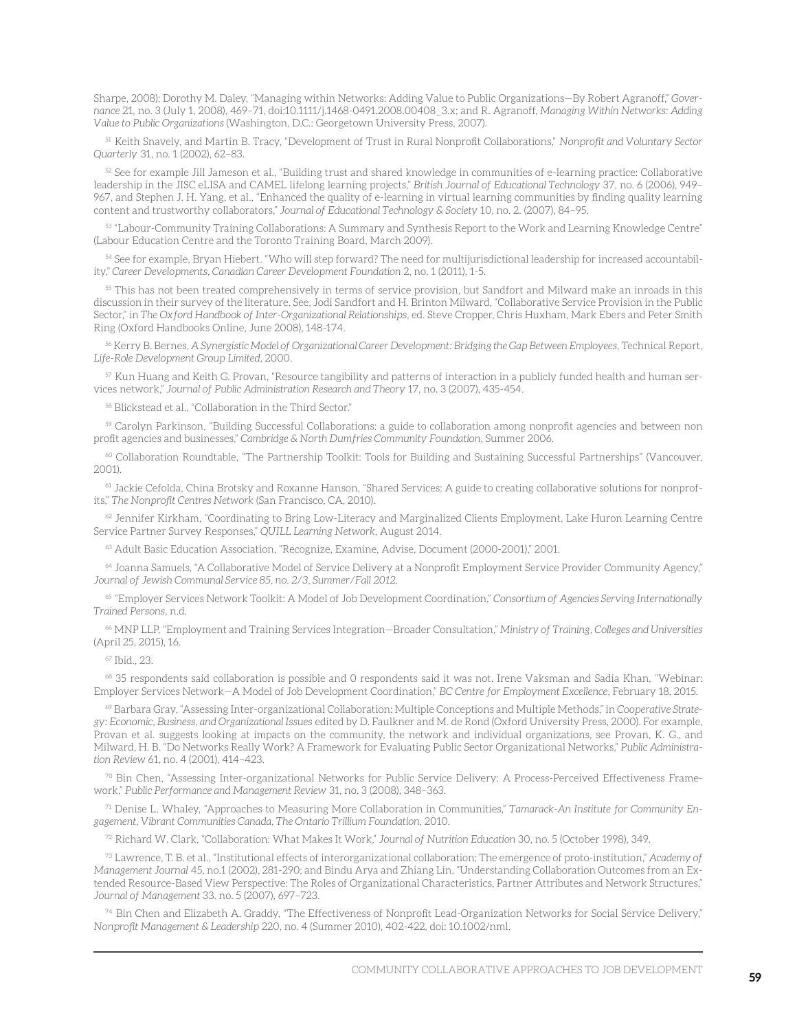Sharpe, 2008); Dorothy M. Daley, "Managing within Networks: Adding Value to Public Organizations—By Robert Agranoff," *Governance* 21, no. 3 (July 1, 2008), 469–71, doi:10.1111/j.1468-0491.2008.00408_3.x; and R. Agranoff, *Managing Within Networks: Adding Value to Public Organizations* (Washington, D.C.: Georgetown University Press, 2007).

[51] Keith Snavely, and Martin B. Tracy, "Development of Trust in Rural Nonprofit Collaborations," *Nonprofit and Voluntary Sector Quarterly* 31, no. 1 (2002), 62–83.

[52] See for example Jill Jameson et al., "Building trust and shared knowledge in communities of e-learning practice: Collaborative leadership in the JISC eLISA and CAMEL lifelong learning projects," *British Journal of Educational Technology* 37, no. 6 (2006), 949–967, and Stephen J. H. Yang, et al., "Enhanced the quality of e-learning in virtual learning communities by finding quality learning content and trustworthy collaborators," *Journal of Educational Technology & Society* 10, no. 2. (2007), 84–95.

[53] "Labour-Community Training Collaborations: A Summary and Synthesis Report to the Work and Learning Knowledge Centre" (Labour Education Centre and the Toronto Training Board, March 2009).

[54] See for example, Bryan Hiebert. "Who will step forward? The need for multijurisdictional leadership for increased accountability," *Career Developments, Canadian Career Development Foundation* 2, no. 1 (2011), 1-5.

[55] This has not been treated comprehensively in terms of service provision, but Sandfort and Milward make an inroads in this discussion in their survey of the literature. See, Jodi Sandfort and H. Brinton Milward, "Collaborative Service Provision in the Public Sector," in *The Oxford Handbook of Inter-Organizational Relationships*, ed. Steve Cropper, Chris Huxham, Mark Ebers and Peter Smith Ring (Oxford Handbooks Online, June 2008), 148-174.

[56] Kerry B. Bernes, *A Synergistic Model of Organizational Career Development: Bridging the Gap Between Employees*, Technical Report, *Life-Role Development Group Limited*, 2000.

[57] Kun Huang and Keith G. Provan, "Resource tangibility and patterns of interaction in a publicly funded health and human services network," *Journal of Public Administration Research and Theory* 17, no. 3 (2007), 435-454.

[58] Blickstead et al., "Collaboration in the Third Sector."

[59] Carolyn Parkinson, "Building Successful Collaborations: a guide to collaboration among nonprofit agencies and between non profit agencies and businesses," *Cambridge & North Dumfries Community Foundation*, Summer 2006.

[60] Collaboration Roundtable, "The Partnership Toolkit: Tools for Building and Sustaining Successful Partnerships" (Vancouver, 2001).

[61] Jackie Cefolda, China Brotsky and Roxanne Hanson, "Shared Services: A guide to creating collaborative solutions for nonprofits," *The Nonprofit Centres Network* (San Francisco, CA, 2010).

[62] Jennifer Kirkham, "Coordinating to Bring Low-Literacy and Marginalized Clients Employment, Lake Huron Learning Centre Service Partner Survey Responses," *QUILL Learning Network*, August 2014.

[63] Adult Basic Education Association, "Recognize, Examine, Advise, Document (2000-2001)," 2001.

[64] Joanna Samuels, "A Collaborative Model of Service Delivery at a Nonprofit Employment Service Provider Community Agency," *Journal of Jewish Communal Service 85, no. 2/3, Summer/Fall 2012.*

[65] "Employer Services Network Toolkit: A Model of Job Development Coordination," *Consortium of Agencies Serving Internationally Trained Persons*, n.d.

[66] MNP LLP, "Employment and Training Services Integration—Broader Consultation," *Ministry of Training, Colleges and Universities* (April 25, 2015), 16.

[67] Ibid., 23.

[68] 35 respondents said collaboration is possible and 0 respondents said it was not. Irene Vaksman and Sadia Khan, "Webinar: Employer Services Network—A Model of Job Development Coordination," *BC Centre for Employment Excellence*, February 18, 2015.

[69] Barbara Gray, "Assessing Inter-organizational Collaboration: Multiple Conceptions and Multiple Methods," in *Cooperative Strategy: Economic, Business, and Organizational Issues* edited by D. Faulkner and M. de Rond (Oxford University Press, 2000). For example, Provan et al. suggests looking at impacts on the community, the network and individual organizations, see Provan, K. G., and Milward, H. B. "Do Networks Really Work? A Framework for Evaluating Public Sector Organizational Networks," *Public Administration Review* 61, no. 4 (2001), 414–423.

[70] Bin Chen, "Assessing Inter-organizational Networks for Public Service Delivery: A Process-Perceived Effectiveness Framework," *Public Performance and Management Review* 31, no. 3 (2008), 348–363.

[71] Denise L. Whaley, "Approaches to Measuring More Collaboration in Communities," *Tamarack-An Institute for Community Engagement, Vibrant Communities Canada, The Ontario Trillium Foundation*, 2010.

[72] Richard W. Clark, "Collaboration: What Makes It Work," *Journal of Nutrition Education* 30, no. 5 (October 1998), 349.

[73] Lawrence, T. B. et al., "Institutional effects of interorganizational collaboration: The emergence of proto-institution," *Academy of Management Journal* 45, no.1 (2002), 281-290; and Bindu Arya and Zhiang Lin, "Understanding Collaboration Outcomes from an Extended Resource-Based View Perspective: The Roles of Organizational Characteristics, Partner Attributes and Network Structures," *Journal of Management* 33. no. 5 (2007), 697–723.

[74] Bin Chen and Elizabeth A. Graddy, "The Effectiveness of Nonprofit Lead-Organization Networks for Social Service Delivery," *Nonprofit Management & Leadership* 220, no. 4 (Summer 2010), 402-422, doi: 10.1002/nml.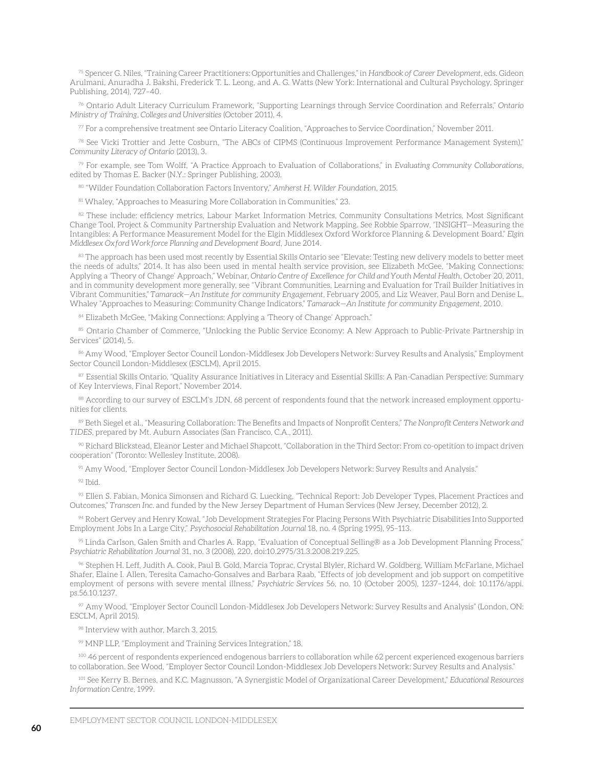[75] Spencer G. Niles, "Training Career Practitioners: Opportunities and Challenges," in *Handbook of Career Development*, eds. Gideon Arulmani, Anuradha J. Bakshi, Frederick T. L. Leong, and A. G. Watts (New York: International and Cultural Psychology, Springer Publishing, 2014), 727–40.

[76] Ontario Adult Literacy Curriculum Framework, "Supporting Learnings through Service Coordination and Referrals," *Ontario Ministry of Training, Colleges and Universities* (October 2011), 4.

[77] For a comprehensive treatment see Ontario Literacy Coalition, "Approaches to Service Coordination," November 2011.

[78] See Vicki Trottier and Jette Cosburn, "The ABCs of CIPMS (Continuous Improvement Performance Management System)," *Community Literacy of Ontario* (2013), 3.

[79] For example, see Tom Wolff, "A Practice Approach to Evaluation of Collaborations," in *Evaluating Community Collaborations*, edited by Thomas E. Backer (N.Y.: Springer Publishing, 2003).

[80] "Wilder Foundation Collaboration Factors Inventory," *Amherst H. Wilder Foundation*, 2015.

[81] Whaley, "Approaches to Measuring More Collaboration in Communities," 23.

[82] These include: efficiency metrics, Labour Market Information Metrics, Community Consultations Metrics, Most Significant Change Tool, Project & Community Partnership Evaluation and Network Mapping. See Robbie Sparrow, "INSIGHT—Measuring the Intangibles: A Performance Measurement Model for the Elgin Middlesex Oxford Workforce Planning & Development Board," *Elgin Middlesex Oxford Workforce Planning and Development Board*, June 2014.

[83] The approach has been used most recently by Essential Skills Ontario see "Elevate: Testing new delivery models to better meet the needs of adults," 2014. It has also been used in mental health service provision, see Elizabeth McGee, "Making Connections: Applying a 'Theory of Change' Approach," Webinar, *Ontario Centre of Excellence for Child and Youth Mental Health*, October 20, 2011, and in community development more generally, see "Vibrant Communities, Learning and Evaluation for Trail Builder Initiatives in Vibrant Communities," *Tamarack—An Institute for community Engagement*, February 2005, and Liz Weaver, Paul Born and Denise L. Whaley "Approaches to Measuring: Community Change Indicators," *Tamarack—An Institute for community Engagement*, 2010.

[84] Elizabeth McGee, "Making Connections: Applying a 'Theory of Change' Approach."

[85] Ontario Chamber of Commerce, "Unlocking the Public Service Economy: A New Approach to Public-Private Partnership in Services" (2014), 5.

[86] Amy Wood, "Employer Sector Council London-Middlesex Job Developers Network: Survey Results and Analysis," Employment Sector Council London-Middlesex (ESCLM), April 2015.

[87] Essential Skills Ontario, "Quality Assurance Initiatives in Literacy and Essential Skills: A Pan-Canadian Perspective: Summary of Key Interviews, Final Report," November 2014.

[88] According to our survey of ESCLM's JDN, 68 percent of respondents found that the network increased employment opportunities for clients.

[89] Beth Siegel et al., "Measuring Collaboration: The Benefits and Impacts of Nonprofit Centers," *The Nonprofit Centers Network and TIDES*, prepared by Mt. Auburn Associates (San Francisco, C.A., 2011).

[90] Richard Blickstead, Eleanor Lester and Michael Shapcott, "Collaboration in the Third Sector: From co-opetition to impact driven cooperation" (Toronto: Wellesley Institute, 2008).

[91] Amy Wood, "Employer Sector Council London-Middlesex Job Developers Network: Survey Results and Analysis."

[92] Ibid.

[93] Ellen S. Fabian, Monica Simonsen and Richard G. Luecking, "Technical Report: Job Developer Types, Placement Practices and Outcomes," *Transcen Inc*. and funded by the New Jersey Department of Human Services (New Jersey, December 2012), 2.

[94] Robert Gervey and Henry Kowal, "Job Development Strategies For Placing Persons With Psychiatric Disabilities Into Supported Employment Jobs In a Large City," *Psychosocial Rehabilitation Journal* 18, no. 4 (Spring 1995), 95–113.

[95] Linda Carlson, Galen Smith and Charles A. Rapp, "Evaluation of Conceptual Selling® as a Job Development Planning Process," *Psychiatric Rehabilitation Journal* 31, no. 3 (2008), 220, doi:10.2975/31.3.2008.219.225.

[96] Stephen H. Leff, Judith A. Cook, Paul B. Gold, Marcia Toprac, Crystal Blyler, Richard W. Goldberg, William McFarlane, Michael Shafer, Elaine I. Allen, Teresita Camacho-Gonsalves and Barbara Raab, "Effects of job development and job support on competitive employment of persons with severe mental illness," *Psychiatric Services* 56, no. 10 (October 2005), 1237–1244, doi: 10.1176/appi.ps.56.10.1237.

[97] Amy Wood, "Employer Sector Council London-Middlesex Job Developers Network: Survey Results and Analysis" (London, ON: ESCLM, April 2015).

[98] Interview with author, March 3, 2015.

[99] MNP LLP, "Employment and Training Services Integration," 18.

[100] 46 percent of respondents experienced endogenous barriers to collaboration while 62 percent experienced exogenous barriers to collaboration. See Wood, "Employer Sector Council London-Middlesex Job Developers Network: Survey Results and Analysis."

[101] See Kerry B. Bernes, and K.C. Magnusson, "A Synergistic Model of Organizational Career Development," *Educational Resources Information Centre*, 1999.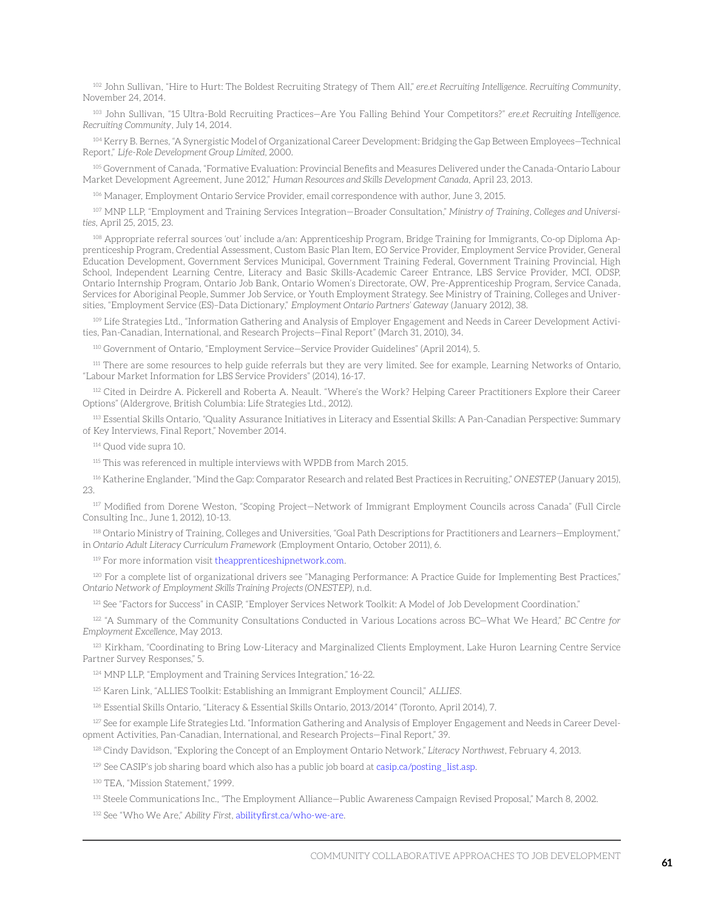[102] John Sullivan, "Hire to Hurt: The Boldest Recruiting Strategy of Them All," *ere.et Recruiting Intelligence. Recruiting Community*, November 24, 2014.

[103] John Sullivan, "15 Ultra-Bold Recruiting Practices—Are You Falling Behind Your Competitors?" *ere.et Recruiting Intelligence. Recruiting Community*, July 14, 2014.

[104] Kerry B. Bernes, "A Synergistic Model of Organizational Career Development: Bridging the Gap Between Employees—Technical Report," *Life-Role Development Group Limited*, 2000.

[105] Government of Canada, "Formative Evaluation: Provincial Benefits and Measures Delivered under the Canada-Ontario Labour Market Development Agreement, June 2012," *Human Resources and Skills Development Canada*, April 23, 2013.

[106] Manager, Employment Ontario Service Provider, email correspondence with author, June 3, 2015.

[107] MNP LLP, "Employment and Training Services Integration—Broader Consultation," *Ministry of Training, Colleges and Universities*, April 25, 2015, 23.

[108] Appropriate referral sources 'out' include a/an: Apprenticeship Program, Bridge Training for Immigrants, Co-op Diploma Apprenticeship Program, Credential Assessment, Custom Basic Plan Item, EO Service Provider, Employment Service Provider, General Education Development, Government Services Municipal, Government Training Federal, Government Training Provincial, High School, Independent Learning Centre, Literacy and Basic Skills-Academic Career Entrance, LBS Service Provider, MCI, ODSP, Ontario Internship Program, Ontario Job Bank, Ontario Women's Directorate, OW, Pre-Apprenticeship Program, Service Canada, Services for Aboriginal People, Summer Job Service, or Youth Employment Strategy. See Ministry of Training, Colleges and Universities, "Employment Service (ES)–Data Dictionary," *Employment Ontario Partners' Gateway* (January 2012), 38.

[109] Life Strategies Ltd., "Information Gathering and Analysis of Employer Engagement and Needs in Career Development Activities, Pan-Canadian, International, and Research Projects—Final Report" (March 31, 2010), 34.

[110] Government of Ontario, "Employment Service—Service Provider Guidelines" (April 2014), 5.

[111] There are some resources to help guide referrals but they are very limited. See for example, Learning Networks of Ontario, "Labour Market Information for LBS Service Providers" (2014), 16-17.

[112] Cited in Deirdre A. Pickerell and Roberta A. Neault. "Where's the Work? Helping Career Practitioners Explore their Career Options" (Aldergrove, British Columbia: Life Strategies Ltd., 2012).

[113] Essential Skills Ontario, "Quality Assurance Initiatives in Literacy and Essential Skills: A Pan-Canadian Perspective: Summary of Key Interviews, Final Report," November 2014.

[114] Quod vide supra 10.

[115] This was referenced in multiple interviews with WPDB from March 2015.

[116] Katherine Englander, "Mind the Gap: Comparator Research and related Best Practices in Recruiting," *ONESTEP* (January 2015), 23.

[117] Modified from Dorene Weston, "Scoping Project—Network of Immigrant Employment Councils across Canada" (Full Circle Consulting Inc., June 1, 2012), 10-13.

[118] Ontario Ministry of Training, Colleges and Universities, "Goal Path Descriptions for Practitioners and Learners—Employment," in *Ontario Adult Literacy Curriculum Framework* (Employment Ontario, October 2011), 6.

[119] For more information visit theapprenticeshipnetwork.com.

[120] For a complete list of organizational drivers see "Managing Performance: A Practice Guide for Implementing Best Practices," *Ontario Network of Employment Skills Training Projects (ONESTEP)*, n.d.

[121] See "Factors for Success" in CASIP, "Employer Services Network Toolkit: A Model of Job Development Coordination."

[122] "A Summary of the Community Consultations Conducted in Various Locations across BC—What We Heard," *BC Centre for Employment Excellence*, May 2013.

[123] Kirkham, "Coordinating to Bring Low-Literacy and Marginalized Clients Employment, Lake Huron Learning Centre Service Partner Survey Responses," 5.

[124] MNP LLP, "Employment and Training Services Integration," 16-22.

[125] Karen Link, "ALLIES Toolkit: Establishing an Immigrant Employment Council," *ALLIES*.

[126] Essential Skills Ontario, "Literacy & Essential Skills Ontario, 2013/2014" (Toronto, April 2014), 7.

[127] See for example Life Strategies Ltd. "Information Gathering and Analysis of Employer Engagement and Needs in Career Development Activities, Pan-Canadian, International, and Research Projects—Final Report," 39.

[128] Cindy Davidson, "Exploring the Concept of an Employment Ontario Network," *Literacy Northwest*, February 4, 2013.

[129] See CASIP's job sharing board which also has a public job board at casip.ca/posting_list.asp.

[130] TEA, "Mission Statement," 1999.

[131] Steele Communications Inc., "The Employment Alliance—Public Awareness Campaign Revised Proposal," March 8, 2002.

[132] See "Who We Are," *Ability First*, abilityfirst.ca/who-we-are.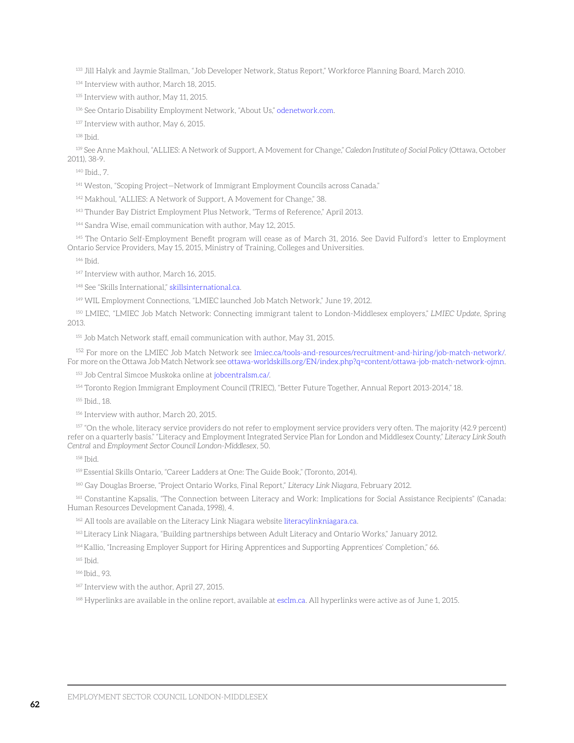[133] Jill Halyk and Jaymie Stallman, "Job Developer Network, Status Report," Workforce Planning Board, March 2010.

[134] Interview with author, March 18, 2015.

[135] Interview with author, May 11, 2015.

[136] See Ontario Disability Employment Network, "About Us," odenetwork.com.

[137] Interview with author, May 6, 2015.

[138] Ibid.

[139] See Anne Makhoul, "ALLIES: A Network of Support, A Movement for Change," *Caledon Institute of Social Policy* (Ottawa, October 2011), 38-9.

[140] Ibid., 7.

[141] Weston, "Scoping Project—Network of Immigrant Employment Councils across Canada."

[142] Makhoul, "ALLIES: A Network of Support, A Movement for Change," 38.

[143] Thunder Bay District Employment Plus Network, "Terms of Reference," April 2013.

[144] Sandra Wise, email communication with author, May 12, 2015.

[145] The Ontario Self-Employment Benefit program will cease as of March 31, 2016. See David Fulford's letter to Employment Ontario Service Providers, May 15, 2015, Ministry of Training, Colleges and Universities.

[146] Ibid.

[147] Interview with author, March 16, 2015.

[148] See "Skills International," skillsinternational.ca.

[149] WIL Employment Connections, "LMIEC launched Job Match Network," June 19, 2012.

[150] LMIEC, "LMIEC Job Match Network: Connecting immigrant talent to London-Middlesex employers," *LMIEC Update*, Spring 2013.

[151] Job Match Network staff, email communication with author, May 31, 2015.

[152] For more on the LMIEC Job Match Network see lmiec.ca/tools-and-resources/recruitment-and-hiring/job-match-network/. For more on the Ottawa Job Match Network see ottawa-worldskills.org/EN/index.php?q=content/ottawa-job-match-network-ojmn.

[153] Job Central Simcoe Muskoka online at jobcentralsm.ca/.

[154] Toronto Region Immigrant Employment Council (TRIEC), "Better Future Together, Annual Report 2013-2014," 18.

[155] Ibid., 18.

[156] Interview with author, March 20, 2015.

[157] "On the whole, literacy service providers do not refer to employment service providers very often. The majority (42.9 percent) refer on a quarterly basis." "Literacy and Employment Integrated Service Plan for London and Middlesex County," *Literacy Link South Central* and *Employment Sector Council London-Middlesex*, 50.

[158] Ibid.

[159] Essential Skills Ontario, "Career Ladders at One: The Guide Book," (Toronto, 2014).

[160] Gay Douglas Broerse, "Project Ontario Works, Final Report," *Literacy Link Niagara*, February 2012.

[161] Constantine Kapsalis, "The Connection between Literacy and Work: Implications for Social Assistance Recipients" (Canada: Human Resources Development Canada, 1998), 4.

[162] All tools are available on the Literacy Link Niagara website literacylinkniagara.ca.

[163] Literacy Link Niagara, "Building partnerships between Adult Literacy and Ontario Works," January 2012.

[164] Kallio, "Increasing Employer Support for Hiring Apprentices and Supporting Apprentices' Completion," 66.

[165] Ibid.

[166] Ibid., 93.

[167] Interview with the author, April 27, 2015.

[168] Hyperlinks are available in the online report, available at esclm.ca. All hyperlinks were active as of June 1, 2015.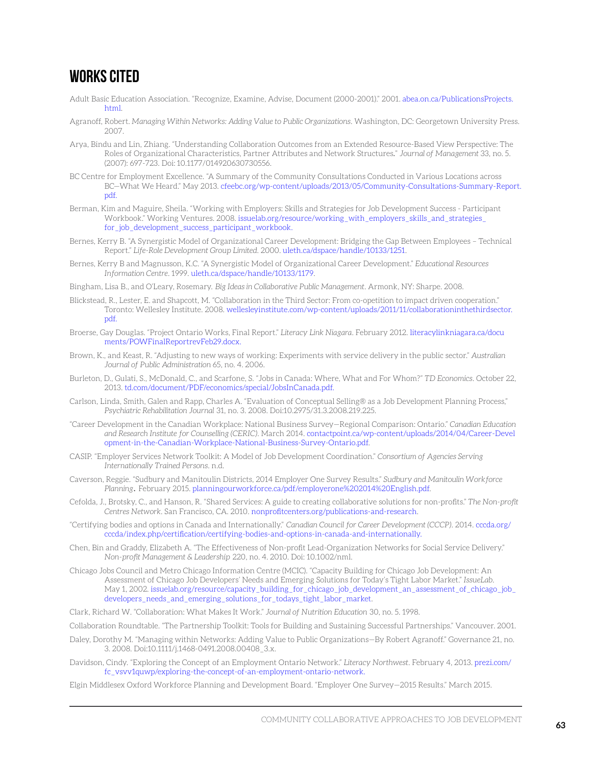# WORKS CITED

Adult Basic Education Association. "Recognize, Examine, Advise, Document (2000-2001)." 2001. abea.on.ca/PublicationsProjects.html.

Agranoff, Robert. *Managing Within Networks: Adding Value to Public Organizations*. Washington, DC: Georgetown University Press. 2007.

Arya, Bindu and Lin, Zhiang. "Understanding Collaboration Outcomes from an Extended Resource-Based View Perspective: The Roles of Organizational Characteristics, Partner Attributes and Network Structures." *Journal of Management* 33, no. 5. (2007): 697-723. Doi: 10.1177/014920630730556.

BC Centre for Employment Excellence. "A Summary of the Community Consultations Conducted in Various Locations across BC—What We Heard." May 2013. cfeebc.org/wp-content/uploads/2013/05/Community-Consultations-Summary-Report.pdf.

Berman, Kim and Maguire, Sheila. "Working with Employers: Skills and Strategies for Job Development Success - Participant Workbook." Working Ventures. 2008. issuelab.org/resource/working_with_employers_skills_and_strategies_for_job_development_success_participant_workbook.

Bernes, Kerry B. "A Synergistic Model of Organizational Career Development: Bridging the Gap Between Employees – Technical Report." *Life-Role Development Group Limited*. 2000. uleth.ca/dspace/handle/10133/1251.

Bernes, Kerry B and Magnusson, K.C. "A Synergistic Model of Organizational Career Development." *Educational Resources Information Centre*. 1999. uleth.ca/dspace/handle/10133/1179.

Bingham, Lisa B., and O'Leary, Rosemary. *Big Ideas in Collaborative Public Management*. Armonk, NY: Sharpe. 2008.

Blickstead, R., Lester, E. and Shapcott, M. "Collaboration in the Third Sector: From co-opetition to impact driven cooperation." Toronto: Wellesley Institute. 2008. wellesleyinstitute.com/wp-content/uploads/2011/11/collaborationinthethirdsector.pdf.

Broerse, Gay Douglas. "Project Ontario Works, Final Report." *Literacy Link Niagara*. February 2012. literacylinkniagara.ca/documents/POWFinalReportrevFeb29.docx.

Brown, K., and Keast, R. "Adjusting to new ways of working: Experiments with service delivery in the public sector." *Australian Journal of Public Administration* 65, no. 4. 2006.

Burleton, D., Gulati, S., McDonald, C., and Scarfone, S. "Jobs in Canada: Where, What and For Whom?" *TD Economics*. October 22, 2013. td.com/document/PDF/economics/special/JobsInCanada.pdf.

Carlson, Linda, Smith, Galen and Rapp, Charles A. "Evaluation of Conceptual Selling® as a Job Development Planning Process," *Psychiatric Rehabilitation Journal* 31, no. 3. 2008. Doi:10.2975/31.3.2008.219.225.

"Career Development in the Canadian Workplace: National Business Survey—Regional Comparison: Ontario." *Canadian Education and Research Institute for Counselling (CERIC)*. March 2014. contactpoint.ca/wp-content/uploads/2014/04/Career-Development-in-the-Canadian-Workplace-National-Business-Survey-Ontario.pdf.

CASIP. "Employer Services Network Toolkit: A Model of Job Development Coordination." *Consortium of Agencies Serving Internationally Trained Persons*. n.d.

Caverson, Reggie. "Sudbury and Manitoulin Districts, 2014 Employer One Survey Results." *Sudbury and Manitoulin Workforce Planning*. February 2015. planningourworkforce.ca/pdf/employerone%202014%20English.pdf.

Cefolda, J., Brotsky, C., and Hanson, R. "Shared Services: A guide to creating collaborative solutions for non-profits." *The Non-profit Centres Network*. San Francisco, CA. 2010. nonprofitcenters.org/publications-and-research.

"Certifying bodies and options in Canada and Internationally." *Canadian Council for Career Development (CCCP)*. 2014. cccda.org/cccda/index.php/certification/certifying-bodies-and-options-in-canada-and-internationally.

Chen, Bin and Graddy, Elizabeth A. "The Effectiveness of Non-profit Lead-Organization Networks for Social Service Delivery." *Non-profit Management & Leadership* 220, no. 4. 2010. Doi: 10.1002/nml.

Chicago Jobs Council and Metro Chicago Information Centre (MCIC). "Capacity Building for Chicago Job Development: An Assessment of Chicago Job Developers' Needs and Emerging Solutions for Today's Tight Labor Market." *IssueLab*. May 1, 2002. issuelab.org/resource/capacity_building_for_chicago_job_development_an_assessment_of_chicago_job_developers_needs_and_emerging_solutions_for_todays_tight_labor_market.

Clark, Richard W. "Collaboration: What Makes It Work." *Journal of Nutrition Education* 30, no. 5. 1998.

Collaboration Roundtable. "The Partnership Toolkit: Tools for Building and Sustaining Successful Partnerships." Vancouver. 2001.

Daley, Dorothy M. "Managing within Networks: Adding Value to Public Organizations—By Robert Agranoff." Governance 21, no. 3. 2008. Doi:10.1111/j.1468-0491.2008.00408_3.x.

Davidson, Cindy. "Exploring the Concept of an Employment Ontario Network." *Literacy Northwest*. February 4, 2013. prezi.com/fc_vsvv1quwp/exploring-the-concept-of-an-employment-ontario-network.

Elgin Middlesex Oxford Workforce Planning and Development Board. "Employer One Survey—2015 Results." March 2015.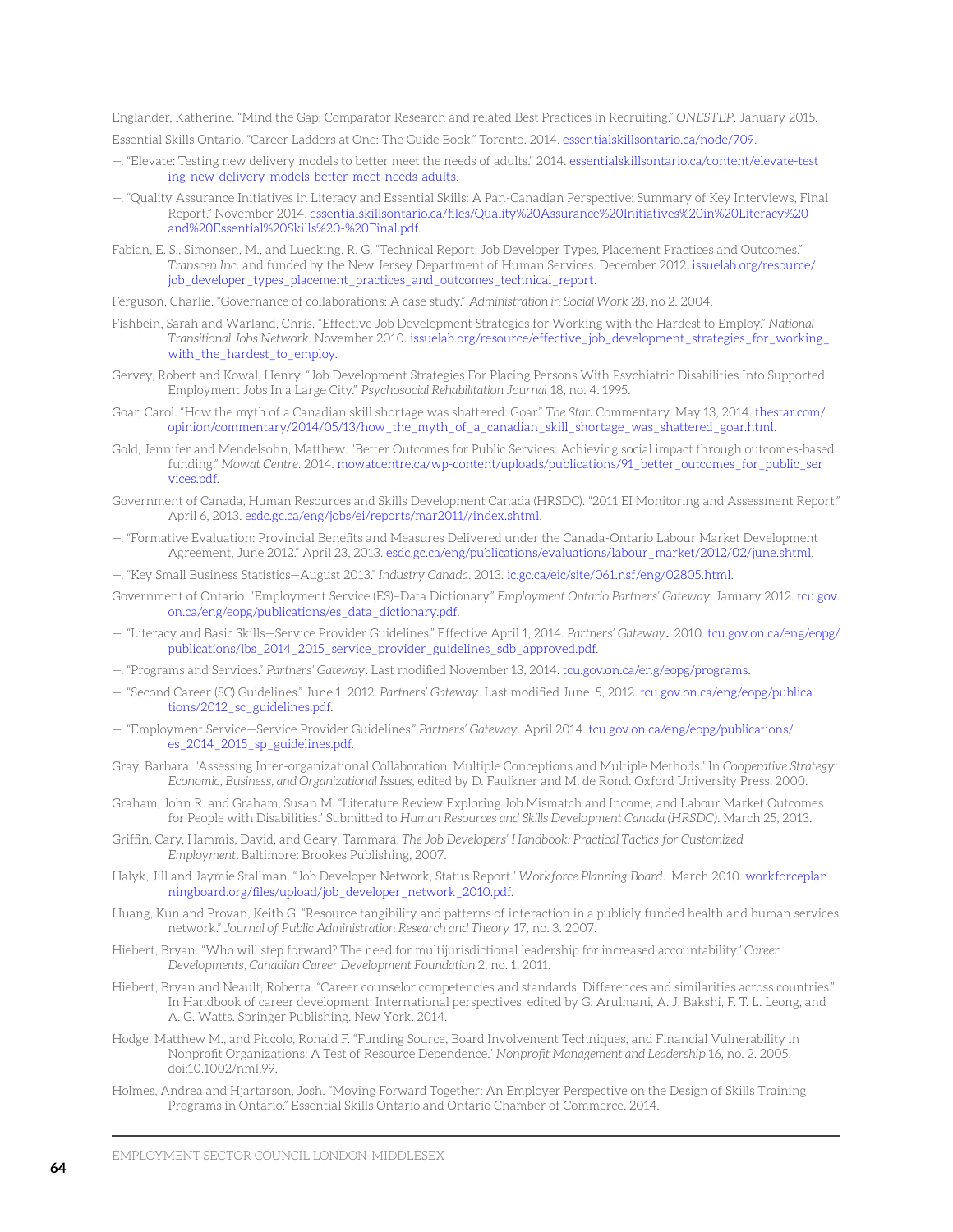Englander, Katherine. "Mind the Gap: Comparator Research and related Best Practices in Recruiting." *ONESTEP*. January 2015.

Essential Skills Ontario. "Career Ladders at One: The Guide Book." Toronto. 2014. essentialskillsontario.ca/node/709.

—. "Elevate: Testing new delivery models to better meet the needs of adults." 2014. essentialskillsontario.ca/content/elevate-testing-new-delivery-models-better-meet-needs-adults.

—. "Quality Assurance Initiatives in Literacy and Essential Skills: A Pan-Canadian Perspective: Summary of Key Interviews, Final Report." November 2014. essentialskillsontario.ca/files/Quality%20Assurance%20Initiatives%20in%20Literacy%20and%20Essential%20Skills%20-%20Final.pdf.

Fabian, E. S., Simonsen, M., and Luecking, R. G. "Technical Report: Job Developer Types, Placement Practices and Outcomes." *Transcen Inc*. and funded by the New Jersey Department of Human Services. December 2012. issuelab.org/resource/job_developer_types_placement_practices_and_outcomes_technical_report.

Ferguson, Charlie. "Governance of collaborations: A case study." *Administration in Social Work* 28, no 2. 2004.

Fishbein, Sarah and Warland, Chris. "Effective Job Development Strategies for Working with the Hardest to Employ." *National Transitional Jobs Network*. November 2010. issuelab.org/resource/effective_job_development_strategies_for_working_with_the_hardest_to_employ.

Gervey, Robert and Kowal, Henry. "Job Development Strategies For Placing Persons With Psychiatric Disabilities Into Supported Employment Jobs In a Large City." *Psychosocial Rehabilitation Journal* 18, no. 4. 1995.

Goar, Carol. "How the myth of a Canadian skill shortage was shattered: Goar." *The Star*. Commentary. May 13, 2014. thestar.com/opinion/commentary/2014/05/13/how_the_myth_of_a_canadian_skill_shortage_was_shattered_goar.html.

Gold, Jennifer and Mendelsohn, Matthew. "Better Outcomes for Public Services: Achieving social impact through outcomes-based funding." *Mowat Centre*. 2014. mowatcentre.ca/wp-content/uploads/publications/91_better_outcomes_for_public_services.pdf.

Government of Canada, Human Resources and Skills Development Canada (HRSDC). "2011 EI Monitoring and Assessment Report." April 6, 2013. esdc.gc.ca/eng/jobs/ei/reports/mar2011//index.shtml.

—. "Formative Evaluation: Provincial Benefits and Measures Delivered under the Canada-Ontario Labour Market Development Agreement, June 2012." April 23, 2013. esdc.gc.ca/eng/publications/evaluations/labour_market/2012/02/june.shtml.

—. "Key Small Business Statistics—August 2013." *Industry Canada*. 2013. ic.gc.ca/eic/site/061.nsf/eng/02805.html.

Government of Ontario. "Employment Service (ES)–Data Dictionary." *Employment Ontario Partners' Gateway*. January 2012. tcu.gov.on.ca/eng/eopg/publications/es_data_dictionary.pdf.

—. "Literacy and Basic Skills—Service Provider Guidelines." Effective April 1, 2014. *Partners' Gateway*. 2010. tcu.gov.on.ca/eng/eopg/publications/lbs_2014_2015_service_provider_guidelines_sdb_approved.pdf.

—. "Programs and Services." *Partners' Gateway*. Last modified November 13, 2014. tcu.gov.on.ca/eng/eopg/programs.

—. "Second Career (SC) Guidelines." June 1, 2012. *Partners' Gateway*. Last modified June 5, 2012. tcu.gov.on.ca/eng/eopg/publications/2012_sc_guidelines.pdf.

—. "Employment Service—Service Provider Guidelines." *Partners' Gateway*. April 2014. tcu.gov.on.ca/eng/eopg/publications/es_2014_2015_sp_guidelines.pdf.

Gray, Barbara. "Assessing Inter-organizational Collaboration: Multiple Conceptions and Multiple Methods." In *Cooperative Strategy: Economic, Business, and Organizational Issues*, edited by D. Faulkner and M. de Rond. Oxford University Press. 2000.

Graham, John R. and Graham, Susan M. "Literature Review Exploring Job Mismatch and Income, and Labour Market Outcomes for People with Disabilities." Submitted to *Human Resources and Skills Development Canada (HRSDC)*. March 25, 2013.

Griffin, Cary, Hammis, David, and Geary, Tammara. *The Job Developers' Handbook: Practical Tactics for Customized Employment*. Baltimore: Brookes Publishing, 2007.

Halyk, Jill and Jaymie Stallman. "Job Developer Network, Status Report." *Workforce Planning Board*. March 2010. workforceplanningboard.org/files/upload/job_developer_network_2010.pdf.

Huang, Kun and Provan, Keith G. "Resource tangibility and patterns of interaction in a publicly funded health and human services network." *Journal of Public Administration Research and Theory* 17, no. 3. 2007.

Hiebert, Bryan. "Who will step forward? The need for multijurisdictional leadership for increased accountability." *Career Developments, Canadian Career Development Foundation* 2, no. 1. 2011.

Hiebert, Bryan and Neault, Roberta. "Career counselor competencies and standards: Differences and similarities across countries." In Handbook of career development: International perspectives, edited by G. Arulmani, A. J. Bakshi, F. T. L. Leong, and A. G. Watts. Springer Publishing. New York. 2014.

Hodge, Matthew M., and Piccolo, Ronald F. "Funding Source, Board Involvement Techniques, and Financial Vulnerability in Nonprofit Organizations: A Test of Resource Dependence." *Nonprofit Management and Leadership* 16, no. 2. 2005. doi:10.1002/nml.99.

Holmes, Andrea and Hjartarson, Josh. "Moving Forward Together: An Employer Perspective on the Design of Skills Training Programs in Ontario." Essential Skills Ontario and Ontario Chamber of Commerce. 2014.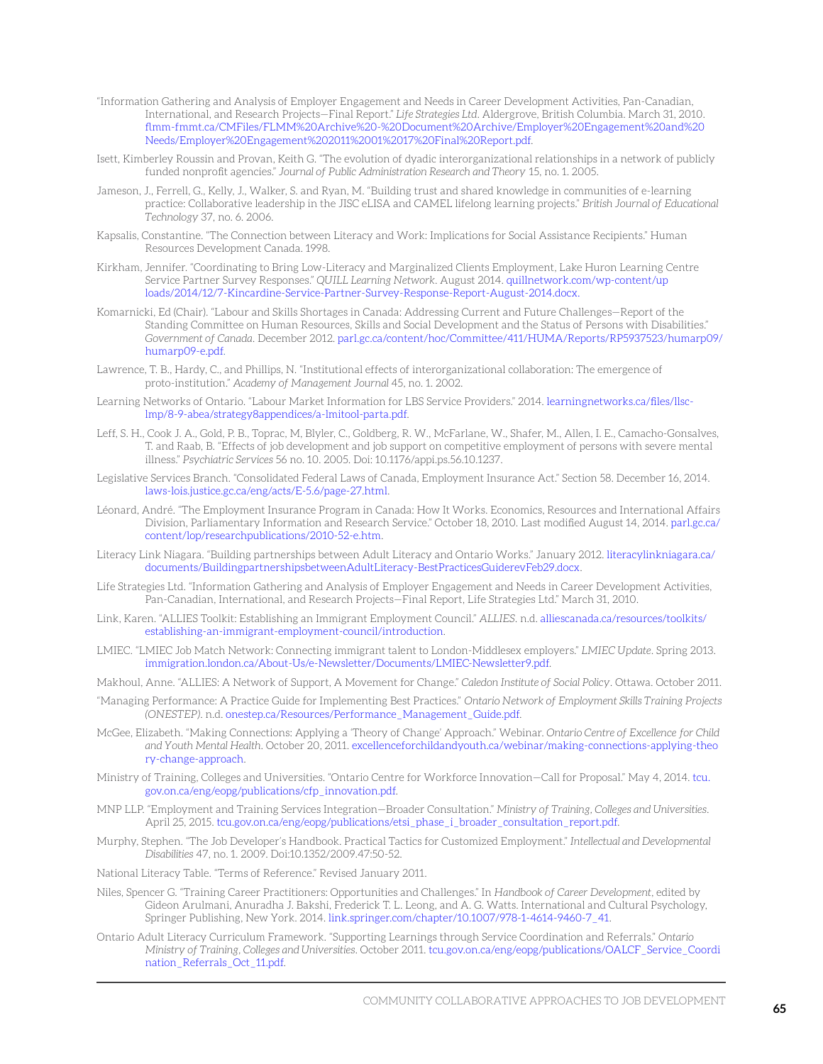"Information Gathering and Analysis of Employer Engagement and Needs in Career Development Activities, Pan-Canadian, International, and Research Projects—Final Report." *Life Strategies Ltd*. Aldergrove, British Columbia. March 31, 2010. flmm-fmmt.ca/CMFiles/FLMM%20Archive%20-%20Document%20Archive/Employer%20Engagement%20and%20Needs/Employer%20Engagement%202011%2001%2017%20Final%20Report.pdf.

Isett, Kimberley Roussin and Provan, Keith G. "The evolution of dyadic interorganizational relationships in a network of publicly funded nonprofit agencies." *Journal of Public Administration Research and Theory* 15, no. 1. 2005.

Jameson, J., Ferrell, G., Kelly, J., Walker, S. and Ryan, M. "Building trust and shared knowledge in communities of e-learning practice: Collaborative leadership in the JISC eLISA and CAMEL lifelong learning projects." *British Journal of Educational Technology* 37, no. 6. 2006.

Kapsalis, Constantine. "The Connection between Literacy and Work: Implications for Social Assistance Recipients." Human Resources Development Canada. 1998.

Kirkham, Jennifer. "Coordinating to Bring Low-Literacy and Marginalized Clients Employment, Lake Huron Learning Centre Service Partner Survey Responses." *QUILL Learning Network*. August 2014. quillnetwork.com/wp-content/uploads/2014/12/7-Kincardine-Service-Partner-Survey-Response-Report-August-2014.docx.

Komarnicki, Ed (Chair). "Labour and Skills Shortages in Canada: Addressing Current and Future Challenges—Report of the Standing Committee on Human Resources, Skills and Social Development and the Status of Persons with Disabilities." *Government of Canada*. December 2012. parl.gc.ca/content/hoc/Committee/411/HUMA/Reports/RP5937523/humarp09/humarp09-e.pdf.

Lawrence, T. B., Hardy, C., and Phillips, N. "Institutional effects of interorganizational collaboration: The emergence of proto-institution." *Academy of Management Journal* 45, no. 1. 2002.

Learning Networks of Ontario. "Labour Market Information for LBS Service Providers." 2014. learningnetworks.ca/files/llsc-lmp/8-9-abea/strategy8appendices/a-lmitool-parta.pdf.

Leff, S. H., Cook J. A., Gold, P. B., Toprac, M, Blyler, C., Goldberg, R. W., McFarlane, W., Shafer, M., Allen, I. E., Camacho-Gonsalves, T. and Raab, B. "Effects of job development and job support on competitive employment of persons with severe mental illness." *Psychiatric Services* 56 no. 10. 2005. Doi: 10.1176/appi.ps.56.10.1237.

Legislative Services Branch. "Consolidated Federal Laws of Canada, Employment Insurance Act." Section 58. December 16, 2014. laws-lois.justice.gc.ca/eng/acts/E-5.6/page-27.html.

Léonard, André. "The Employment Insurance Program in Canada: How It Works. Economics, Resources and International Affairs Division, Parliamentary Information and Research Service." October 18, 2010. Last modified August 14, 2014. parl.gc.ca/content/lop/researchpublications/2010-52-e.htm.

Literacy Link Niagara. "Building partnerships between Adult Literacy and Ontario Works." January 2012. literacylinkniagara.ca/documents/BuildingpartnershipsbetweenAdultLiteracy-BestPracticesGuiderevFeb29.docx.

Life Strategies Ltd. "Information Gathering and Analysis of Employer Engagement and Needs in Career Development Activities, Pan-Canadian, International, and Research Projects—Final Report, Life Strategies Ltd." March 31, 2010.

Link, Karen. "ALLIES Toolkit: Establishing an Immigrant Employment Council." *ALLIES*. n.d. alliescanada.ca/resources/toolkits/establishing-an-immigrant-employment-council/introduction.

LMIEC. "LMIEC Job Match Network: Connecting immigrant talent to London-Middlesex employers." *LMIEC Update*. Spring 2013. immigration.london.ca/About-Us/e-Newsletter/Documents/LMIEC-Newsletter9.pdf.

Makhoul, Anne. "ALLIES: A Network of Support, A Movement for Change." *Caledon Institute of Social Policy*. Ottawa. October 2011.

"Managing Performance: A Practice Guide for Implementing Best Practices." *Ontario Network of Employment Skills Training Projects (ONESTEP)*. n.d. onestep.ca/Resources/Performance_Management_Guide.pdf.

McGee, Elizabeth. "Making Connections: Applying a 'Theory of Change' Approach." Webinar. *Ontario Centre of Excellence for Child and Youth Mental Health*. October 20, 2011. excellenceforchildandyouth.ca/webinar/making-connections-applying-theory-change-approach.

Ministry of Training, Colleges and Universities. "Ontario Centre for Workforce Innovation—Call for Proposal." May 4, 2014. tcu.gov.on.ca/eng/eopg/publications/cfp_innovation.pdf.

MNP LLP. "Employment and Training Services Integration—Broader Consultation." *Ministry of Training, Colleges and Universities*. April 25, 2015. tcu.gov.on.ca/eng/eopg/publications/etsi_phase_i_broader_consultation_report.pdf.

Murphy, Stephen. "The Job Developer's Handbook. Practical Tactics for Customized Employment." *Intellectual and Developmental Disabilities* 47, no. 1. 2009. Doi:10.1352/2009.47:50-52.

National Literacy Table. "Terms of Reference." Revised January 2011.

Niles, Spencer G. "Training Career Practitioners: Opportunities and Challenges." In *Handbook of Career Development*, edited by Gideon Arulmani, Anuradha J. Bakshi, Frederick T. L. Leong, and A. G. Watts. International and Cultural Psychology, Springer Publishing, New York. 2014. link.springer.com/chapter/10.1007/978-1-4614-9460-7_41.

Ontario Adult Literacy Curriculum Framework. "Supporting Learnings through Service Coordination and Referrals." *Ontario Ministry of Training, Colleges and Universities*. October 2011. tcu.gov.on.ca/eng/eopg/publications/OALCF_Service_Coordination_Referrals_Oct_11.pdf.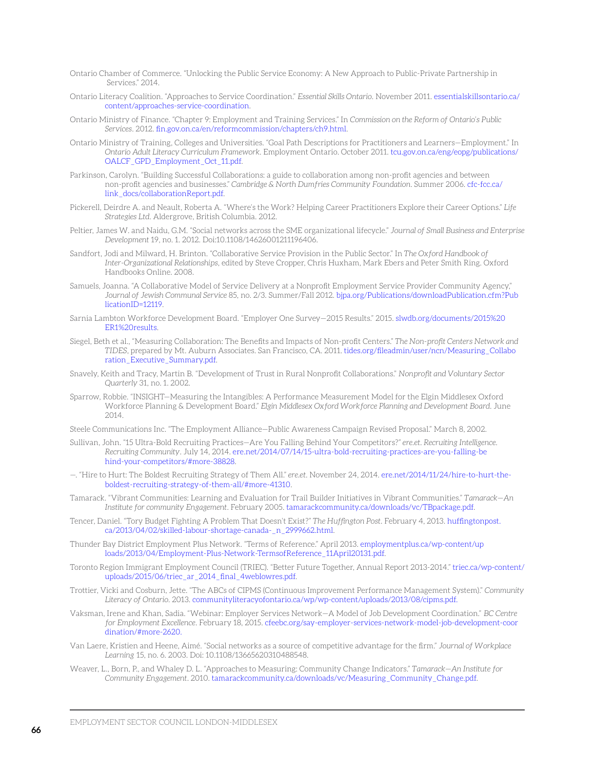Ontario Chamber of Commerce. "Unlocking the Public Service Economy: A New Approach to Public-Private Partnership in Services." 2014.

Ontario Literacy Coalition. "Approaches to Service Coordination." *Essential Skills Ontario*. November 2011. essentialskillsontario.ca/content/approaches-service-coordination.

Ontario Ministry of Finance. "Chapter 9: Employment and Training Services." In *Commission on the Reform of Ontario's Public Services*. 2012. fin.gov.on.ca/en/reformcommission/chapters/ch9.html.

Ontario Ministry of Training, Colleges and Universities. "Goal Path Descriptions for Practitioners and Learners—Employment." In *Ontario Adult Literacy Curriculum Framework*. Employment Ontario. October 2011. tcu.gov.on.ca/eng/eopg/publications/OALCF_GPD_Employment_Oct_11.pdf.

Parkinson, Carolyn. "Building Successful Collaborations: a guide to collaboration among non-profit agencies and between non-profit agencies and businesses." *Cambridge & North Dumfries Community Foundation*. Summer 2006. cfc-fcc.ca/link_docs/collaborationReport.pdf.

Pickerell, Deirdre A. and Neault, Roberta A. "Where's the Work? Helping Career Practitioners Explore their Career Options." *Life Strategies Ltd.* Aldergrove, British Columbia. 2012.

Peltier, James W. and Naidu, G.M. "Social networks across the SME organizational lifecycle." *Journal of Small Business and Enterprise Development* 19, no. 1. 2012. Doi:10.1108/14626001211196406.

Sandfort, Jodi and Milward, H. Brinton. "Collaborative Service Provision in the Public Sector." In *The Oxford Handbook of Inter-Organizational Relationships*, edited by Steve Cropper, Chris Huxham, Mark Ebers and Peter Smith Ring. Oxford Handbooks Online. 2008.

Samuels, Joanna. "A Collaborative Model of Service Delivery at a Nonprofit Employment Service Provider Community Agency," *Journal of Jewish Communal Service* 85, no. 2/3. Summer/Fall 2012. bjpa.org/Publications/downloadPublication.cfm?PublicationID=12119.

Sarnia Lambton Workforce Development Board. "Employer One Survey—2015 Results." 2015. slwdb.org/documents/2015%20ER1%20results.

Siegel, Beth et al., "Measuring Collaboration: The Benefits and Impacts of Non-profit Centers." *The Non-profit Centers Network and TIDES*, prepared by Mt. Auburn Associates. San Francisco, CA. 2011. tides.org/fileadmin/user/ncn/Measuring_Collaboration_Executive_Summary.pdf.

Snavely, Keith and Tracy, Martin B. "Development of Trust in Rural Nonprofit Collaborations." *Nonprofit and Voluntary Sector Quarterly* 31, no. 1. 2002.

Sparrow, Robbie. "INSIGHT—Measuring the Intangibles: A Performance Measurement Model for the Elgin Middlesex Oxford Workforce Planning & Development Board." *Elgin Middlesex Oxford Workforce Planning and Development Board.* June 2014.

Steele Communications Inc. "The Employment Alliance—Public Awareness Campaign Revised Proposal." March 8, 2002.

Sullivan, John. "15 Ultra-Bold Recruiting Practices—Are You Falling Behind Your Competitors?" *ere.et. Recruiting Intelligence. Recruiting Community*. July 14, 2014. ere.net/2014/07/14/15-ultra-bold-recruiting-practices-are-you-falling-behind-your-competitors/#more-38828.

—. "Hire to Hurt: The Boldest Recruiting Strategy of Them All." *ere.et*. November 24, 2014. ere.net/2014/11/24/hire-to-hurt-the-boldest-recruiting-strategy-of-them-all/#more-41310.

Tamarack. "Vibrant Communities: Learning and Evaluation for Trail Builder Initiatives in Vibrant Communities." *Tamarack—An Institute for community Engagement*. February 2005. tamarackcommunity.ca/downloads/vc/TBpackage.pdf.

Tencer, Daniel. "Tory Budget Fighting A Problem That Doesn't Exist?" *The Huffington Post*. February 4, 2013. huffingtonpost.ca/2013/04/02/skilled-labour-shortage-canada-_n_2999662.html.

Thunder Bay District Employment Plus Network. "Terms of Reference." April 2013. employmentplus.ca/wp-content/uploads/2013/04/Employment-Plus-Network-TermsofReference_11April20131.pdf.

Toronto Region Immigrant Employment Council (TRIEC). "Better Future Together, Annual Report 2013-2014." triec.ca/wp-content/uploads/2015/06/triec_ar_2014_final_4weblowres.pdf.

Trottier, Vicki and Cosburn, Jette. "The ABCs of CIPMS (Continuous Improvement Performance Management System)." *Community Literacy of Ontario*. 2013. communityliteracyofontario.ca/wp/wp-content/uploads/2013/08/cipms.pdf.

Vaksman, Irene and Khan, Sadia. "Webinar: Employer Services Network—A Model of Job Development Coordination." *BC Centre for Employment Excellence*. February 18, 2015. cfeebc.org/say-employer-services-network-model-job-development-coordination/#more-2620.

Van Laere, Kristien and Heene, Aimé. "Social networks as a source of competitive advantage for the firm." *Journal of Workplace Learning* 15, no. 6. 2003. Doi: 10.1108/13665620310488548.

Weaver, L., Born, P., and Whaley D. L. "Approaches to Measuring: Community Change Indicators." *Tamarack—An Institute for Community Engagement*. 2010. tamarackcommunity.ca/downloads/vc/Measuring_Community_Change.pdf.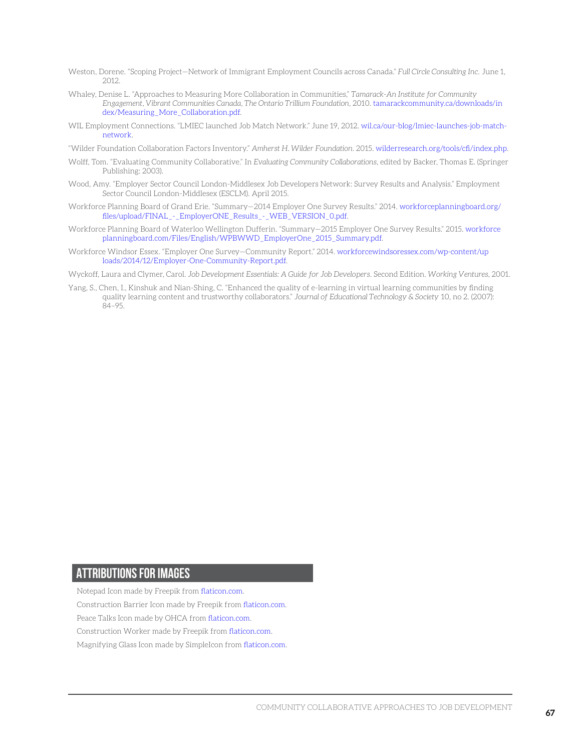Weston, Dorene. "Scoping Project—Network of Immigrant Employment Councils across Canada." *Full Circle Consulting Inc.* June 1, 2012.

Whaley, Denise L. "Approaches to Measuring More Collaboration in Communities," *Tamarack-An Institute for Community Engagement, Vibrant Communities Canada, The Ontario Trillium Foundation*, 2010. tamarackcommunity.ca/downloads/index/Measuring_More_Collaboration.pdf.

WIL Employment Connections. "LMIEC launched Job Match Network." June 19, 2012. wil.ca/our-blog/lmiec-launches-job-match-network.

"Wilder Foundation Collaboration Factors Inventory." *Amherst H. Wilder Foundation*. 2015. wilderresearch.org/tools/cfi/index.php.

Wolff, Tom. "Evaluating Community Collaborative." In *Evaluating Community Collaborations*, edited by Backer, Thomas E. (Springer Publishing: 2003).

Wood, Amy. "Employer Sector Council London-Middlesex Job Developers Network: Survey Results and Analysis." Employment Sector Council London-Middlesex (ESCLM). April 2015.

Workforce Planning Board of Grand Erie. "Summary—2014 Employer One Survey Results." 2014. workforceplanningboard.org/files/upload/FINAL_-_EmployerONE_Results_-_WEB_VERSION_0.pdf.

Workforce Planning Board of Waterloo Wellington Dufferin. "Summary—2015 Employer One Survey Results." 2015. workforceplanningboard.com/Files/English/WPBWWD_EmployerOne_2015_Summary.pdf.

Workforce Windsor Essex. "Employer One Survey—Community Report." 2014. workforcewindsoressex.com/wp-content/uploads/2014/12/Employer-One-Community-Report.pdf.

Wyckoff, Laura and Clymer, Carol. *Job Development Essentials: A Guide for Job Developers*. Second Edition. *Working Ventures*, 2001.

Yang, S., Chen, I., Kinshuk and Nian-Shing, C. "Enhanced the quality of e-learning in virtual learning communities by finding quality learning content and trustworthy collaborators." *Journal of Educational Technology & Society* 10, no 2. (2007): 84–95.

## ATTRIBUTIONS FOR IMAGES

Notepad Icon made by Freepik from flaticon.com.

Construction Barrier Icon made by Freepik from flaticon.com.

Peace Talks Icon made by OHCA from flaticon.com.

Construction Worker made by Freepik from flaticon.com.

Magnifying Glass Icon made by SimpleIcon from flaticon.com.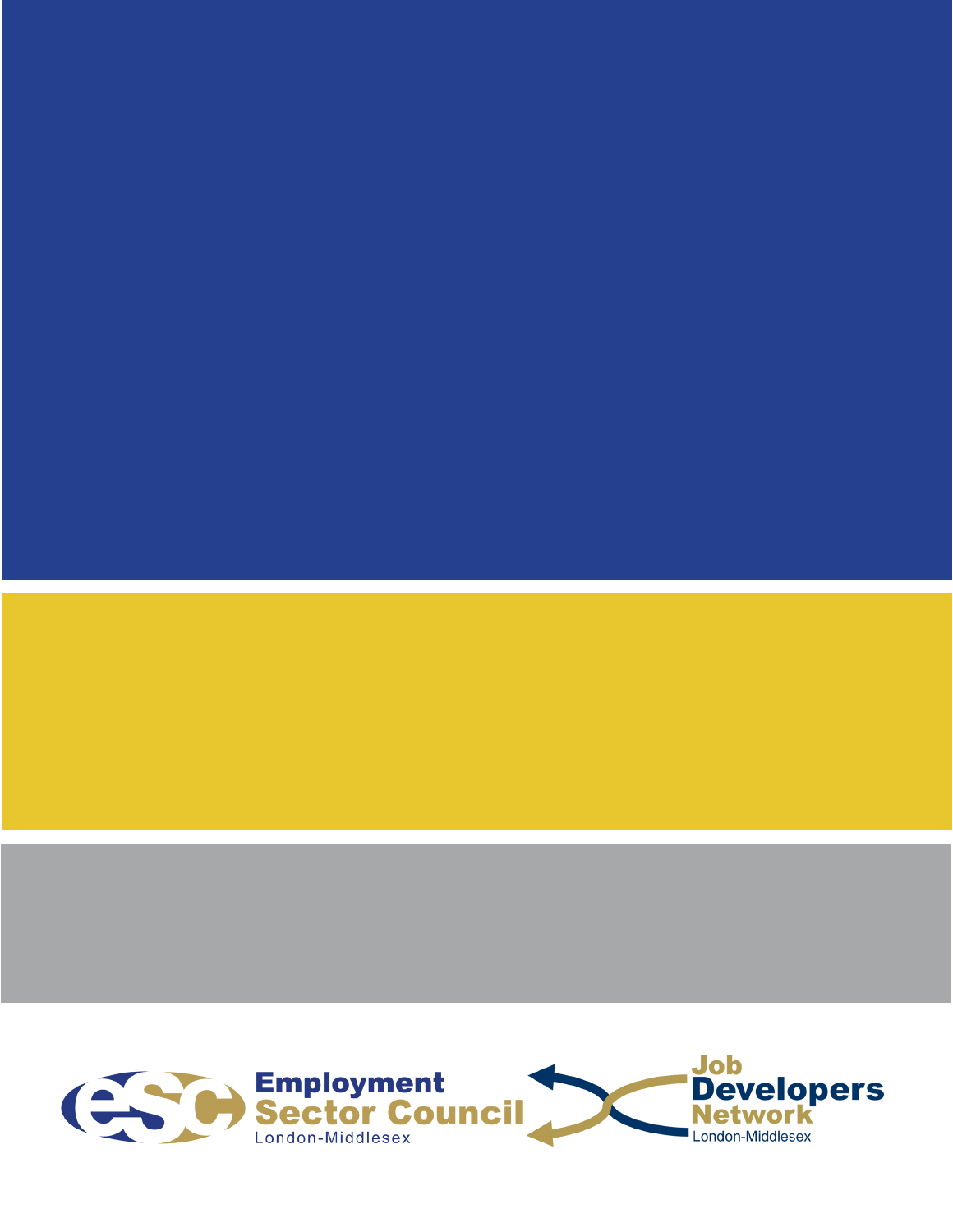Employment Sector Council
London-Middlesex

Job Developers Network
London-Middlesex